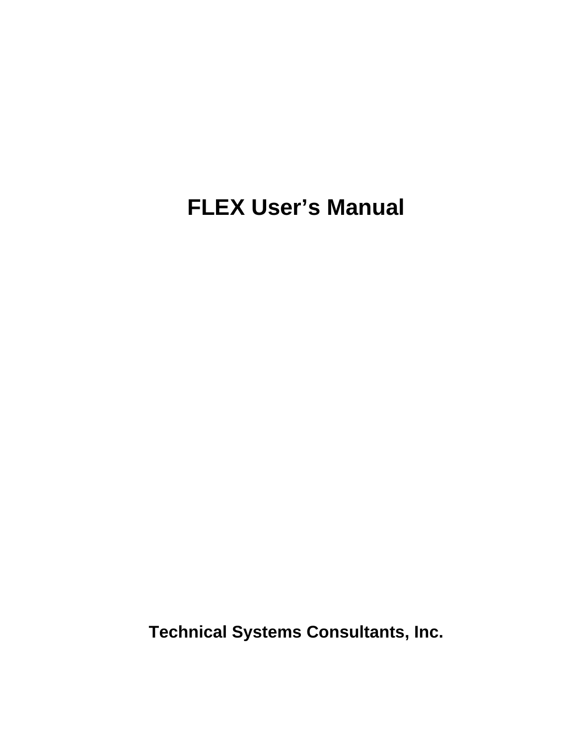# FLEX User’s Manual

**Technical Systems Consultants, Inc.**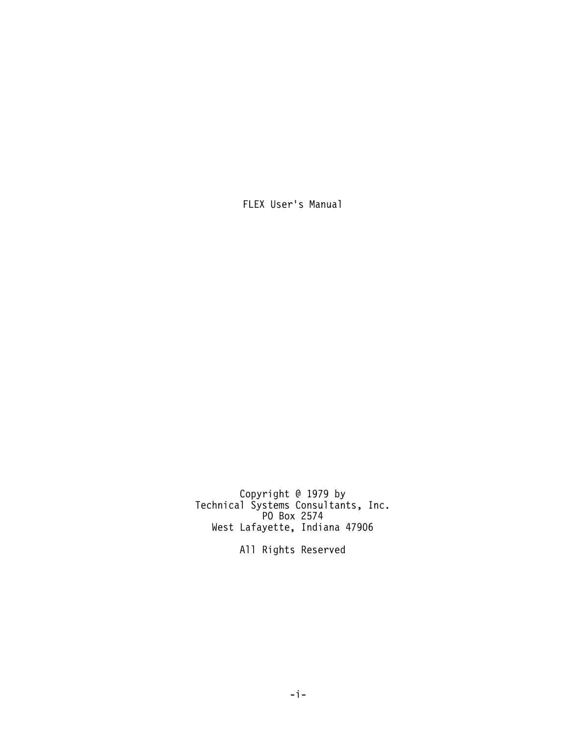FLEX User's Manual

Copyright @ 1979 by
Technical Systems Consultants, Inc.
PO Box 2574
West Lafayette, Indiana 47906

All Rights Reserved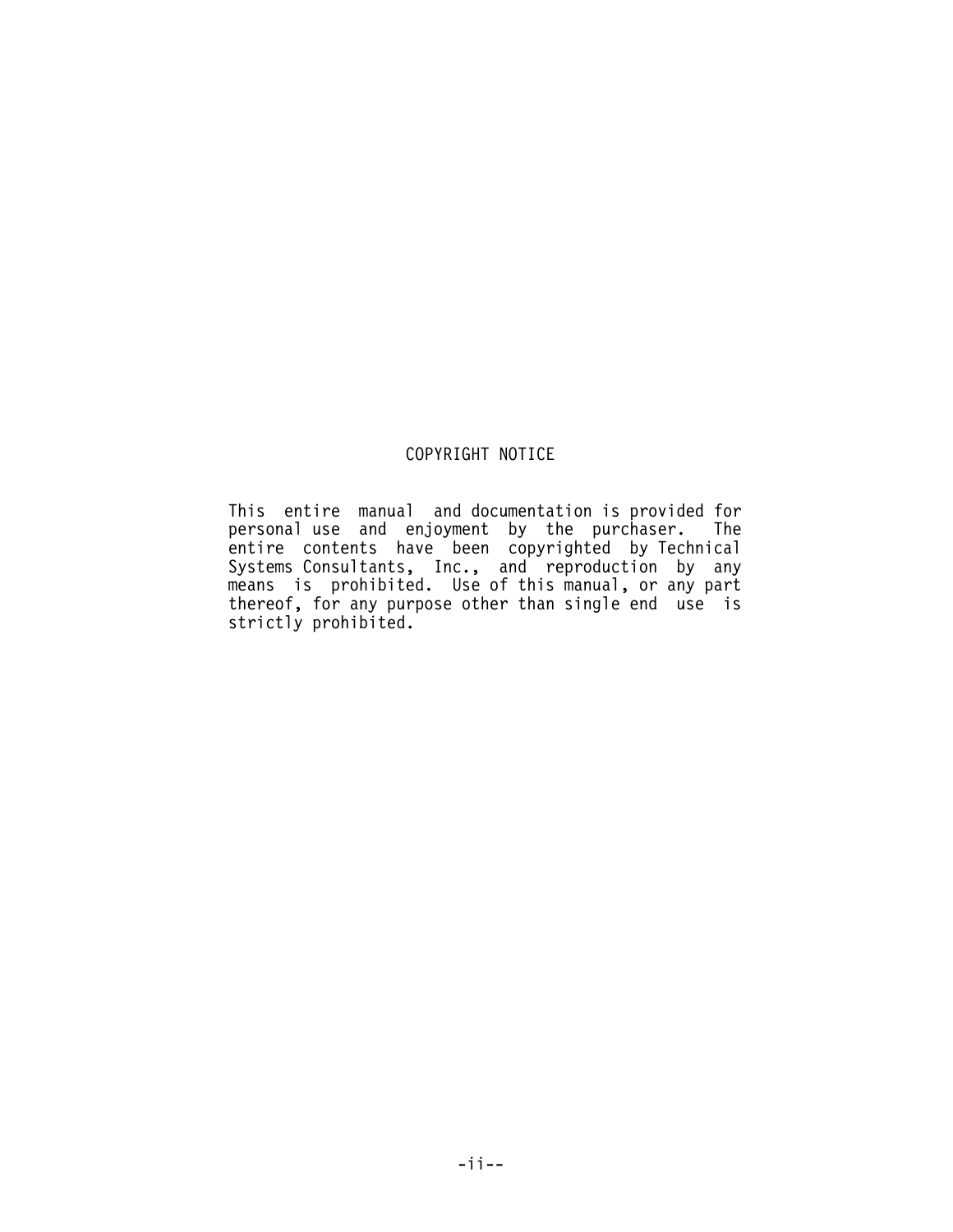## COPYRIGHT NOTICE

This entire manual and documentation is provided for personal use and enjoyment by the purchaser. The entire contents have been copyrighted by Technical Systems Consultants, Inc., and reproduction by any means is prohibited. Use of this manual, or any part thereof, for any purpose other than single end use is strictly prohibited.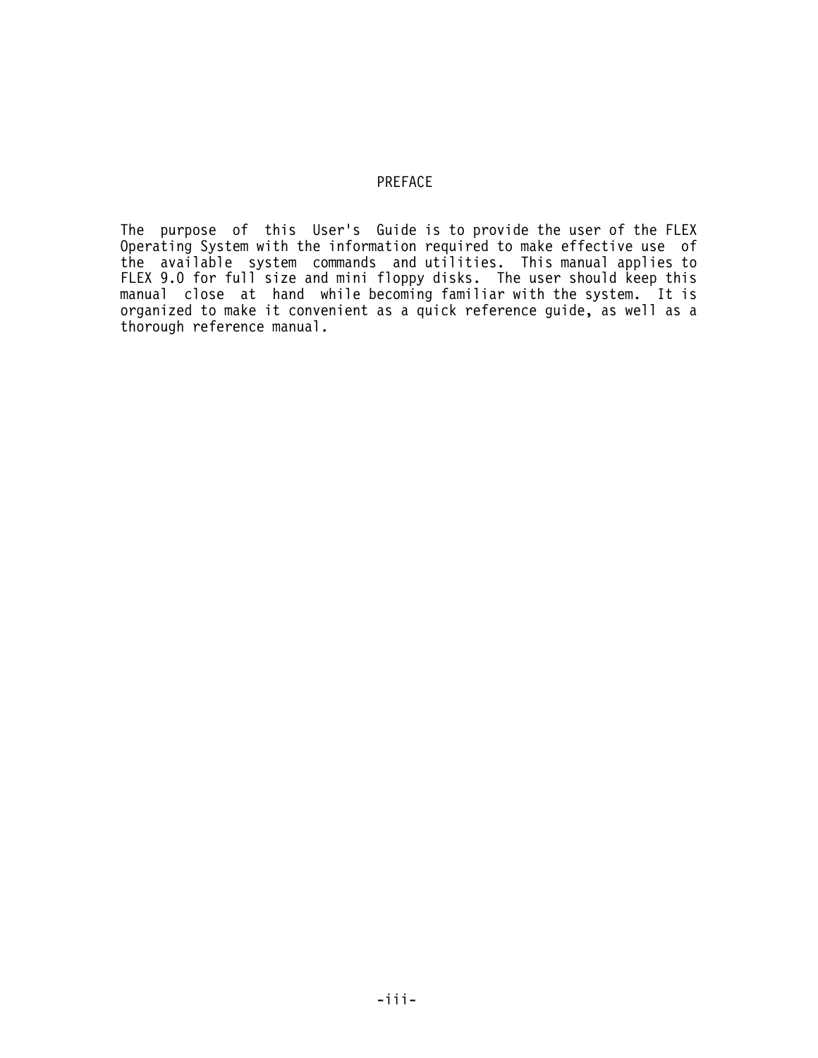# PREFACE

The purpose of this User's Guide is to provide the user of the FLEX Operating System with the information required to make effective use of the available system commands and utilities. This manual applies to FLEX 9.0 for full size and mini floppy disks. The user should keep this manual close at hand while becoming familiar with the system. It is organized to make it convenient as a quick reference guide, as well as a thorough reference manual.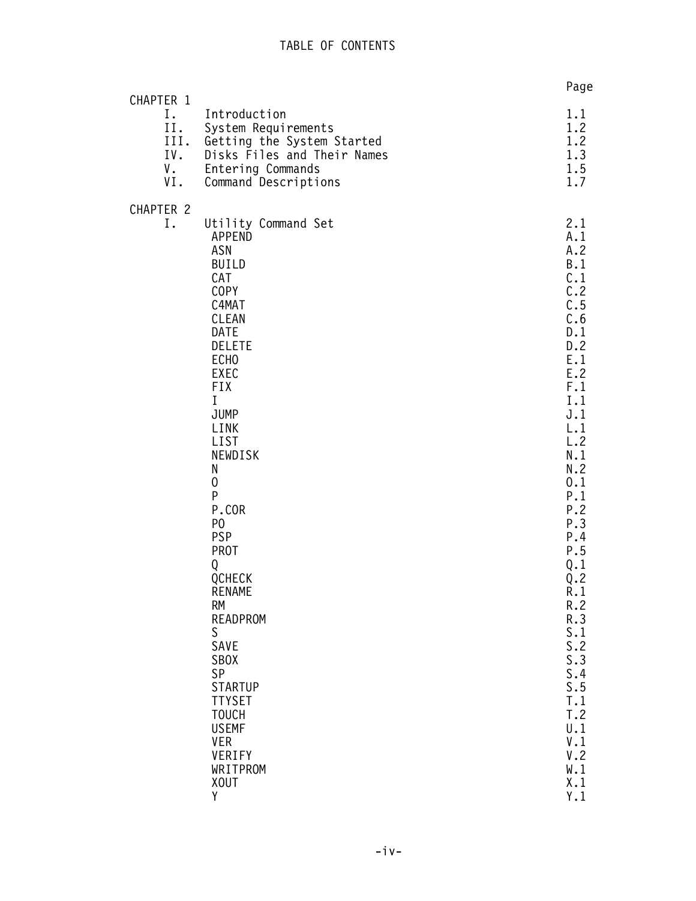# TABLE OF CONTENTS

| | | Page |
|---|---|---|
| CHAPTER 1 | | |
| I. | Introduction | 1.1 |
| II. | System Requirements | 1.2 |
| III. | Getting the System Started | 1.2 |
| IV. | Disks Files and Their Names | 1.3 |
| V. | Entering Commands | 1.5 |
| VI. | Command Descriptions | 1.7 |
| CHAPTER 2 | | |
| I. | Utility Command Set | 2.1 |
| | APPEND | A.1 |
| | ASN | A.2 |
| | BUILD | B.1 |
| | CAT | C.1 |
| | COPY | C.2 |
| | C4MAT | C.5 |
| | CLEAN | C.6 |
| | DATE | D.1 |
| | DELETE | D.2 |
| | ECHO | E.1 |
| | EXEC | E.2 |
| | FIX | F.1 |
| | I | I.1 |
| | JUMP | J.1 |
| | LINK | L.1 |
| | LIST | L.2 |
| | NEWDISK | N.1 |
| | N | N.2 |
| | O | O.1 |
| | P | P.1 |
| | P.COR | P.2 |
| | PO | P.3 |
| | PSP | P.4 |
| | PROT | P.5 |
| | Q | Q.1 |
| | QCHECK | Q.2 |
| | RENAME | R.1 |
| | RM | R.2 |
| | READPROM | R.3 |
| | S | S.1 |
| | SAVE | S.2 |
| | SBOX | S.3 |
| | SP | S.4 |
| | STARTUP | S.5 |
| | TTYSET | T.1 |
| | TOUCH | T.2 |
| | USEMF | U.1 |
| | VER | V.1 |
| | VERIFY | V.2 |
| | WRITPROM | W.1 |
| | XOUT | X.1 |
| | Y | Y.1 |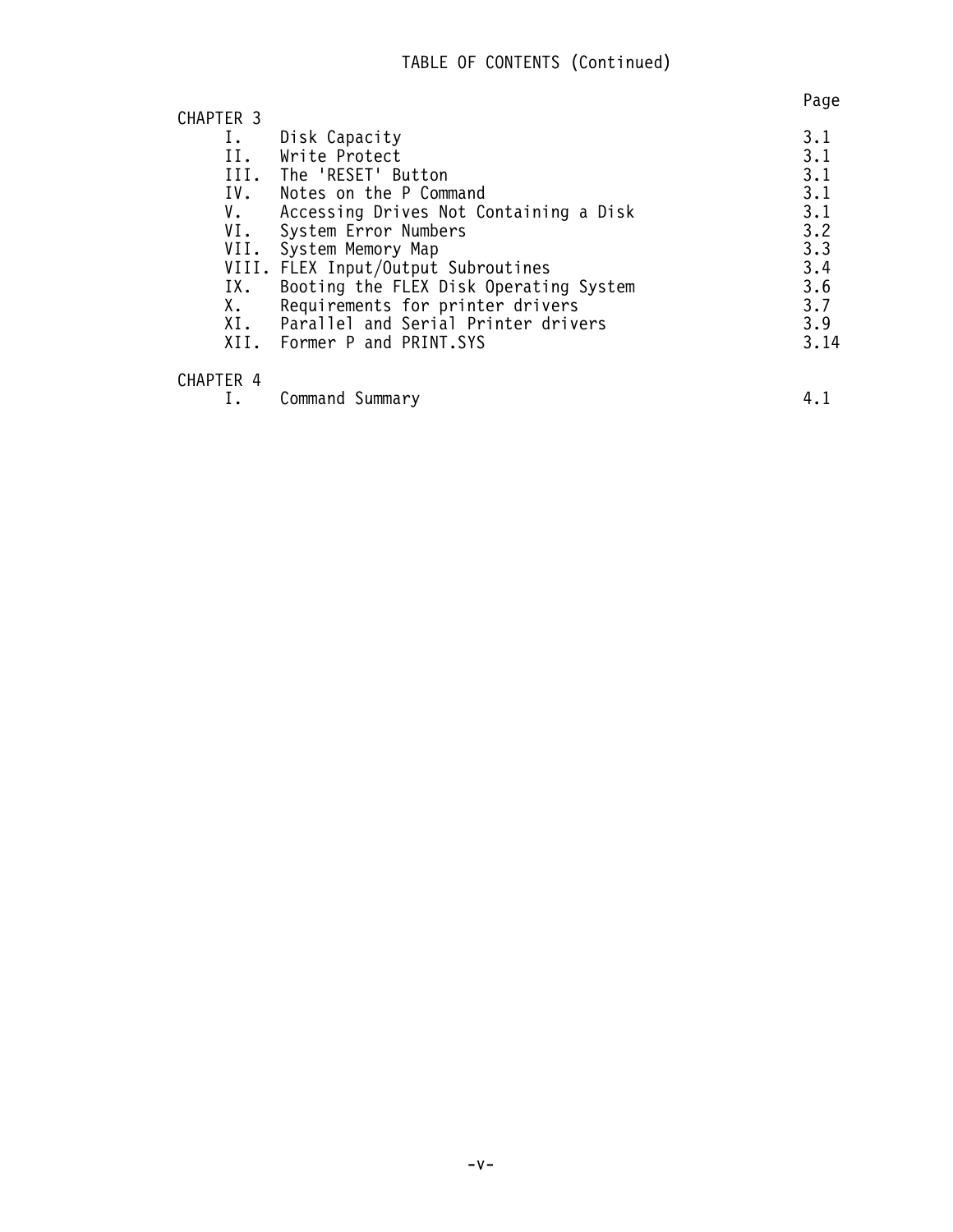# TABLE OF CONTENTS (Continued)

| | | Page |
|---|---|---|
| CHAPTER 3 | | |
| I. | Disk Capacity | 3.1 |
| II. | Write Protect | 3.1 |
| III. | The 'RESET' Button | 3.1 |
| IV. | Notes on the P Command | 3.1 |
| V. | Accessing Drives Not Containing a Disk | 3.1 |
| VI. | System Error Numbers | 3.2 |
| VII. | System Memory Map | 3.3 |
| VIII. | FLEX Input/Output Subroutines | 3.4 |
| IX. | Booting the FLEX Disk Operating System | 3.6 |
| X. | Requirements for printer drivers | 3.7 |
| XI. | Parallel and Serial Printer drivers | 3.9 |
| XII. | Former P and PRINT.SYS | 3.14 |
| CHAPTER 4 | | |
| I. | Command Summary | 4.1 |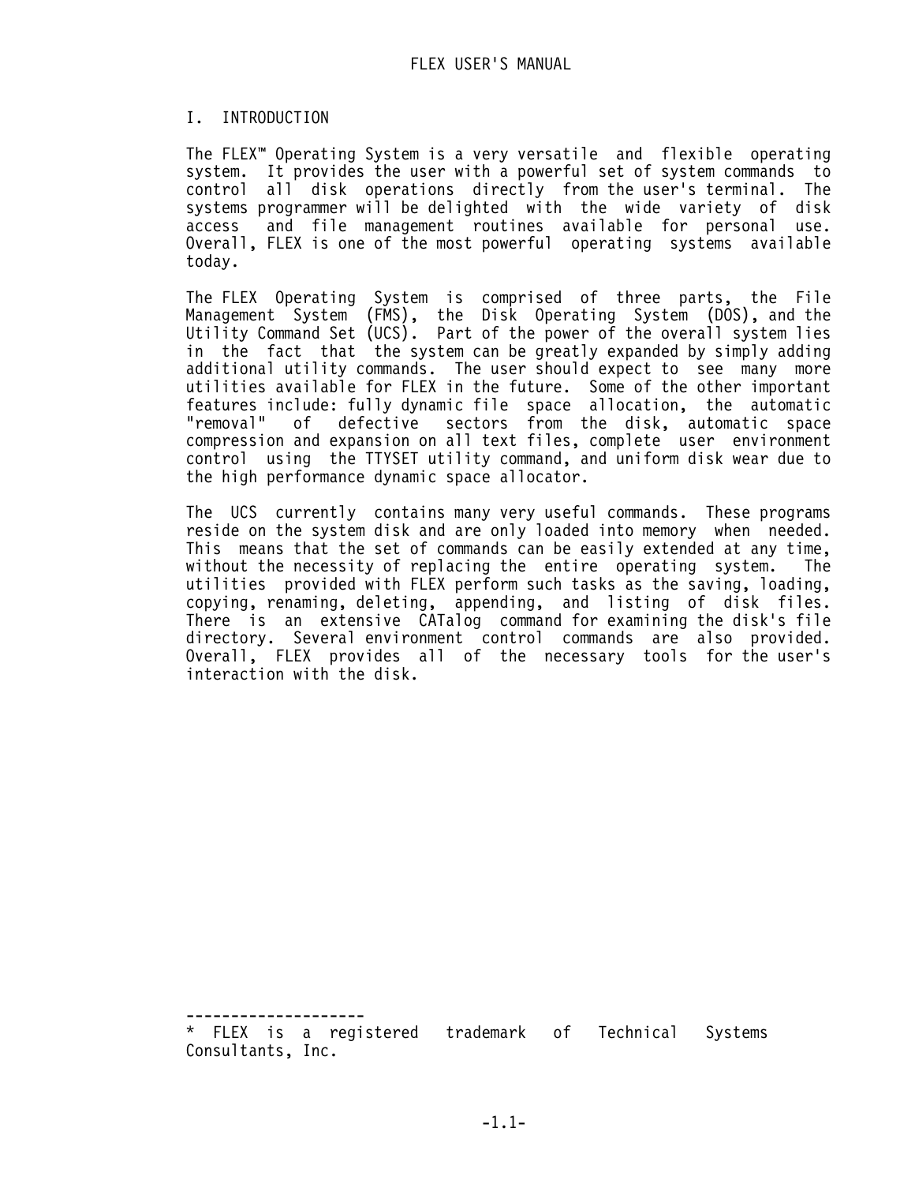# I. INTRODUCTION

The FLEX™ Operating System is a very versatile and flexible operating system. It provides the user with a powerful set of system commands to control all disk operations directly from the user's terminal. The systems programmer will be delighted with the wide variety of disk access and file management routines available for personal use. Overall, FLEX is one of the most powerful operating systems available today.

The FLEX Operating System is comprised of three parts, the File Management System (FMS), the Disk Operating System (DOS), and the Utility Command Set (UCS). Part of the power of the overall system lies in the fact that the system can be greatly expanded by simply adding additional utility commands. The user should expect to see many more utilities available for FLEX in the future. Some of the other important features include: fully dynamic file space allocation, the automatic "removal" of defective sectors from the disk, automatic space compression and expansion on all text files, complete user environment control using the TTYSET utility command, and uniform disk wear due to the high performance dynamic space allocator.

The UCS currently contains many very useful commands. These programs reside on the system disk and are only loaded into memory when needed. This means that the set of commands can be easily extended at any time, without the necessity of replacing the entire operating system. The utilities provided with FLEX perform such tasks as the saving, loading, copying, renaming, deleting, appending, and listing of disk files. There is an extensive CATalog command for examining the disk's file directory. Several environment control commands are also provided. Overall, FLEX provides all of the necessary tools for the user's interaction with the disk.

--------------------
* FLEX is a registered trademark of Technical Systems Consultants, Inc.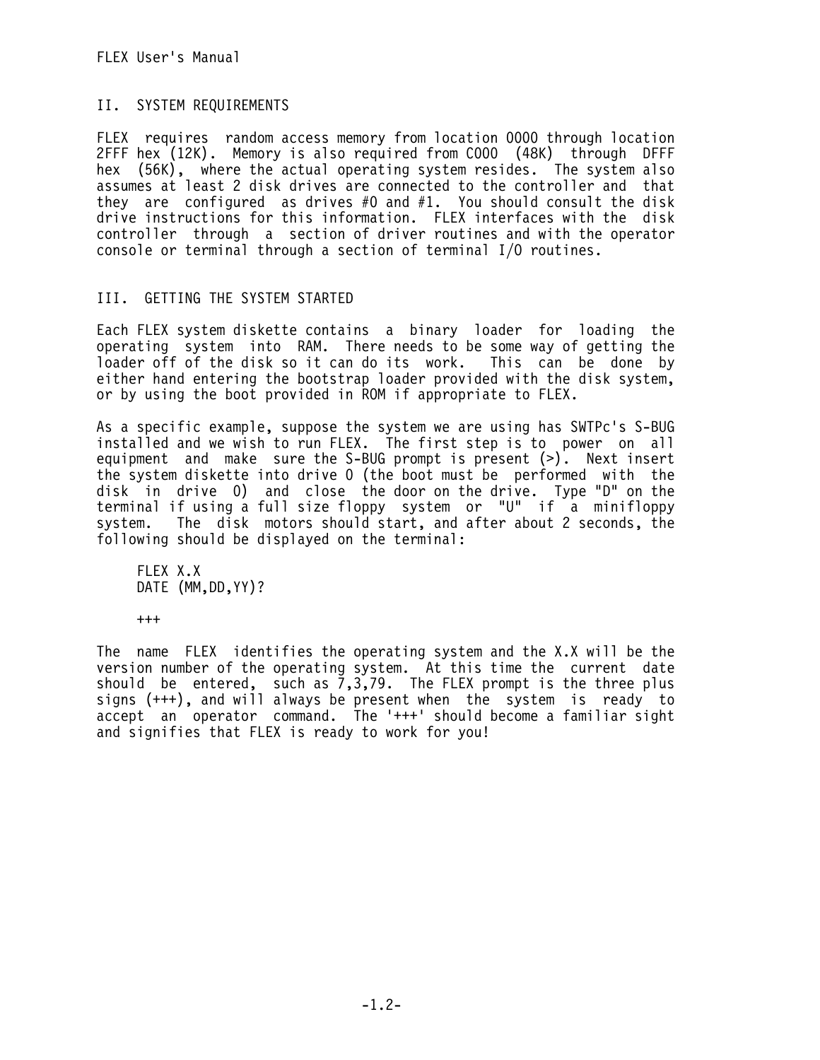## II. SYSTEM REQUIREMENTS

FLEX requires random access memory from location 0000 through location 2FFF hex (12K). Memory is also required from C000 (48K) through DFFF hex (56K), where the actual operating system resides. The system also assumes at least 2 disk drives are connected to the controller and that they are configured as drives #0 and #1. You should consult the disk drive instructions for this information. FLEX interfaces with the disk controller through a section of driver routines and with the operator console or terminal through a section of terminal I/O routines.

## III. GETTING THE SYSTEM STARTED

Each FLEX system diskette contains a binary loader for loading the operating system into RAM. There needs to be some way of getting the loader off of the disk so it can do its work. This can be done by either hand entering the bootstrap loader provided with the disk system, or by using the boot provided in ROM if appropriate to FLEX.

As a specific example, suppose the system we are using has SWTPc's S-BUG installed and we wish to run FLEX. The first step is to power on all equipment and make sure the S-BUG prompt is present (>). Next insert the system diskette into drive 0 (the boot must be performed with the disk in drive 0) and close the door on the drive. Type "D" on the terminal if using a full size floppy system or "U" if a minifloppy system. The disk motors should start, and after about 2 seconds, the following should be displayed on the terminal:

```
FLEX X.X
DATE (MM,DD,YY)?

+++
```

The name FLEX identifies the operating system and the X.X will be the version number of the operating system. At this time the current date should be entered, such as 7,3,79. The FLEX prompt is the three plus signs (+++), and will always be present when the system is ready to accept an operator command. The '+++' should become a familiar sight and signifies that FLEX is ready to work for you!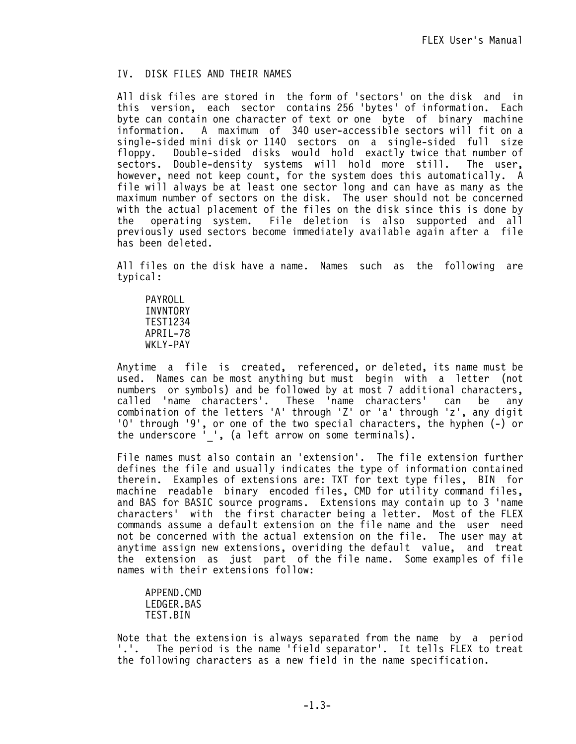## IV. DISK FILES AND THEIR NAMES

All disk files are stored in the form of 'sectors' on the disk and in this version, each sector contains 256 'bytes' of information. Each byte can contain one character of text or one byte of binary machine information. A maximum of 340 user-accessible sectors will fit on a single-sided mini disk or 1140 sectors on a single-sided full size floppy. Double-sided disks would hold exactly twice that number of sectors. Double-density systems will hold more still. The user, however, need not keep count, for the system does this automatically. A file will always be at least one sector long and can have as many as the maximum number of sectors on the disk. The user should not be concerned with the actual placement of the files on the disk since this is done by the operating system. File deletion is also supported and all previously used sectors become immediately available again after a file has been deleted.

All files on the disk have a name. Names such as the following are typical:

```
PAYROLL
INVNTORY
TEST1234
APRIL-78
WKLY-PAY
```

Anytime a file is created, referenced, or deleted, its name must be used. Names can be most anything but must begin with a letter (not numbers or symbols) and be followed by at most 7 additional characters, called 'name characters'. These 'name characters' can be any combination of the letters 'A' through 'Z' or 'a' through 'z', any digit '0' through '9', or one of the two special characters, the hyphen (-) or the underscore '_', (a left arrow on some terminals).

File names must also contain an 'extension'. The file extension further defines the file and usually indicates the type of information contained therein. Examples of extensions are: TXT for text type files, BIN for machine readable binary encoded files, CMD for utility command files, and BAS for BASIC source programs. Extensions may contain up to 3 'name characters' with the first character being a letter. Most of the FLEX commands assume a default extension on the file name and the user need not be concerned with the actual extension on the file. The user may at anytime assign new extensions, overiding the default value, and treat the extension as just part of the file name. Some examples of file names with their extensions follow:

```
APPEND.CMD
LEDGER.BAS
TEST.BIN
```

Note that the extension is always separated from the name by a period '.'. The period is the name 'field separator'. It tells FLEX to treat the following characters as a new field in the name specification.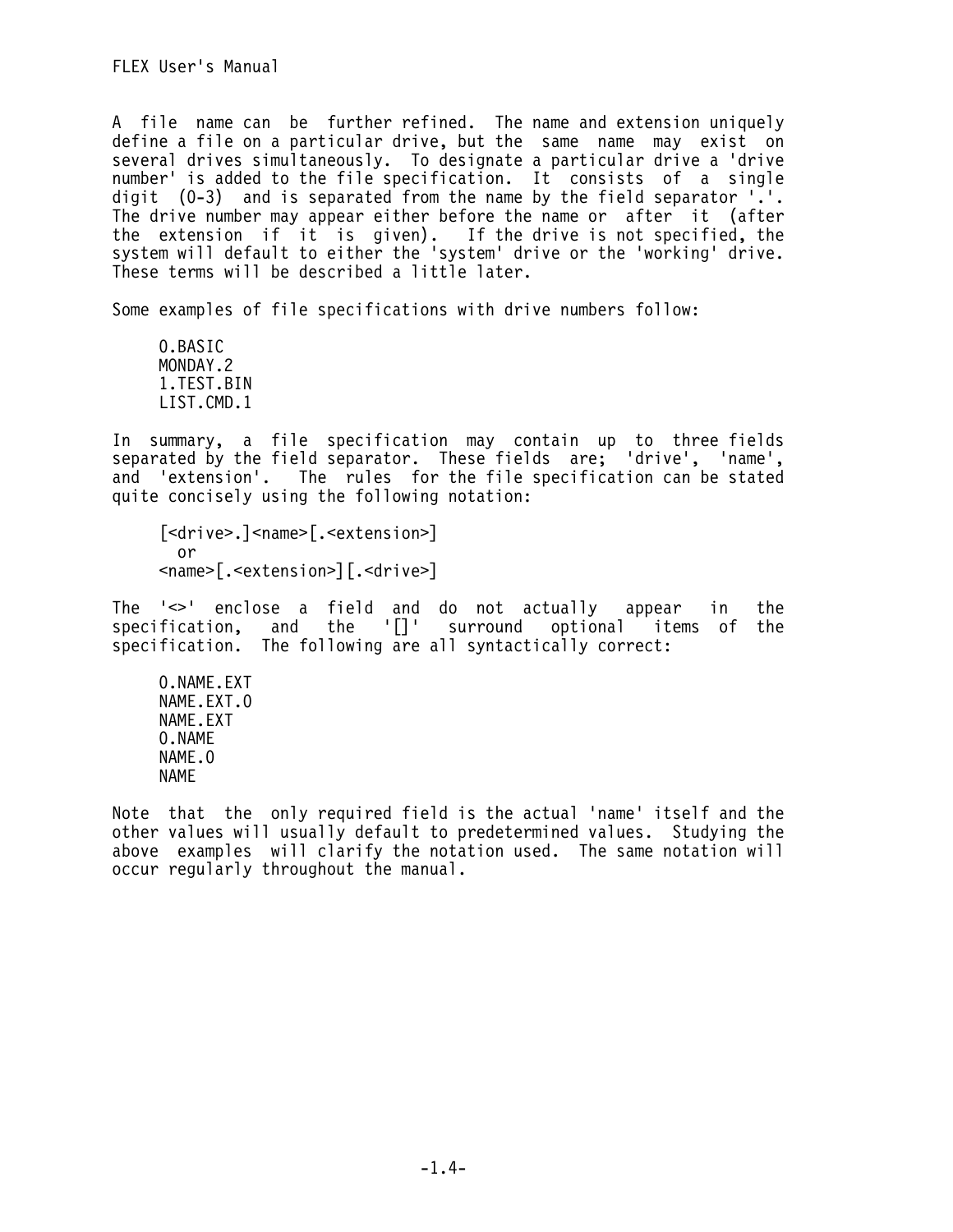A file name can be further refined. The name and extension uniquely define a file on a particular drive, but the same name may exist on several drives simultaneously. To designate a particular drive a 'drive number' is added to the file specification. It consists of a single digit (0-3) and is separated from the name by the field separator '.'. The drive number may appear either before the name or after it (after the extension if it is given). If the drive is not specified, the system will default to either the 'system' drive or the 'working' drive. These terms will be described a little later.

Some examples of file specifications with drive numbers follow:

```
0.BASIC
MONDAY.2
1.TEST.BIN
LIST.CMD.1
```

In summary, a file specification may contain up to three fields separated by the field separator. These fields are; 'drive', 'name', and 'extension'. The rules for the file specification can be stated quite concisely using the following notation:

```
[<drive>.]<name>[.<extension>]
  or
<name>[.<extension>][.<drive>]
```

The '<>' enclose a field and do not actually appear in the specification, and the '[]' surround optional items of the specification. The following are all syntactically correct:

```
0.NAME.EXT
NAME.EXT.0
NAME.EXT
0.NAME
NAME.0
NAME
```

Note that the only required field is the actual 'name' itself and the other values will usually default to predetermined values. Studying the above examples will clarify the notation used. The same notation will occur regularly throughout the manual.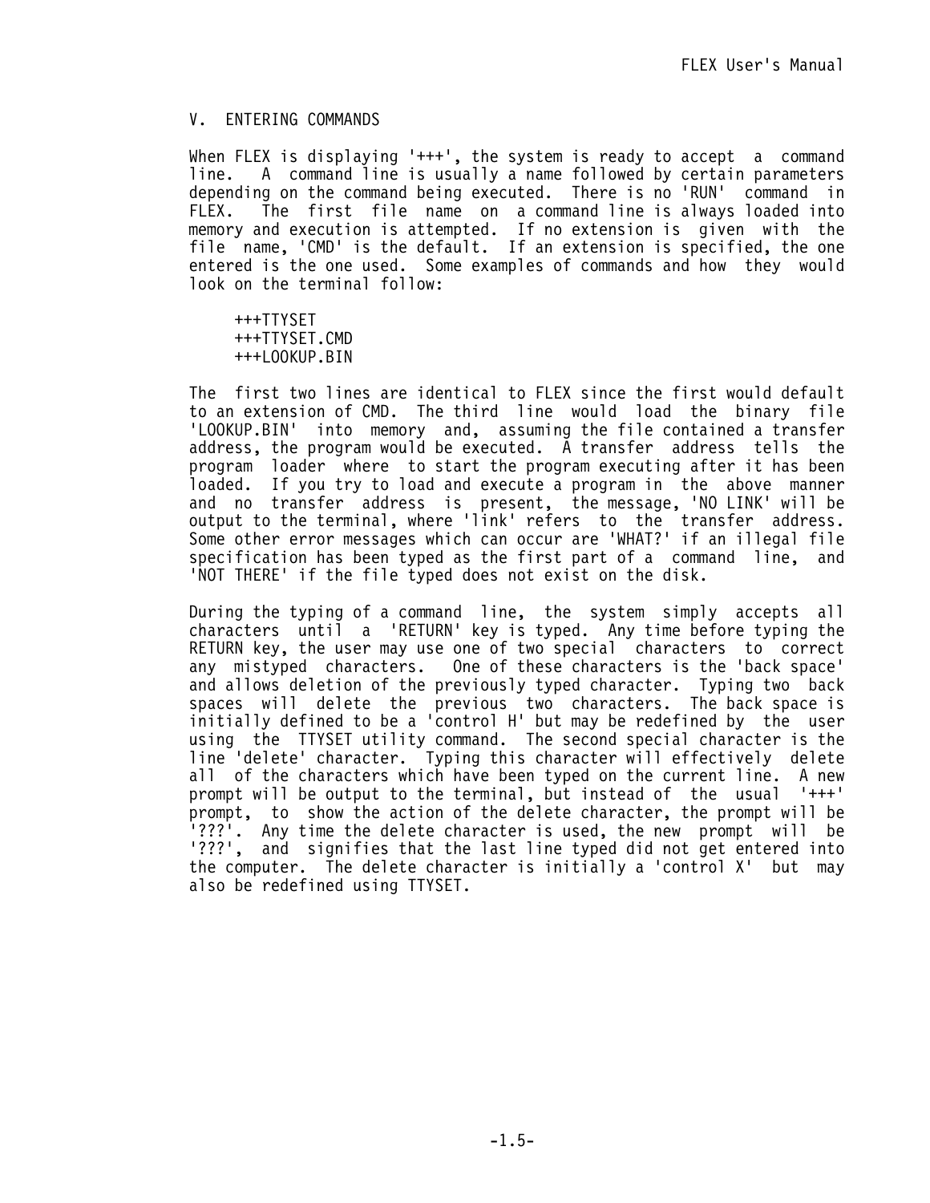## V. ENTERING COMMANDS

When FLEX is displaying '+++', the system is ready to accept a command line. A command line is usually a name followed by certain parameters depending on the command being executed. There is no 'RUN' command in FLEX. The first file name on a command line is always loaded into memory and execution is attempted. If no extension is given with the file name, 'CMD' is the default. If an extension is specified, the one entered is the one used. Some examples of commands and how they would look on the terminal follow:

```
+++TTYSET
+++TTYSET.CMD
+++LOOKUP.BIN
```

The first two lines are identical to FLEX since the first would default to an extension of CMD. The third line would load the binary file 'LOOKUP.BIN' into memory and, assuming the file contained a transfer address, the program would be executed. A transfer address tells the program loader where to start the program executing after it has been loaded. If you try to load and execute a program in the above manner and no transfer address is present, the message, 'NO LINK' will be output to the terminal, where 'link' refers to the transfer address. Some other error messages which can occur are 'WHAT?' if an illegal file specification has been typed as the first part of a command line, and 'NOT THERE' if the file typed does not exist on the disk.

During the typing of a command line, the system simply accepts all characters until a 'RETURN' key is typed. Any time before typing the RETURN key, the user may use one of two special characters to correct any mistyped characters. One of these characters is the 'back space' and allows deletion of the previously typed character. Typing two back spaces will delete the previous two characters. The back space is initially defined to be a 'control H' but may be redefined by the user using the TTYSET utility command. The second special character is the line 'delete' character. Typing this character will effectively delete all of the characters which have been typed on the current line. A new prompt will be output to the terminal, but instead of the usual '+++' prompt, to show the action of the delete character, the prompt will be '???'. Any time the delete character is used, the new prompt will be '???', and signifies that the last line typed did not get entered into the computer. The delete character is initially a 'control X' but may also be redefined using TTYSET.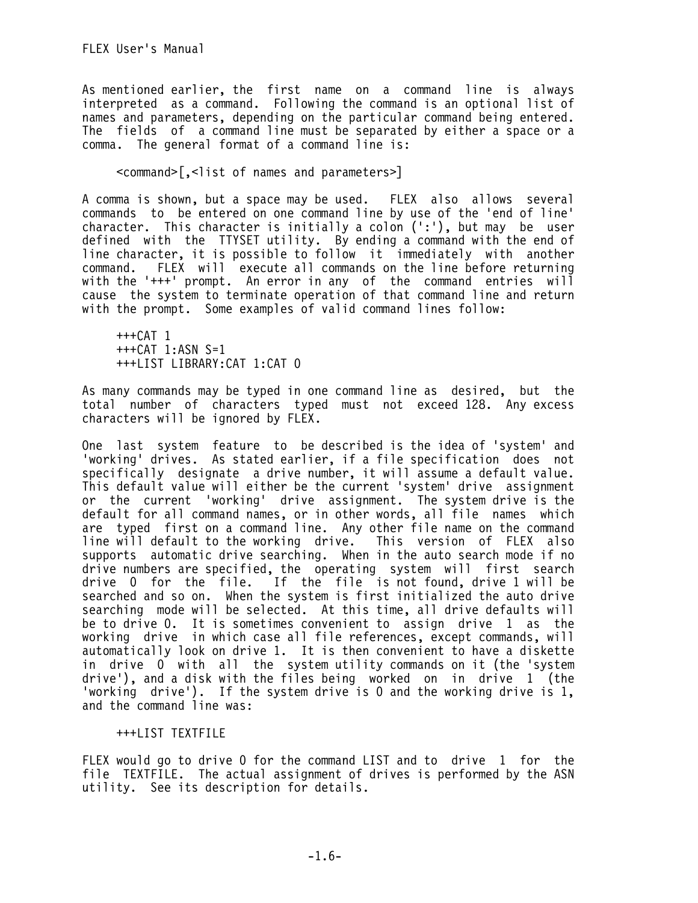As mentioned earlier, the first name on a command line is always interpreted as a command. Following the command is an optional list of names and parameters, depending on the particular command being entered. The fields of a command line must be separated by either a space or a comma. The general format of a command line is:

```
<command>[,<list of names and parameters>]
```

A comma is shown, but a space may be used. FLEX also allows several commands to be entered on one command line by use of the 'end of line' character. This character is initially a colon (':'), but may be user defined with the TTYSET utility. By ending a command with the end of line character, it is possible to follow it immediately with another command. FLEX will execute all commands on the line before returning with the '+++' prompt. An error in any of the command entries will cause the system to terminate operation of that command line and return with the prompt. Some examples of valid command lines follow:

```
+++CAT 1
+++CAT 1:ASN S=1
+++LIST LIBRARY:CAT 1:CAT 0
```

As many commands may be typed in one command line as desired, but the total number of characters typed must not exceed 128. Any excess characters will be ignored by FLEX.

One last system feature to be described is the idea of 'system' and 'working' drives. As stated earlier, if a file specification does not specifically designate a drive number, it will assume a default value. This default value will either be the current 'system' drive assignment or the current 'working' drive assignment. The system drive is the default for all command names, or in other words, all file names which are typed first on a command line. Any other file name on the command line will default to the working drive. This version of FLEX also supports automatic drive searching. When in the auto search mode if no drive numbers are specified, the operating system will first search drive 0 for the file. If the file is not found, drive 1 will be searched and so on. When the system is first initialized the auto drive searching mode will be selected. At this time, all drive defaults will be to drive 0. It is sometimes convenient to assign drive 1 as the working drive in which case all file references, except commands, will automatically look on drive 1. It is then convenient to have a diskette in drive 0 with all the system utility commands on it (the 'system drive'), and a disk with the files being worked on in drive 1 (the 'working drive'). If the system drive is 0 and the working drive is 1, and the command line was:

```
+++LIST TEXTFILE
```

FLEX would go to drive 0 for the command LIST and to drive 1 for the file TEXTFILE. The actual assignment of drives is performed by the ASN utility. See its description for details.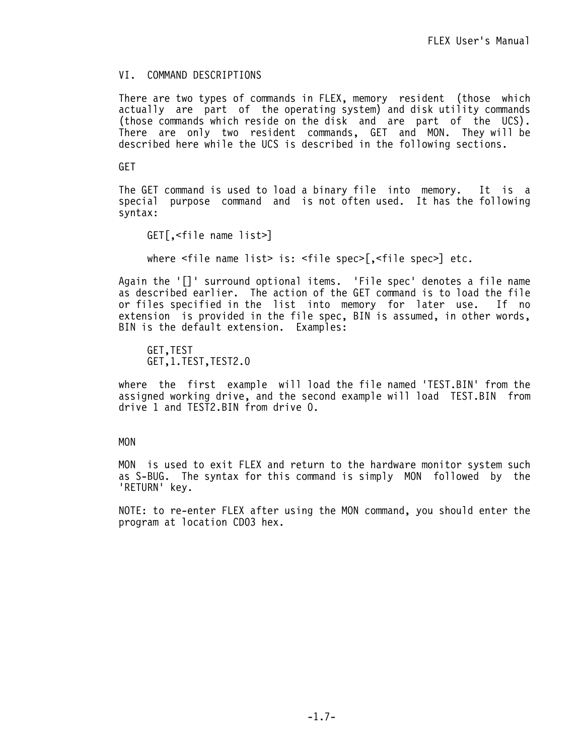## VI. COMMAND DESCRIPTIONS

There are two types of commands in FLEX, memory resident (those which actually are part of the operating system) and disk utility commands (those commands which reside on the disk and are part of the UCS). There are only two resident commands, GET and MON. They will be described here while the UCS is described in the following sections.

### GET

The GET command is used to load a binary file into memory. It is a special purpose command and is not often used. It has the following syntax:

```
GET[,<file name list>]

where <file name list> is: <file spec>[,<file spec>] etc.
```

Again the '[]' surround optional items. 'File spec' denotes a file name as described earlier. The action of the GET command is to load the file or files specified in the list into memory for later use. If no extension is provided in the file spec, BIN is assumed, in other words, BIN is the default extension. Examples:

```
GET,TEST
GET,1.TEST,TEST2.0
```

where the first example will load the file named 'TEST.BIN' from the assigned working drive, and the second example will load TEST.BIN from drive 1 and TEST2.BIN from drive 0.

### MON

MON is used to exit FLEX and return to the hardware monitor system such as S-BUG. The syntax for this command is simply MON followed by the 'RETURN' key.

NOTE: to re-enter FLEX after using the MON command, you should enter the program at location CD03 hex.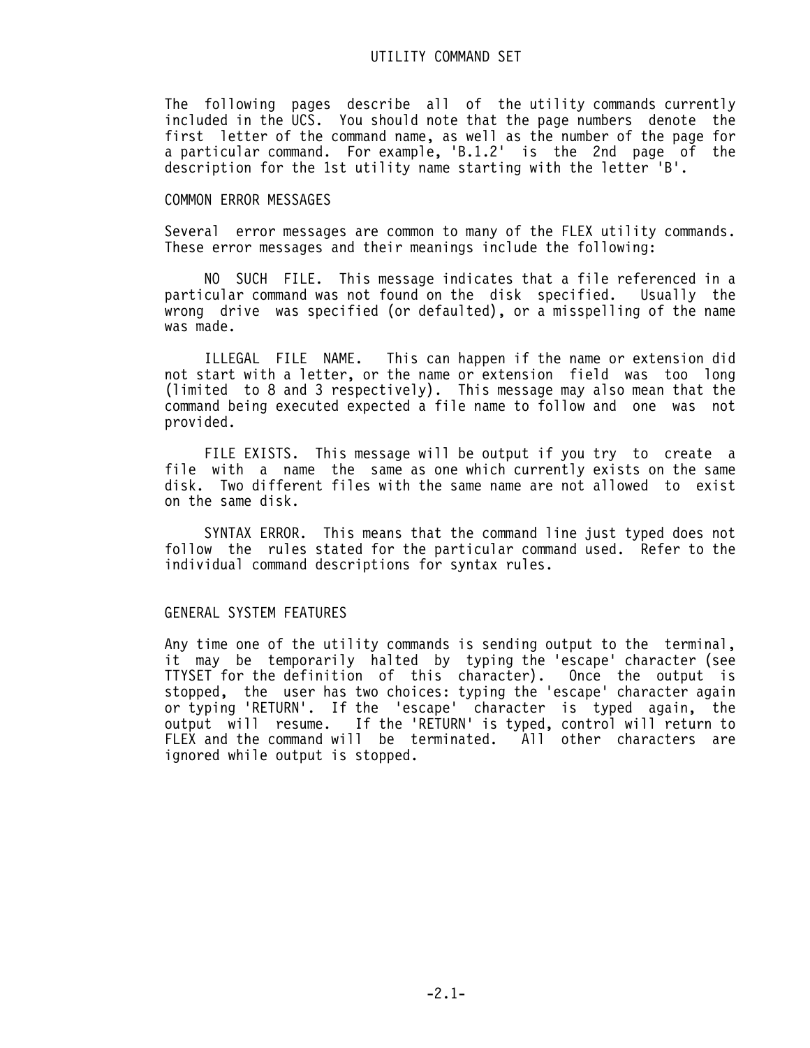# UTILITY COMMAND SET

The following pages describe all of the utility commands currently included in the UCS. You should note that the page numbers denote the first letter of the command name, as well as the number of the page for a particular command. For example, 'B.1.2' is the 2nd page of the description for the 1st utility name starting with the letter 'B'.

## COMMON ERROR MESSAGES

Several error messages are common to many of the FLEX utility commands. These error messages and their meanings include the following:

NO SUCH FILE. This message indicates that a file referenced in a particular command was not found on the disk specified. Usually the wrong drive was specified (or defaulted), or a misspelling of the name was made.

ILLEGAL FILE NAME. This can happen if the name or extension did not start with a letter, or the name or extension field was too long (limited to 8 and 3 respectively). This message may also mean that the command being executed expected a file name to follow and one was not provided.

FILE EXISTS. This message will be output if you try to create a file with a name the same as one which currently exists on the same disk. Two different files with the same name are not allowed to exist on the same disk.

SYNTAX ERROR. This means that the command line just typed does not follow the rules stated for the particular command used. Refer to the individual command descriptions for syntax rules.

## GENERAL SYSTEM FEATURES

Any time one of the utility commands is sending output to the terminal, it may be temporarily halted by typing the 'escape' character (see TTYSET for the definition of this character). Once the output is stopped, the user has two choices: typing the 'escape' character again or typing 'RETURN'. If the 'escape' character is typed again, the output will resume. If the 'RETURN' is typed, control will return to FLEX and the command will be terminated. All other characters are ignored while output is stopped.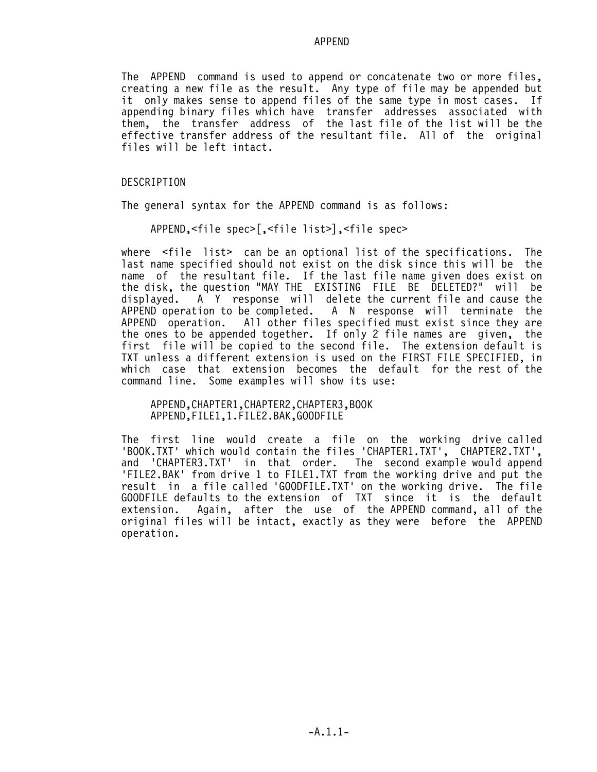# APPEND

The APPEND command is used to append or concatenate two or more files, creating a new file as the result. Any type of file may be appended but it only makes sense to append files of the same type in most cases. If appending binary files which have transfer addresses associated with them, the transfer address of the last file of the list will be the effective transfer address of the resultant file. All of the original files will be left intact.

## DESCRIPTION

The general syntax for the APPEND command is as follows:

```
APPEND,<file spec>[,<file list>],<file spec>
```

where <file list> can be an optional list of the specifications. The last name specified should not exist on the disk since this will be the name of the resultant file. If the last file name given does exist on the disk, the question "MAY THE EXISTING FILE BE DELETED?" will be displayed. A Y response will delete the current file and cause the APPEND operation to be completed. A N response will terminate the APPEND operation. All other files specified must exist since they are the ones to be appended together. If only 2 file names are given, the first file will be copied to the second file. The extension default is TXT unless a different extension is used on the FIRST FILE SPECIFIED, in which case that extension becomes the default for the rest of the command line. Some examples will show its use:

```
APPEND,CHAPTER1,CHAPTER2,CHAPTER3,BOOK
APPEND,FILE1,1.FILE2.BAK,GOODFILE
```

The first line would create a file on the working drive called 'BOOK.TXT' which would contain the files 'CHAPTER1.TXT', CHAPTER2.TXT', and 'CHAPTER3.TXT' in that order. The second example would append 'FILE2.BAK' from drive 1 to FILE1.TXT from the working drive and put the result in a file called 'GOODFILE.TXT' on the working drive. The file GOODFILE defaults to the extension of TXT since it is the default extension. Again, after the use of the APPEND command, all of the original files will be intact, exactly as they were before the APPEND operation.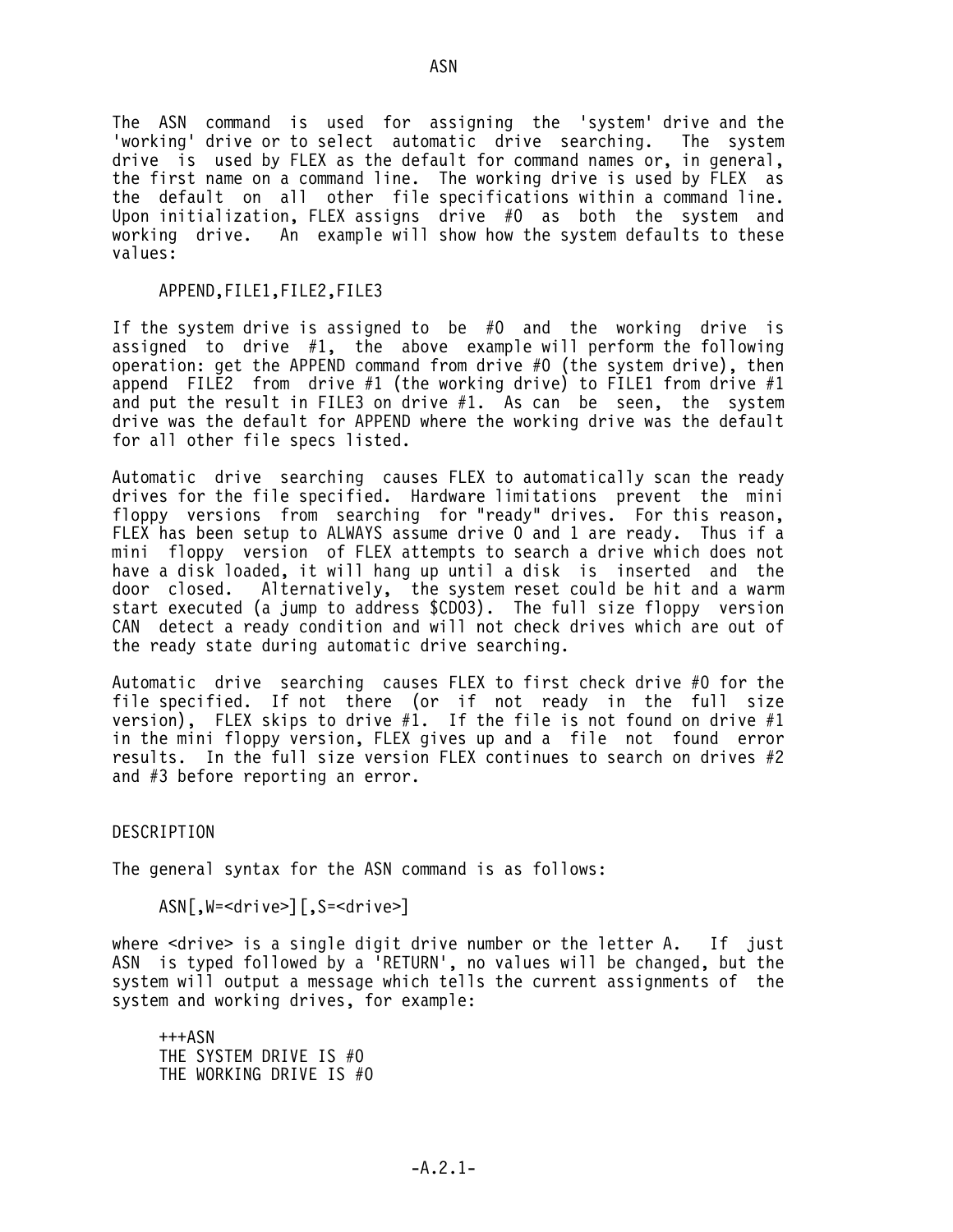# ASN

The ASN command is used for assigning the 'system' drive and the 'working' drive or to select automatic drive searching. The system drive is used by FLEX as the default for command names or, in general, the first name on a command line. The working drive is used by FLEX as the default on all other file specifications within a command line. Upon initialization, FLEX assigns drive #0 as both the system and working drive. An example will show how the system defaults to these values:

```
APPEND,FILE1,FILE2,FILE3
```

If the system drive is assigned to be #0 and the working drive is assigned to drive #1, the above example will perform the following operation: get the APPEND command from drive #0 (the system drive), then append FILE2 from drive #1 (the working drive) to FILE1 from drive #1 and put the result in FILE3 on drive #1. As can be seen, the system drive was the default for APPEND where the working drive was the default for all other file specs listed.

Automatic drive searching causes FLEX to automatically scan the ready drives for the file specified. Hardware limitations prevent the mini floppy versions from searching for "ready" drives. For this reason, FLEX has been setup to ALWAYS assume drive 0 and 1 are ready. Thus if a mini floppy version of FLEX attempts to search a drive which does not have a disk loaded, it will hang up until a disk is inserted and the door closed. Alternatively, the system reset could be hit and a warm start executed (a jump to address $CD03). The full size floppy version CAN detect a ready condition and will not check drives which are out of the ready state during automatic drive searching.

Automatic drive searching causes FLEX to first check drive #0 for the file specified. If not there (or if not ready in the full size version), FLEX skips to drive #1. If the file is not found on drive #1 in the mini floppy version, FLEX gives up and a file not found error results. In the full size version FLEX continues to search on drives #2 and #3 before reporting an error.

## DESCRIPTION

The general syntax for the ASN command is as follows:

```
ASN[,W=<drive>][,S=<drive>]
```

where <drive> is a single digit drive number or the letter A. If just ASN is typed followed by a 'RETURN', no values will be changed, but the system will output a message which tells the current assignments of the system and working drives, for example:

```
+++ASN
THE SYSTEM DRIVE IS #0
THE WORKING DRIVE IS #0
```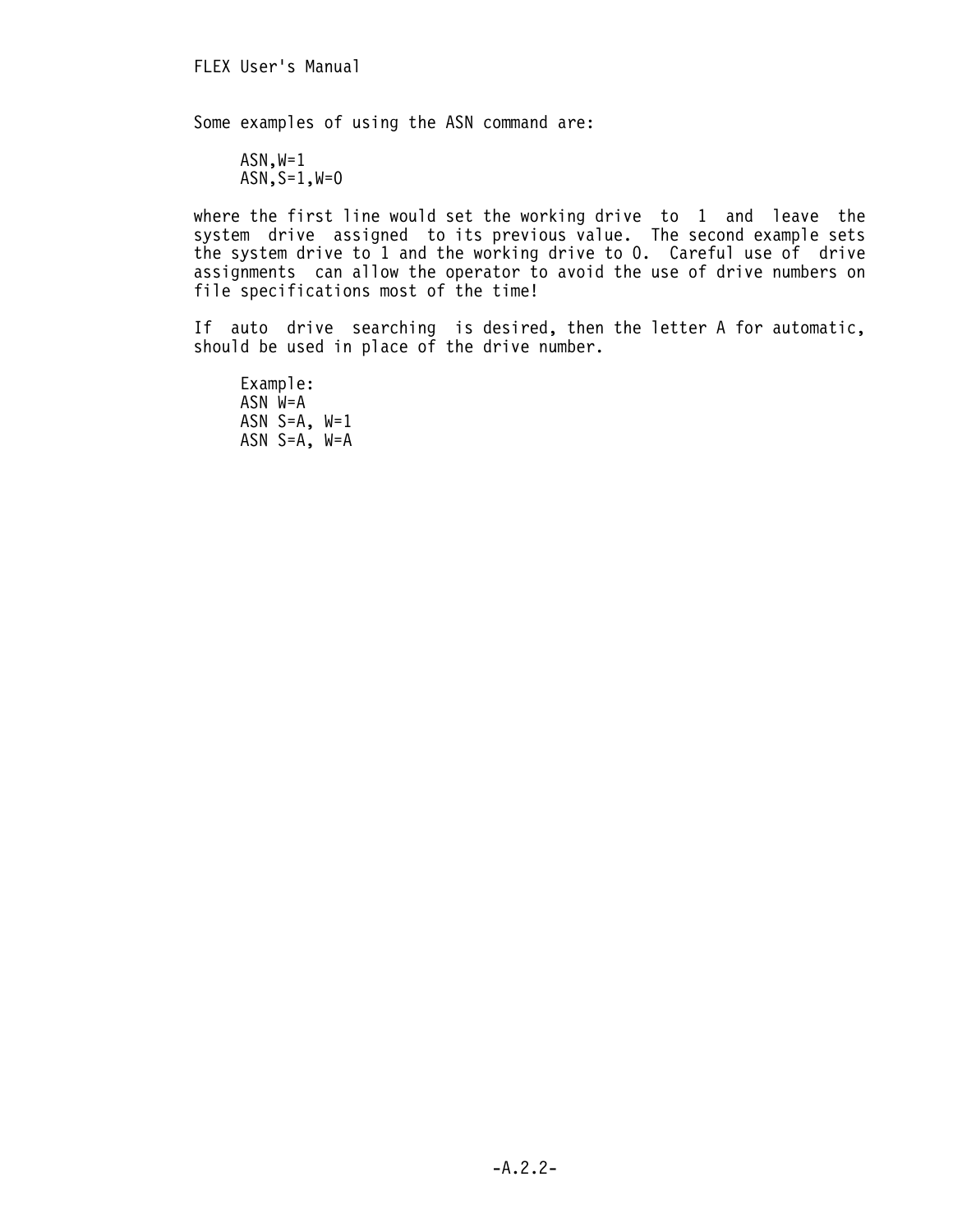Some examples of using the ASN command are:

```
ASN,W=1
ASN,S=1,W=0
```

where the first line would set the working drive to 1 and leave the system drive assigned to its previous value. The second example sets the system drive to 1 and the working drive to 0. Careful use of drive assignments can allow the operator to avoid the use of drive numbers on file specifications most of the time!

If auto drive searching is desired, then the letter A for automatic, should be used in place of the drive number.

```
Example:
ASN W=A
ASN S=A, W=1
ASN S=A, W=A
```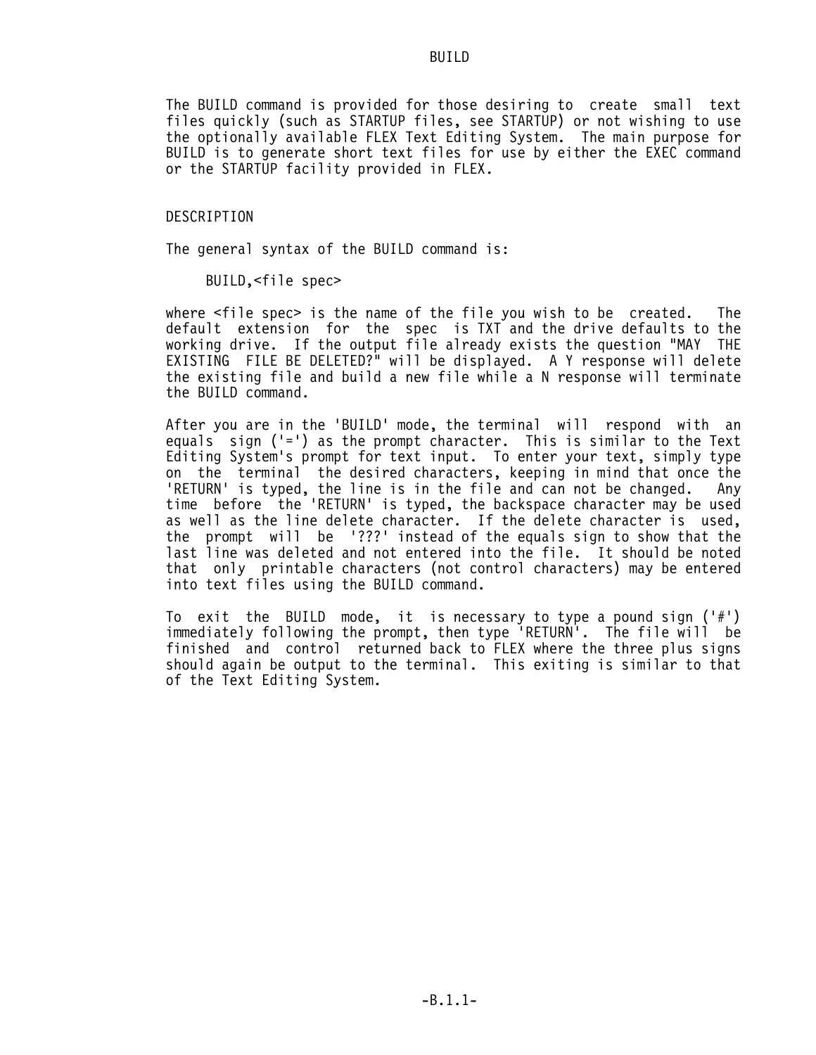# BUILD

The BUILD command is provided for those desiring to create small text files quickly (such as STARTUP files, see STARTUP) or not wishing to use the optionally available FLEX Text Editing System. The main purpose for BUILD is to generate short text files for use by either the EXEC command or the STARTUP facility provided in FLEX.

## DESCRIPTION

The general syntax of the BUILD command is:

```
BUILD,<file spec>
```

where <file spec> is the name of the file you wish to be created. The default extension for the spec is TXT and the drive defaults to the working drive. If the output file already exists the question "MAY THE EXISTING FILE BE DELETED?" will be displayed. A Y response will delete the existing file and build a new file while a N response will terminate the BUILD command.

After you are in the 'BUILD' mode, the terminal will respond with an equals sign ('=') as the prompt character. This is similar to the Text Editing System's prompt for text input. To enter your text, simply type on the terminal the desired characters, keeping in mind that once the 'RETURN' is typed, the line is in the file and can not be changed. Any time before the 'RETURN' is typed, the backspace character may be used as well as the line delete character. If the delete character is used, the prompt will be '???' instead of the equals sign to show that the last line was deleted and not entered into the file. It should be noted that only printable characters (not control characters) may be entered into text files using the BUILD command.

To exit the BUILD mode, it is necessary to type a pound sign ('#') immediately following the prompt, then type 'RETURN'. The file will be finished and control returned back to FLEX where the three plus signs should again be output to the terminal. This exiting is similar to that of the Text Editing System.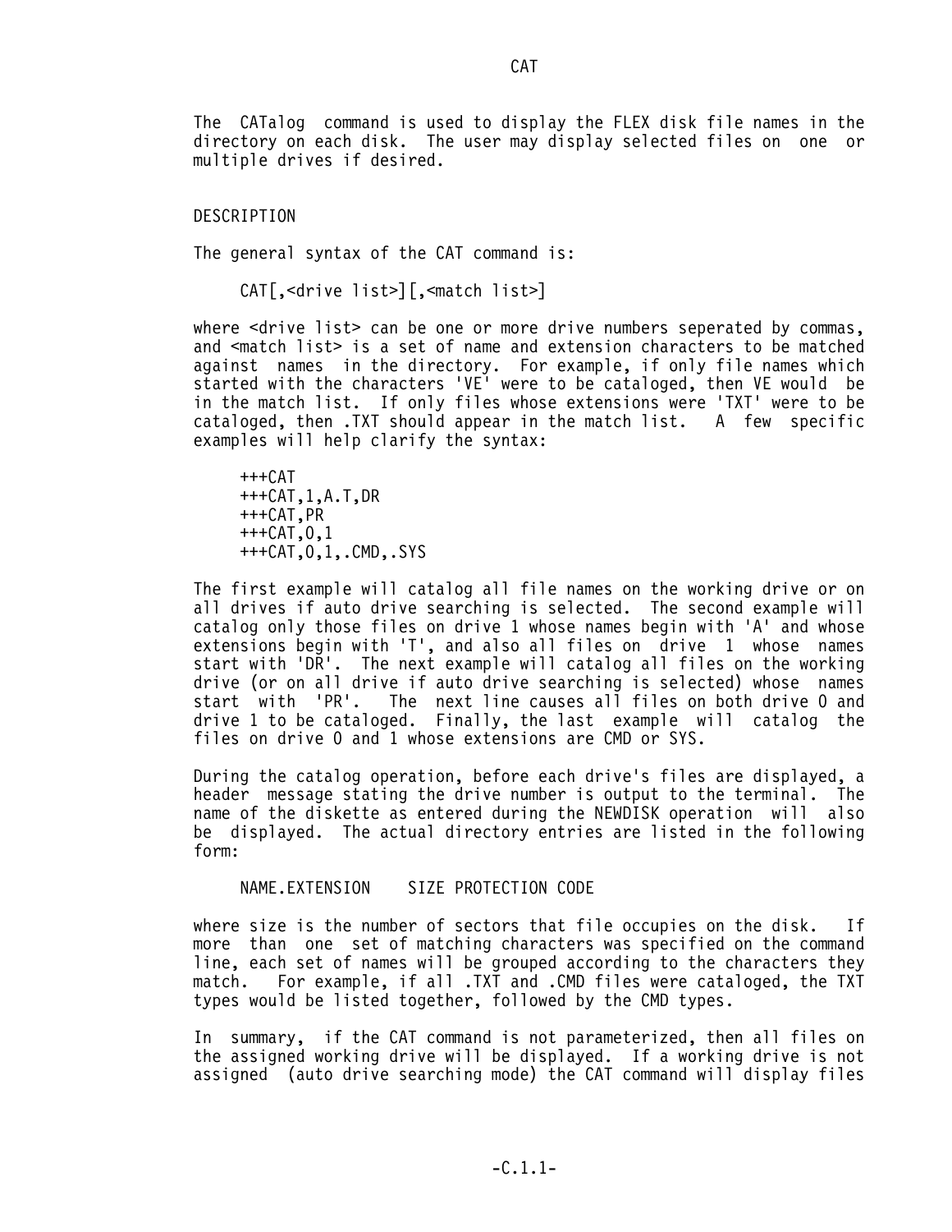# CAT

The CATalog command is used to display the FLEX disk file names in the directory on each disk. The user may display selected files on one or multiple drives if desired.

## DESCRIPTION

The general syntax of the CAT command is:

```
CAT[,<drive list>][,<match list>]
```

where <drive list> can be one or more drive numbers seperated by commas, and <match list> is a set of name and extension characters to be matched against names in the directory. For example, if only file names which started with the characters 'VE' were to be cataloged, then VE would be in the match list. If only files whose extensions were 'TXT' were to be cataloged, then .TXT should appear in the match list. A few specific examples will help clarify the syntax:

```
+++CAT
+++CAT,1,A.T,DR
+++CAT,PR
+++CAT,0,1
+++CAT,0,1,.CMD,.SYS
```

The first example will catalog all file names on the working drive or on all drives if auto drive searching is selected. The second example will catalog only those files on drive 1 whose names begin with 'A' and whose extensions begin with 'T', and also all files on drive 1 whose names start with 'DR'. The next example will catalog all files on the working drive (or on all drive if auto drive searching is selected) whose names start with 'PR'. The next line causes all files on both drive 0 and drive 1 to be cataloged. Finally, the last example will catalog the files on drive 0 and 1 whose extensions are CMD or SYS.

During the catalog operation, before each drive's files are displayed, a header message stating the drive number is output to the terminal. The name of the diskette as entered during the NEWDISK operation will also be displayed. The actual directory entries are listed in the following form:

```
NAME.EXTENSION    SIZE PROTECTION CODE
```

where size is the number of sectors that file occupies on the disk. If more than one set of matching characters was specified on the command line, each set of names will be grouped according to the characters they match. For example, if all .TXT and .CMD files were cataloged, the TXT types would be listed together, followed by the CMD types.

In summary, if the CAT command is not parameterized, then all files on the assigned working drive will be displayed. If a working drive is not assigned (auto drive searching mode) the CAT command will display files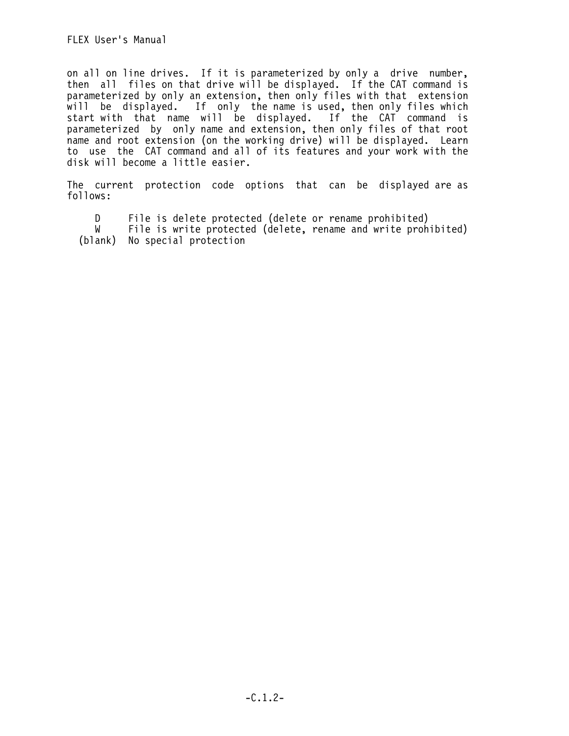on all on line drives. If it is parameterized by only a drive number, then all files on that drive will be displayed. If the CAT command is parameterized by only an extension, then only files with that extension will be displayed. If only the name is used, then only files which start with that name will be displayed. If the CAT command is parameterized by only name and extension, then only files of that root name and root extension (on the working drive) will be displayed. Learn to use the CAT command and all of its features and your work with the disk will become a little easier.

The current protection code options that can be displayed are as follows:

| | |
|---|---|
| D | File is delete protected (delete or rename prohibited) |
| W | File is write protected (delete, rename and write prohibited) |
| (blank) | No special protection |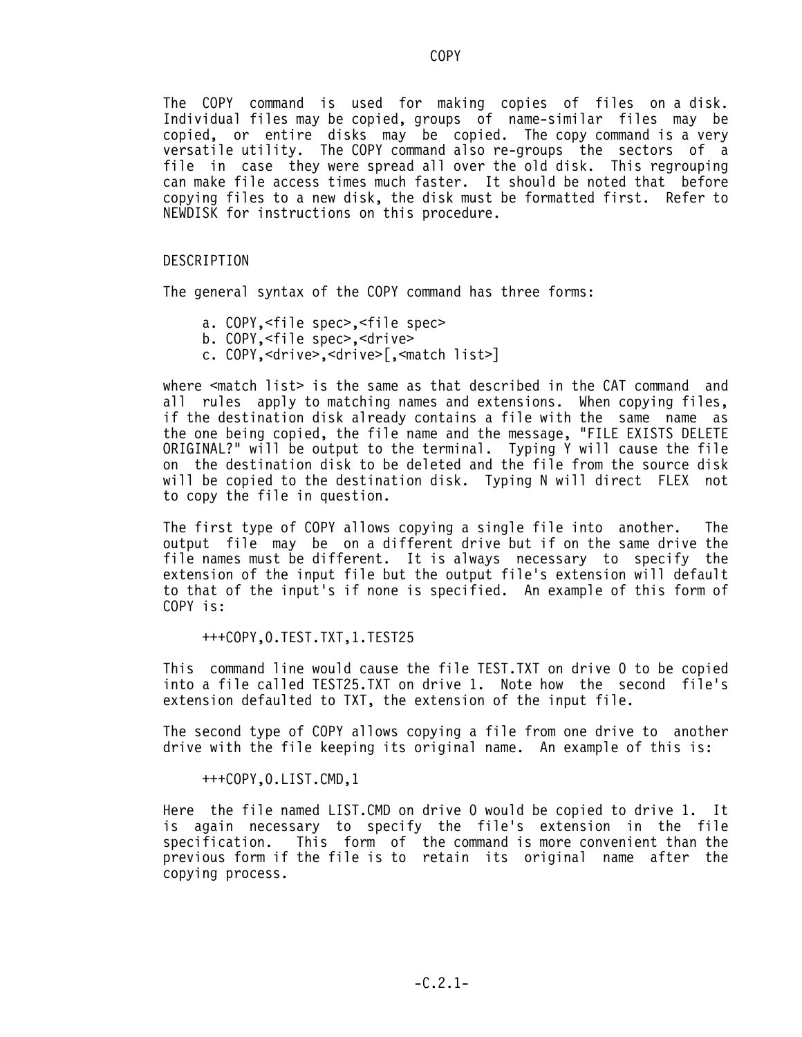# COPY

The COPY command is used for making copies of files on a disk. Individual files may be copied, groups of name-similar files may be copied, or entire disks may be copied. The copy command is a very versatile utility. The COPY command also re-groups the sectors of a file in case they were spread all over the old disk. This regrouping can make file access times much faster. It should be noted that before copying files to a new disk, the disk must be formatted first. Refer to NEWDISK for instructions on this procedure.

## DESCRIPTION

The general syntax of the COPY command has three forms:

```
a. COPY,<file spec>,<file spec>
b. COPY,<file spec>,<drive>
c. COPY,<drive>,<drive>[,<match list>]
```

where <match list> is the same as that described in the CAT command and all rules apply to matching names and extensions. When copying files, if the destination disk already contains a file with the same name as the one being copied, the file name and the message, "FILE EXISTS DELETE ORIGINAL?" will be output to the terminal. Typing Y will cause the file on the destination disk to be deleted and the file from the source disk will be copied to the destination disk. Typing N will direct FLEX not to copy the file in question.

The first type of COPY allows copying a single file into another. The output file may be on a different drive but if on the same drive the file names must be different. It is always necessary to specify the extension of the input file but the output file's extension will default to that of the input's if none is specified. An example of this form of COPY is:

```
+++COPY,0.TEST.TXT,1.TEST25
```

This command line would cause the file TEST.TXT on drive 0 to be copied into a file called TEST25.TXT on drive 1. Note how the second file's extension defaulted to TXT, the extension of the input file.

The second type of COPY allows copying a file from one drive to another drive with the file keeping its original name. An example of this is:

```
+++COPY,0.LIST.CMD,1
```

Here the file named LIST.CMD on drive 0 would be copied to drive 1. It is again necessary to specify the file's extension in the file specification. This form of the command is more convenient than the previous form if the file is to retain its original name after the copying process.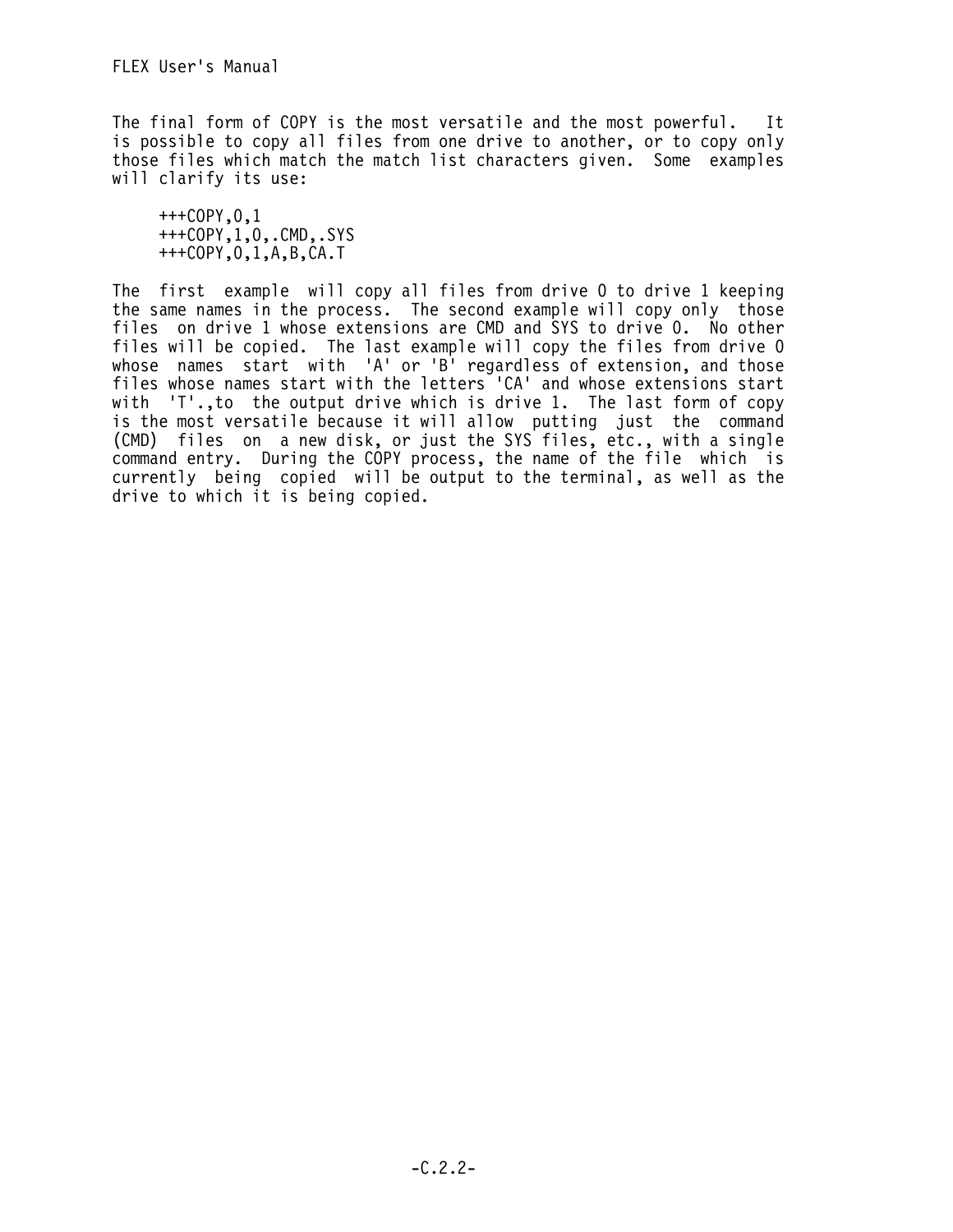The final form of COPY is the most versatile and the most powerful. It is possible to copy all files from one drive to another, or to copy only those files which match the match list characters given. Some examples will clarify its use:

```
+++COPY,0,1
+++COPY,1,0,.CMD,.SYS
+++COPY,0,1,A,B,CA.T
```

The first example will copy all files from drive 0 to drive 1 keeping the same names in the process. The second example will copy only those files on drive 1 whose extensions are CMD and SYS to drive 0. No other files will be copied. The last example will copy the files from drive 0 whose names start with 'A' or 'B' regardless of extension, and those files whose names start with the letters 'CA' and whose extensions start with 'T'.,to the output drive which is drive 1. The last form of copy is the most versatile because it will allow putting just the command (CMD) files on a new disk, or just the SYS files, etc., with a single command entry. During the COPY process, the name of the file which is currently being copied will be output to the terminal, as well as the drive to which it is being copied.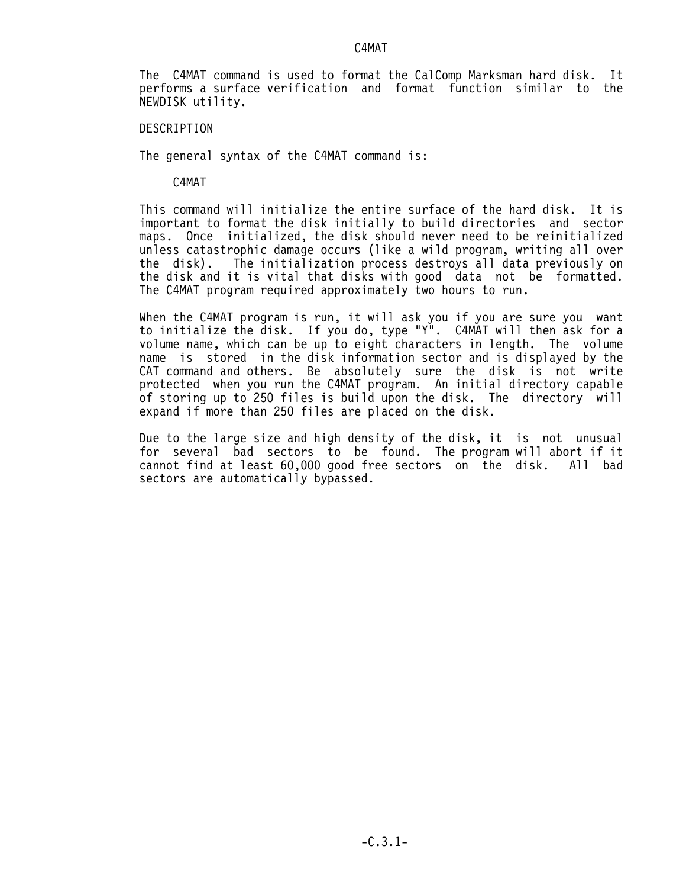# C4MAT

The C4MAT command is used to format the CalComp Marksman hard disk. It performs a surface verification and format function similar to the NEWDISK utility.

## DESCRIPTION

The general syntax of the C4MAT command is:

```
C4MAT
```

This command will initialize the entire surface of the hard disk. It is important to format the disk initially to build directories and sector maps. Once initialized, the disk should never need to be reinitialized unless catastrophic damage occurs (like a wild program, writing all over the disk). The initialization process destroys all data previously on the disk and it is vital that disks with good data not be formatted. The C4MAT program required approximately two hours to run.

When the C4MAT program is run, it will ask you if you are sure you want to initialize the disk. If you do, type "Y". C4MAT will then ask for a volume name, which can be up to eight characters in length. The volume name is stored in the disk information sector and is displayed by the CAT command and others. Be absolutely sure the disk is not write protected when you run the C4MAT program. An initial directory capable of storing up to 250 files is build upon the disk. The directory will expand if more than 250 files are placed on the disk.

Due to the large size and high density of the disk, it is not unusual for several bad sectors to be found. The program will abort if it cannot find at least 60,000 good free sectors on the disk. All bad sectors are automatically bypassed.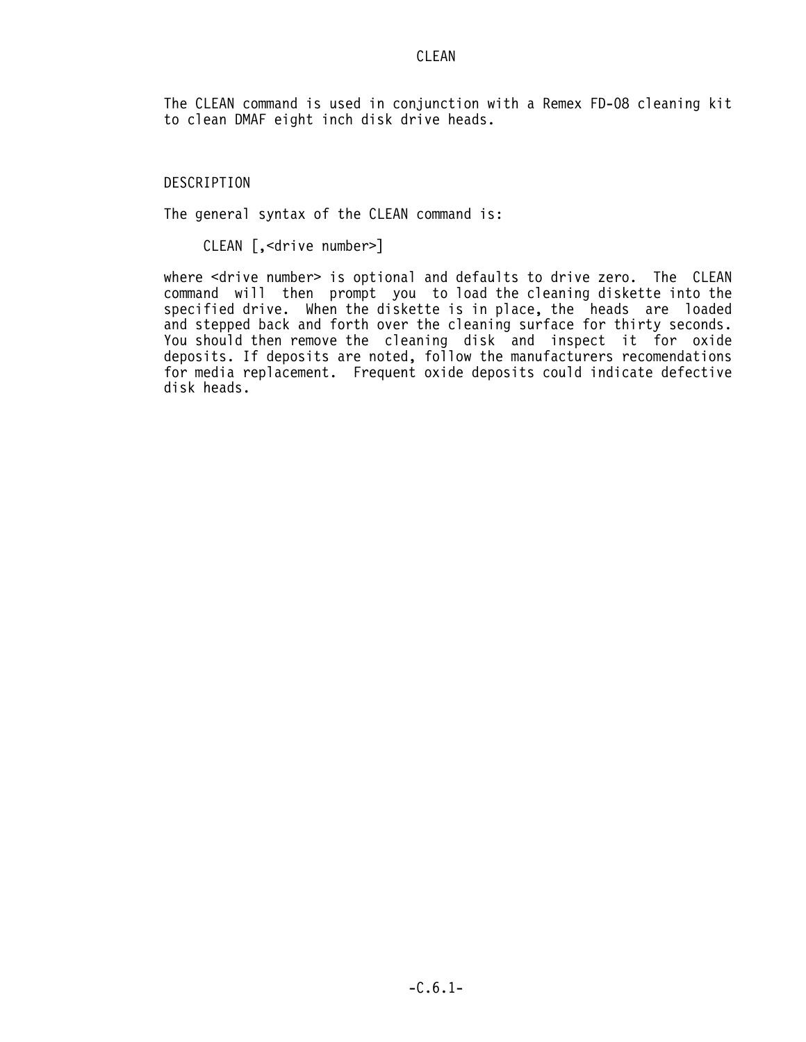# CLEAN

The CLEAN command is used in conjunction with a Remex FD-08 cleaning kit to clean DMAF eight inch disk drive heads.

## DESCRIPTION

The general syntax of the CLEAN command is:

```
CLEAN [,<drive number>]
```

where <drive number> is optional and defaults to drive zero. The CLEAN command will then prompt you to load the cleaning diskette into the specified drive. When the diskette is in place, the heads are loaded and stepped back and forth over the cleaning surface for thirty seconds. You should then remove the cleaning disk and inspect it for oxide deposits. If deposits are noted, follow the manufacturers recomendations for media replacement. Frequent oxide deposits could indicate defective disk heads.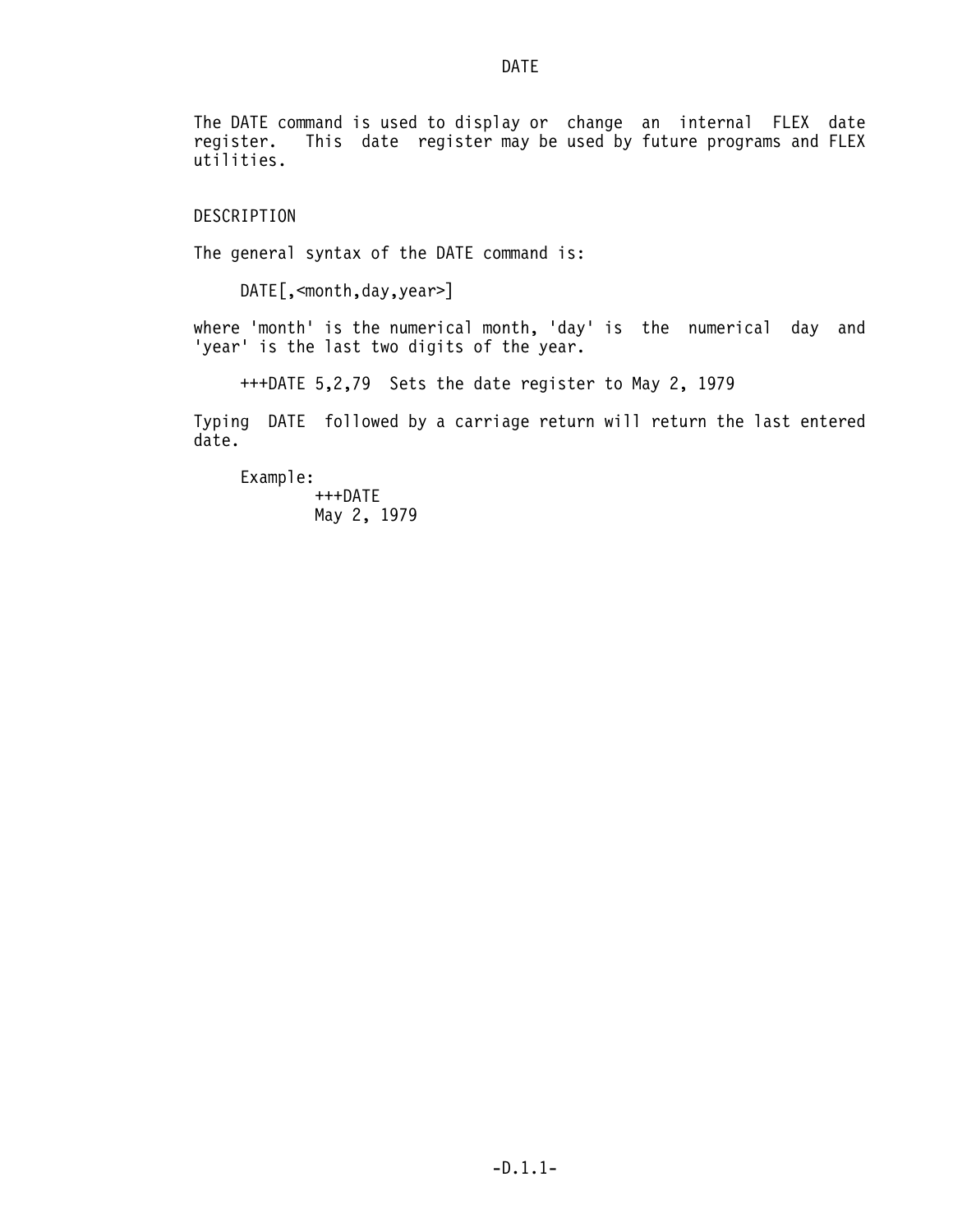# DATE

The DATE command is used to display or change an internal FLEX date register. This date register may be used by future programs and FLEX utilities.

## DESCRIPTION

The general syntax of the DATE command is:

```
DATE[,<month,day,year>]
```

where 'month' is the numerical month, 'day' is the numerical day and 'year' is the last two digits of the year.

```
+++DATE 5,2,79  Sets the date register to May 2, 1979
```

Typing DATE followed by a carriage return will return the last entered date.

Example:

```
+++DATE
May 2, 1979
```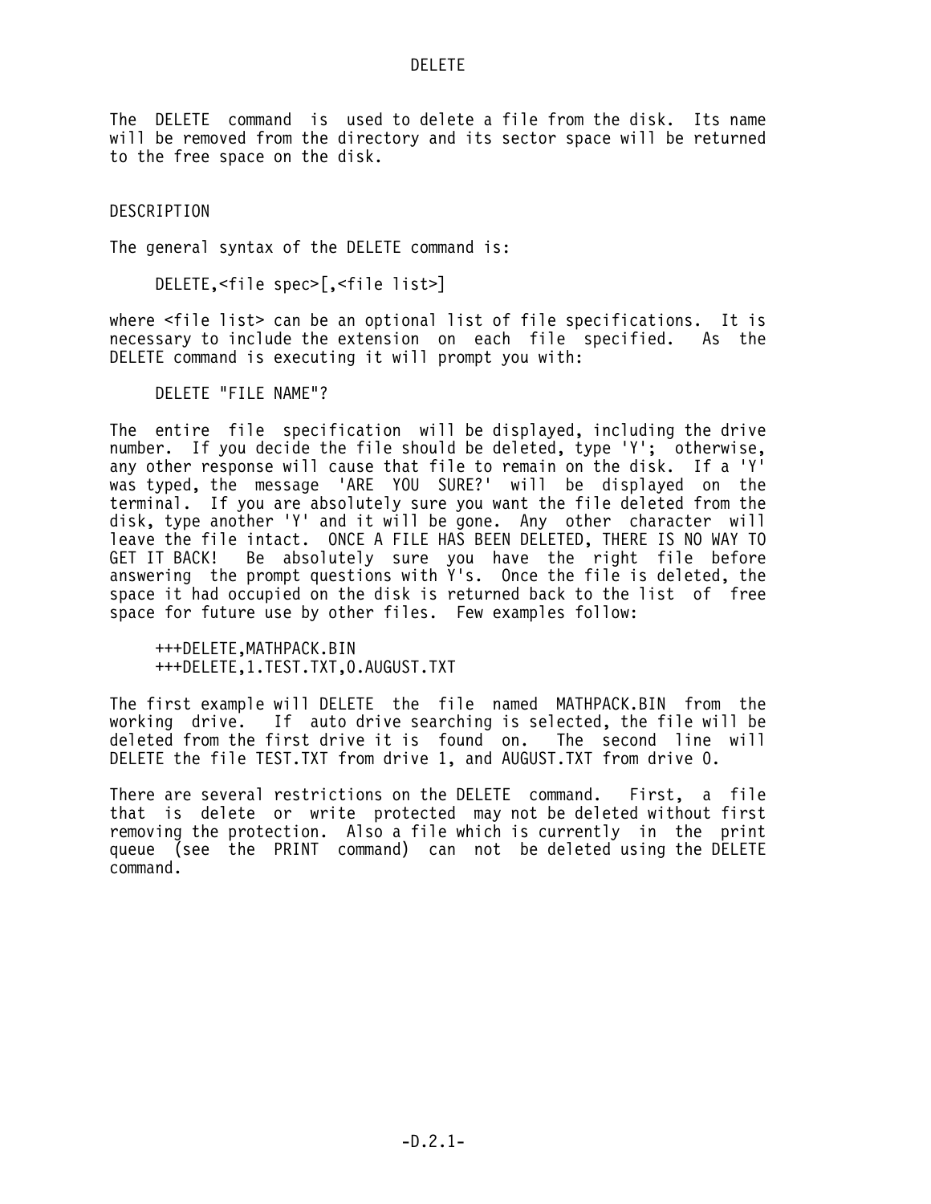# DELETE

The DELETE command is used to delete a file from the disk. Its name will be removed from the directory and its sector space will be returned to the free space on the disk.

## DESCRIPTION

The general syntax of the DELETE command is:

```
DELETE,<file spec>[,<file list>]
```

where <file list> can be an optional list of file specifications. It is necessary to include the extension on each file specified. As the DELETE command is executing it will prompt you with:

```
DELETE "FILE NAME"?
```

The entire file specification will be displayed, including the drive number. If you decide the file should be deleted, type 'Y'; otherwise, any other response will cause that file to remain on the disk. If a 'Y' was typed, the message 'ARE YOU SURE?' will be displayed on the terminal. If you are absolutely sure you want the file deleted from the disk, type another 'Y' and it will be gone. Any other character will leave the file intact. ONCE A FILE HAS BEEN DELETED, THERE IS NO WAY TO GET IT BACK! Be absolutely sure you have the right file before answering the prompt questions with Y's. Once the file is deleted, the space it had occupied on the disk is returned back to the list of free space for future use by other files. Few examples follow:

```
+++DELETE,MATHPACK.BIN
+++DELETE,1.TEST.TXT,0.AUGUST.TXT
```

The first example will DELETE the file named MATHPACK.BIN from the working drive. If auto drive searching is selected, the file will be deleted from the first drive it is found on. The second line will DELETE the file TEST.TXT from drive 1, and AUGUST.TXT from drive 0.

There are several restrictions on the DELETE command. First, a file that is delete or write protected may not be deleted without first removing the protection. Also a file which is currently in the print queue (see the PRINT command) can not be deleted using the DELETE command.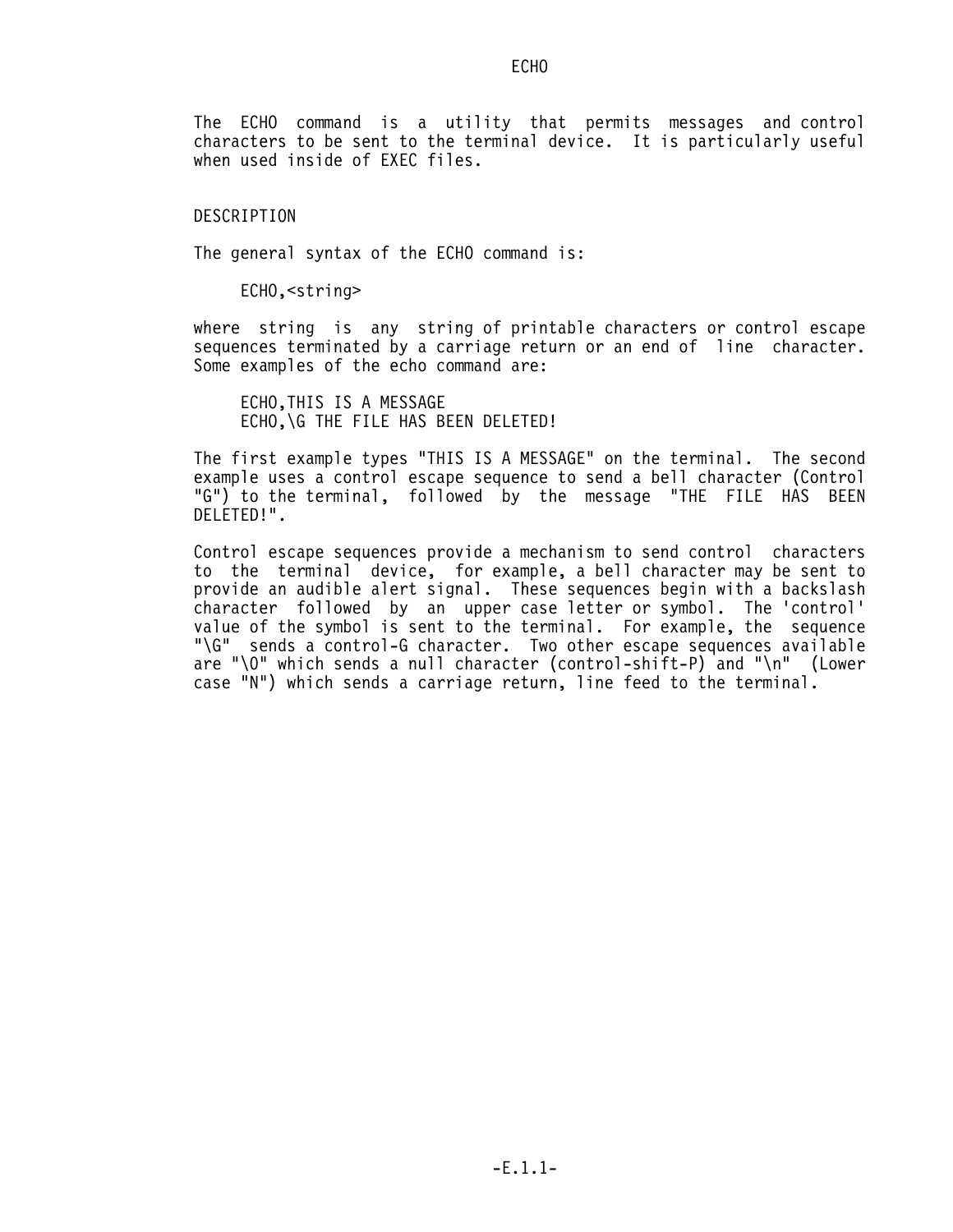# ECHO

The ECHO command is a utility that permits messages and control characters to be sent to the terminal device. It is particularly useful when used inside of EXEC files.

## DESCRIPTION

The general syntax of the ECHO command is:

```
ECHO,<string>
```

where string is any string of printable characters or control escape sequences terminated by a carriage return or an end of line character. Some examples of the echo command are:

```
ECHO,THIS IS A MESSAGE
ECHO,\G THE FILE HAS BEEN DELETED!
```

The first example types "THIS IS A MESSAGE" on the terminal. The second example uses a control escape sequence to send a bell character (Control "G") to the terminal, followed by the message "THE FILE HAS BEEN DELETED!".

Control escape sequences provide a mechanism to send control characters to the terminal device, for example, a bell character may be sent to provide an audible alert signal. These sequences begin with a backslash character followed by an upper case letter or symbol. The 'control' value of the symbol is sent to the terminal. For example, the sequence "\G" sends a control-G character. Two other escape sequences available are "\0" which sends a null character (control-shift-P) and "\n" (Lower case "N") which sends a carriage return, line feed to the terminal.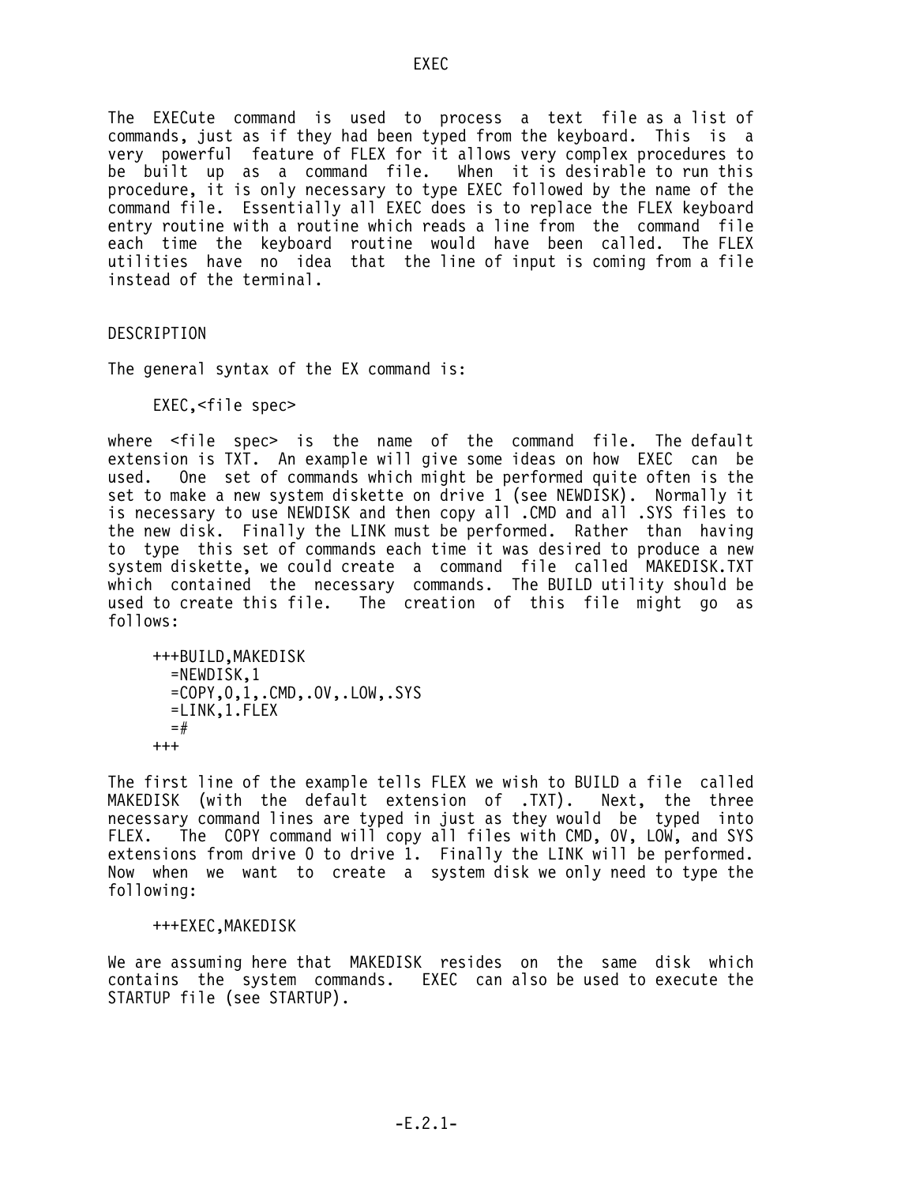# EXEC

The EXECute command is used to process a text file as a list of commands, just as if they had been typed from the keyboard. This is a very powerful feature of FLEX for it allows very complex procedures to be built up as a command file. When it is desirable to run this procedure, it is only necessary to type EXEC followed by the name of the command file. Essentially all EXEC does is to replace the FLEX keyboard entry routine with a routine which reads a line from the command file each time the keyboard routine would have been called. The FLEX utilities have no idea that the line of input is coming from a file instead of the terminal.

## DESCRIPTION

The general syntax of the EX command is:

```
EXEC,<file spec>
```

where <file spec> is the name of the command file. The default extension is TXT. An example will give some ideas on how EXEC can be used. One set of commands which might be performed quite often is the set to make a new system diskette on drive 1 (see NEWDISK). Normally it is necessary to use NEWDISK and then copy all .CMD and all .SYS files to the new disk. Finally the LINK must be performed. Rather than having to type this set of commands each time it was desired to produce a new system diskette, we could create a command file called MAKEDISK.TXT which contained the necessary commands. The BUILD utility should be used to create this file. The creation of this file might go as follows:

```
+++BUILD,MAKEDISK
  =NEWDISK,1
  =COPY,0,1,.CMD,.OV,.LOW,.SYS
  =LINK,1.FLEX
  =#
+++
```

The first line of the example tells FLEX we wish to BUILD a file called MAKEDISK (with the default extension of .TXT). Next, the three necessary command lines are typed in just as they would be typed into FLEX. The COPY command will copy all files with CMD, OV, LOW, and SYS extensions from drive 0 to drive 1. Finally the LINK will be performed. Now when we want to create a system disk we only need to type the following:

```
+++EXEC,MAKEDISK
```

We are assuming here that MAKEDISK resides on the same disk which contains the system commands. EXEC can also be used to execute the STARTUP file (see STARTUP).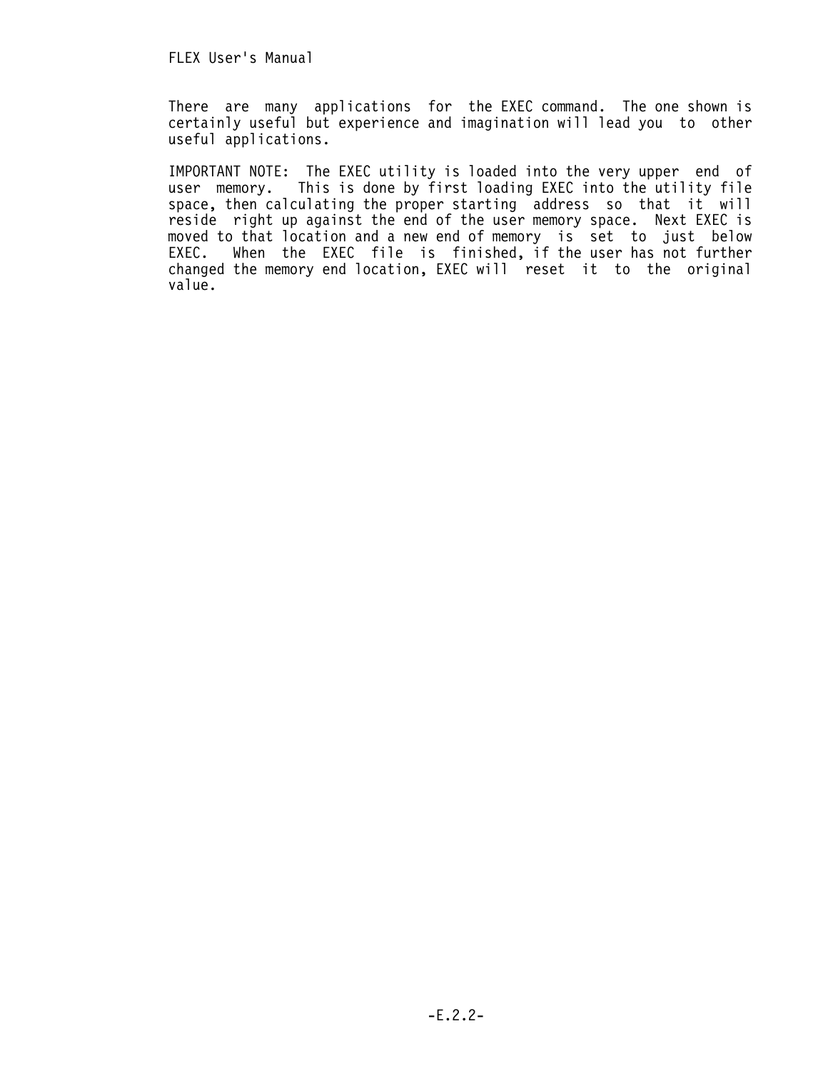There are many applications for the EXEC command. The one shown is certainly useful but experience and imagination will lead you to other useful applications.

IMPORTANT NOTE: The EXEC utility is loaded into the very upper end of user memory. This is done by first loading EXEC into the utility file space, then calculating the proper starting address so that it will reside right up against the end of the user memory space. Next EXEC is moved to that location and a new end of memory is set to just below EXEC. When the EXEC file is finished, if the user has not further changed the memory end location, EXEC will reset it to the original value.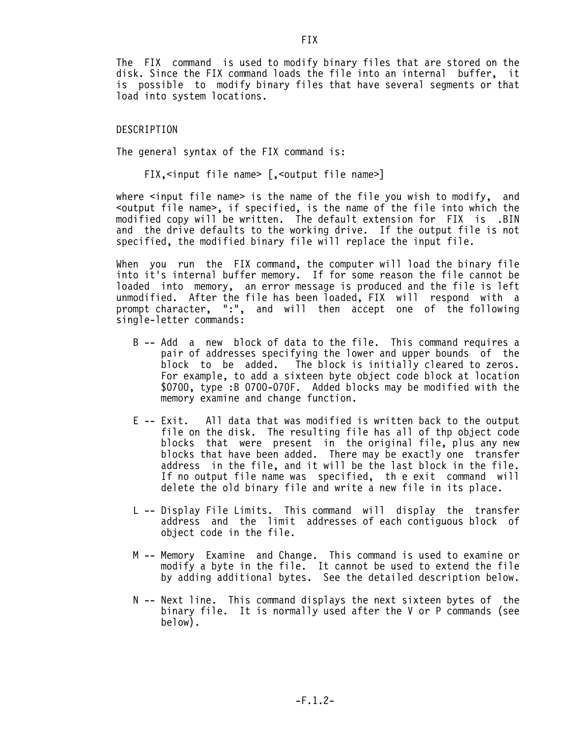# FIX

The FIX command is used to modify binary files that are stored on the disk. Since the FIX command loads the file into an internal buffer, it is possible to modify binary files that have several segments or that load into system locations.

## DESCRIPTION

The general syntax of the FIX command is:

```
FIX,<input file name> [,<output file name>]
```

where <input file name> is the name of the file you wish to modify, and <output file name>, if specified, is the name of the file into which the modified copy will be written. The default extension for FIX is .BIN and the drive defaults to the working drive. If the output file is not specified, the modified binary file will replace the input file.

When you run the FIX command, the computer will load the binary file into it's internal buffer memory. If for some reason the file cannot be loaded into memory, an error message is produced and the file is left unmodified. After the file has been loaded, FIX will respond with a prompt character, ":", and will then accept one of the following single-letter commands:

- B -- Add a new block of data to the file. This command requires a pair of addresses specifying the lower and upper bounds of the block to be added. The block is initially cleared to zeros. For example, to add a sixteen byte object code block at location $0700, type :B 0700-070F. Added blocks may be modified with the memory examine and change function.

- E -- Exit. All data that was modified is written back to the output file on the disk. The resulting file has all of thp object code blocks that were present in the original file, plus any new blocks that have been added. There may be exactly one transfer address in the file, and it will be the last block in the file. If no output file name was specified, th e exit command will delete the old binary file and write a new file in its place.

- L -- Display File Limits. This command will display the transfer address and the limit addresses of each contiguous block of object code in the file.

- M -- Memory Examine and Change. This command is used to examine or modify a byte in the file. It cannot be used to extend the file by adding additional bytes. See the detailed description below.

- N -- Next line. This command displays the next sixteen bytes of the binary file. It is normally used after the V or P commands (see below).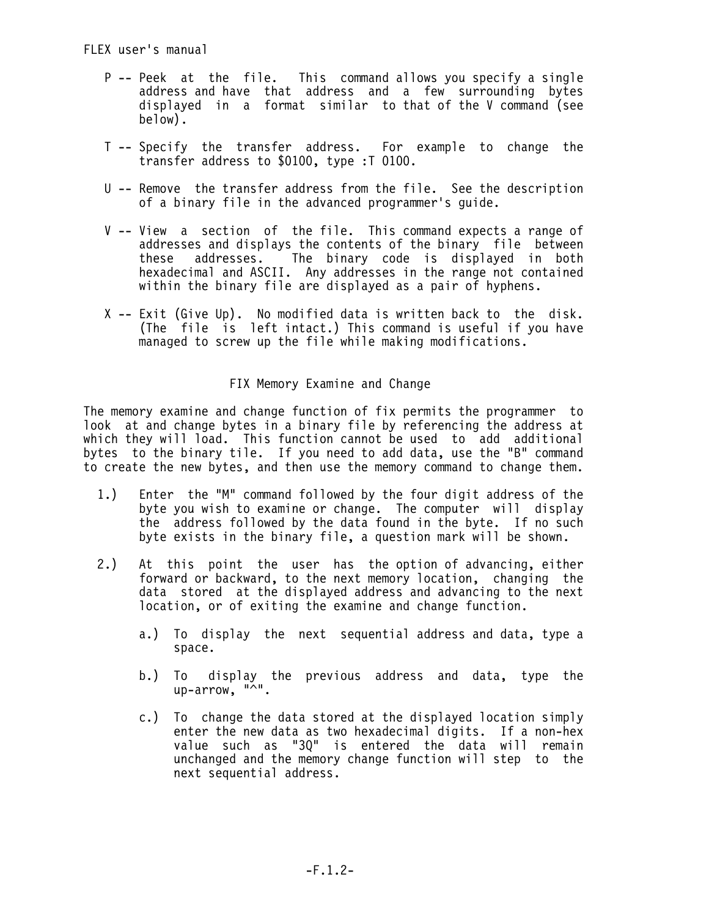P -- Peek at the file. This command allows you specify a single address and have that address and a few surrounding bytes displayed in a format similar to that of the V command (see below).

T -- Specify the transfer address. For example to change the transfer address to $0100, type :T 0100.

U -- Remove the transfer address from the file. See the description of a binary file in the advanced programmer's guide.

V -- View a section of the file. This command expects a range of addresses and displays the contents of the binary file between these addresses. The binary code is displayed in both hexadecimal and ASCII. Any addresses in the range not contained within the binary file are displayed as a pair of hyphens.

X -- Exit (Give Up). No modified data is written back to the disk. (The file is left intact.) This command is useful if you have managed to screw up the file while making modifications.

## FIX Memory Examine and Change

The memory examine and change function of fix permits the programmer to look at and change bytes in a binary file by referencing the address at which they will load. This function cannot be used to add additional bytes to the binary tile. If you need to add data, use the "B" command to create the new bytes, and then use the memory command to change them.

1.) Enter the "M" command followed by the four digit address of the byte you wish to examine or change. The computer will display the address followed by the data found in the byte. If no such byte exists in the binary file, a question mark will be shown.

2.) At this point the user has the option of advancing, either forward or backward, to the next memory location, changing the data stored at the displayed address and advancing to the next location, or of exiting the examine and change function.

    a.) To display the next sequential address and data, type a space.

    b.) To display the previous address and data, type the up-arrow, "^".

    c.) To change the data stored at the displayed location simply enter the new data as two hexadecimal digits. If a non-hex value such as "3Q" is entered the data will remain unchanged and the memory change function will step to the next sequential address.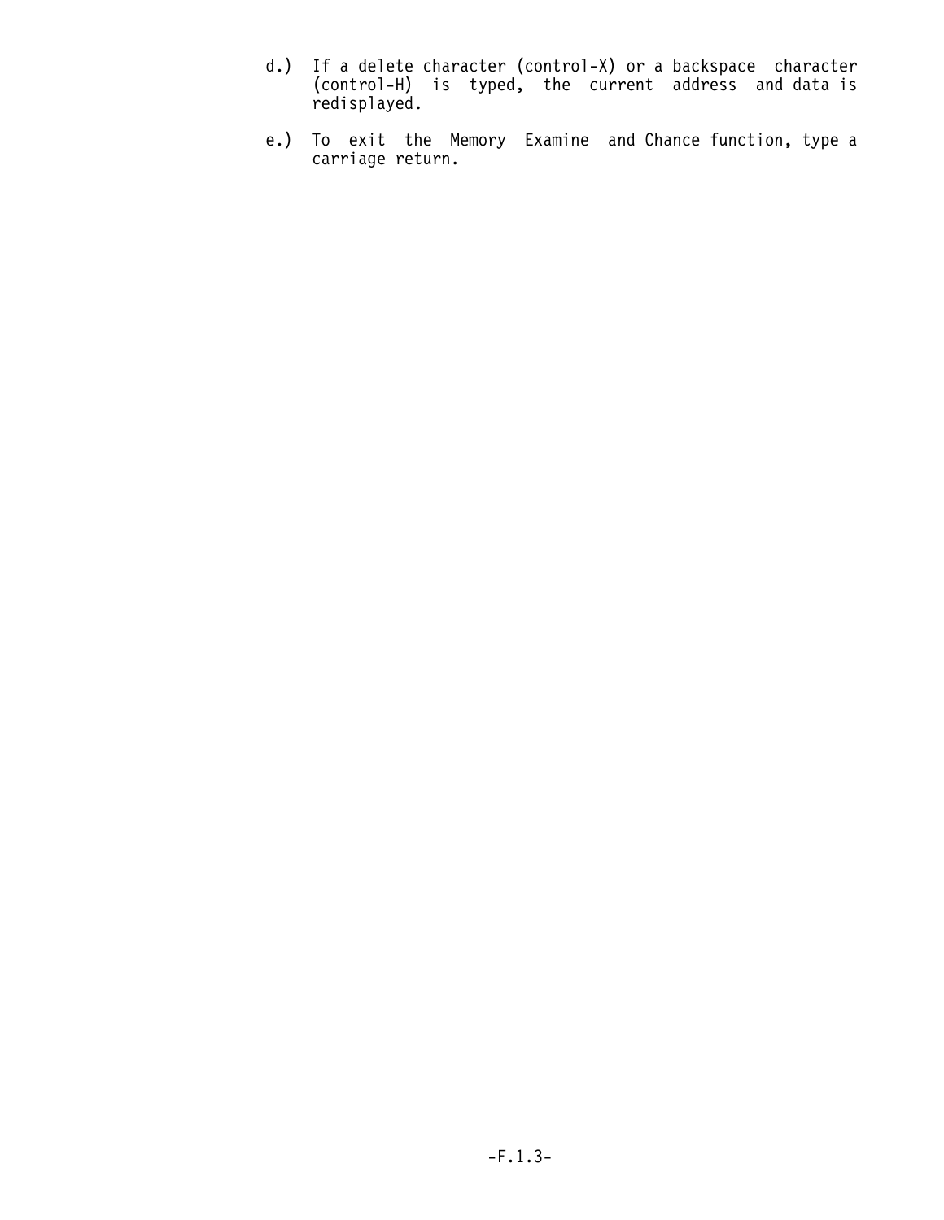d.) If a delete character (control-X) or a backspace character (control-H) is typed, the current address and data is redisplayed.

e.) To exit the Memory Examine and Chance function, type a carriage return.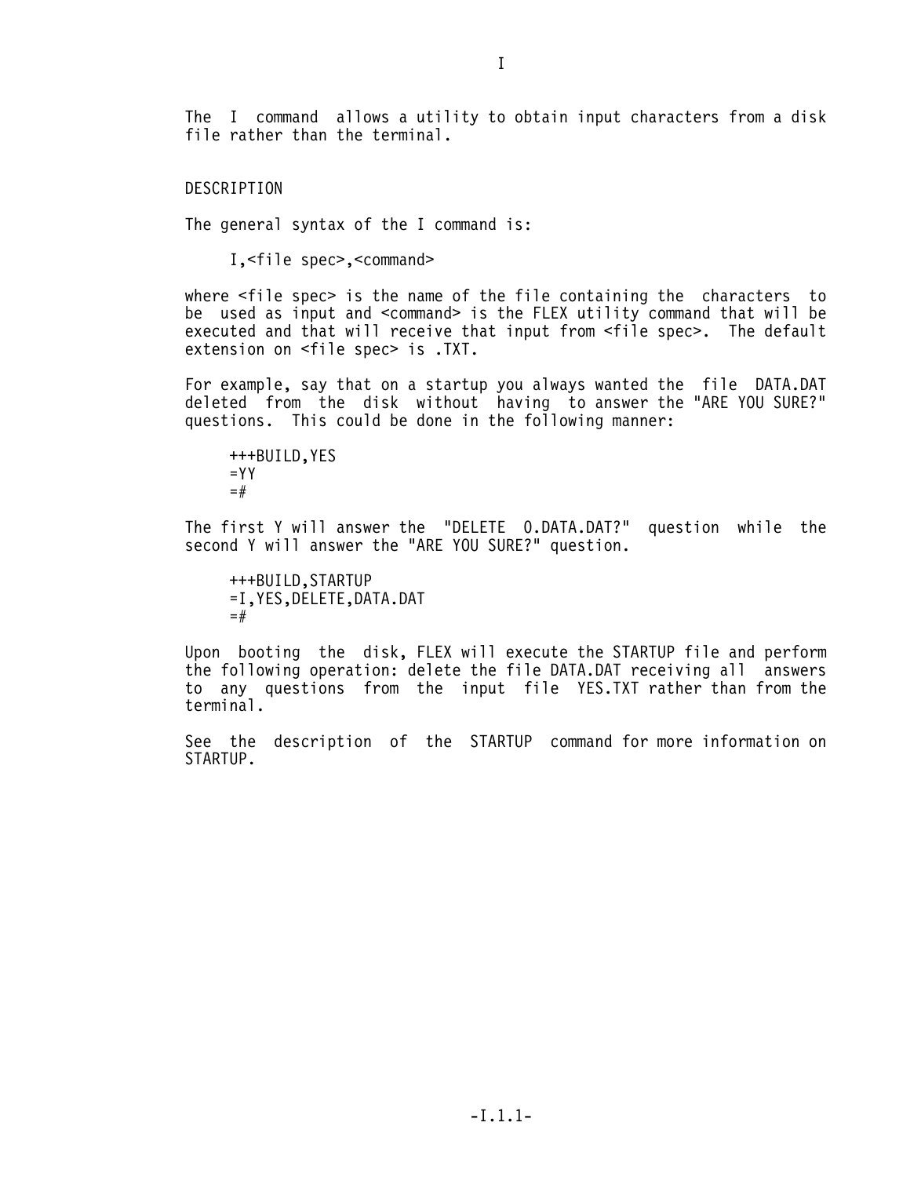# I

The I command allows a utility to obtain input characters from a disk file rather than the terminal.

## DESCRIPTION

The general syntax of the I command is:

```
I,<file spec>,<command>
```

where <file spec> is the name of the file containing the characters to be used as input and <command> is the FLEX utility command that will be executed and that will receive that input from <file spec>. The default extension on <file spec> is .TXT.

For example, say that on a startup you always wanted the file DATA.DAT deleted from the disk without having to answer the "ARE YOU SURE?" questions. This could be done in the following manner:

```
+++BUILD,YES
=YY
=#
```

The first Y will answer the "DELETE 0.DATA.DAT?" question while the second Y will answer the "ARE YOU SURE?" question.

```
+++BUILD,STARTUP
=I,YES,DELETE,DATA.DAT
=#
```

Upon booting the disk, FLEX will execute the STARTUP file and perform the following operation: delete the file DATA.DAT receiving all answers to any questions from the input file YES.TXT rather than from the terminal.

See the description of the STARTUP command for more information on STARTUP.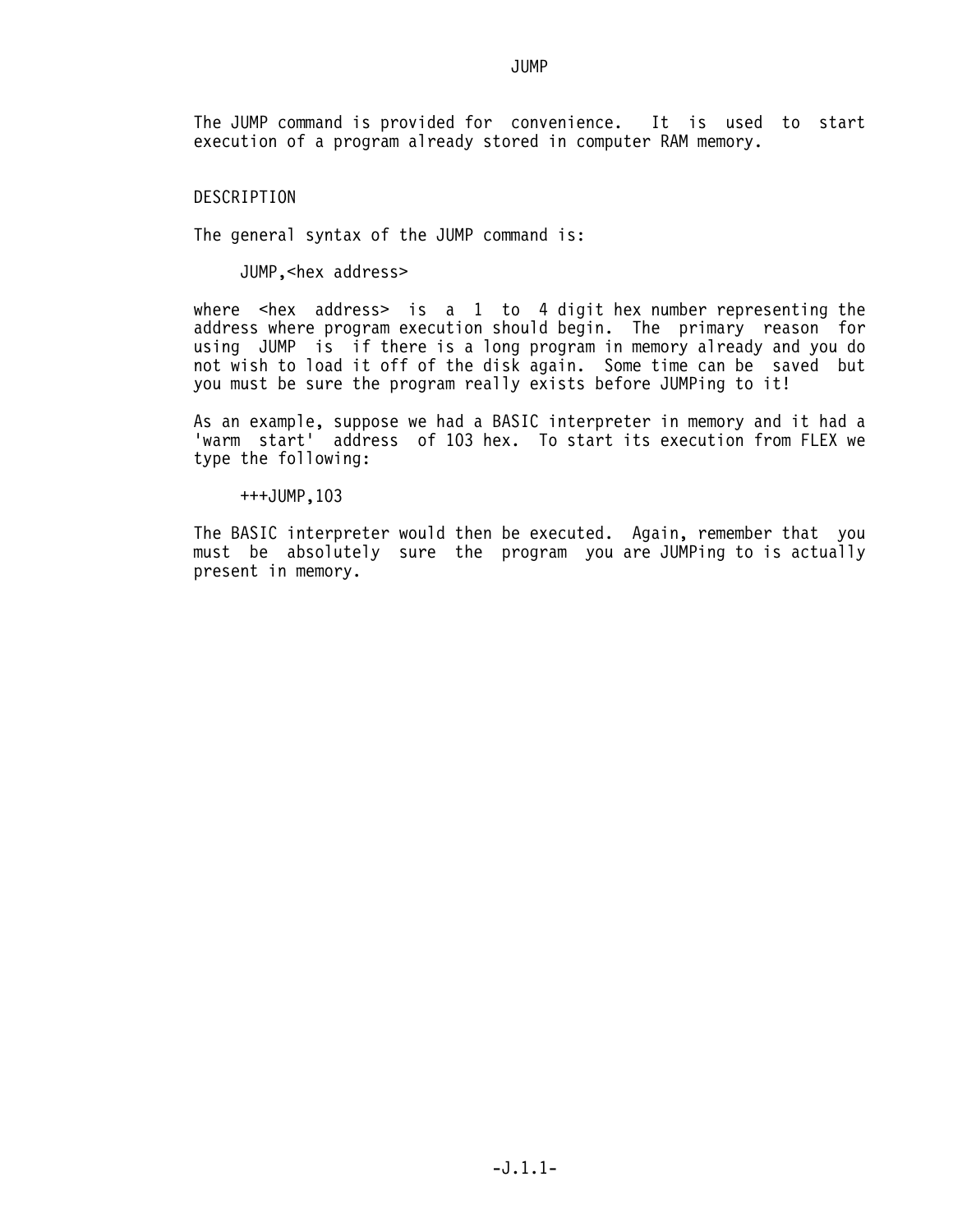# JUMP

The JUMP command is provided for convenience. It is used to start execution of a program already stored in computer RAM memory.

## DESCRIPTION

The general syntax of the JUMP command is:

```
JUMP,<hex address>
```

where <hex address> is a 1 to 4 digit hex number representing the address where program execution should begin. The primary reason for using JUMP is if there is a long program in memory already and you do not wish to load it off of the disk again. Some time can be saved but you must be sure the program really exists before JUMPing to it!

As an example, suppose we had a BASIC interpreter in memory and it had a 'warm start' address of 103 hex. To start its execution from FLEX we type the following:

```
+++JUMP,103
```

The BASIC interpreter would then be executed. Again, remember that you must be absolutely sure the program you are JUMPing to is actually present in memory.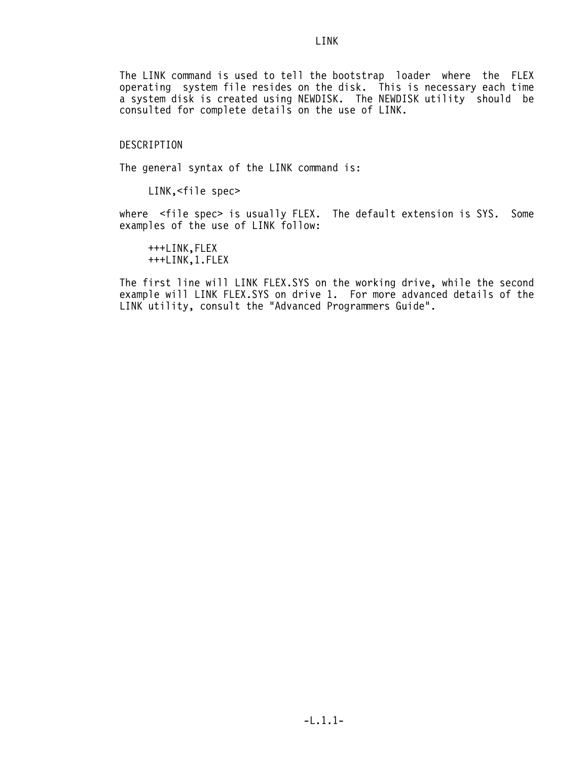# LINK

The LINK command is used to tell the bootstrap loader where the FLEX operating system file resides on the disk. This is necessary each time a system disk is created using NEWDISK. The NEWDISK utility should be consulted for complete details on the use of LINK.

## DESCRIPTION

The general syntax of the LINK command is:

```
LINK,<file spec>
```

where <file spec> is usually FLEX. The default extension is SYS. Some examples of the use of LINK follow:

```
+++LINK,FLEX
+++LINK,1.FLEX
```

The first line will LINK FLEX.SYS on the working drive, while the second example will LINK FLEX.SYS on drive 1. For more advanced details of the LINK utility, consult the "Advanced Programmers Guide".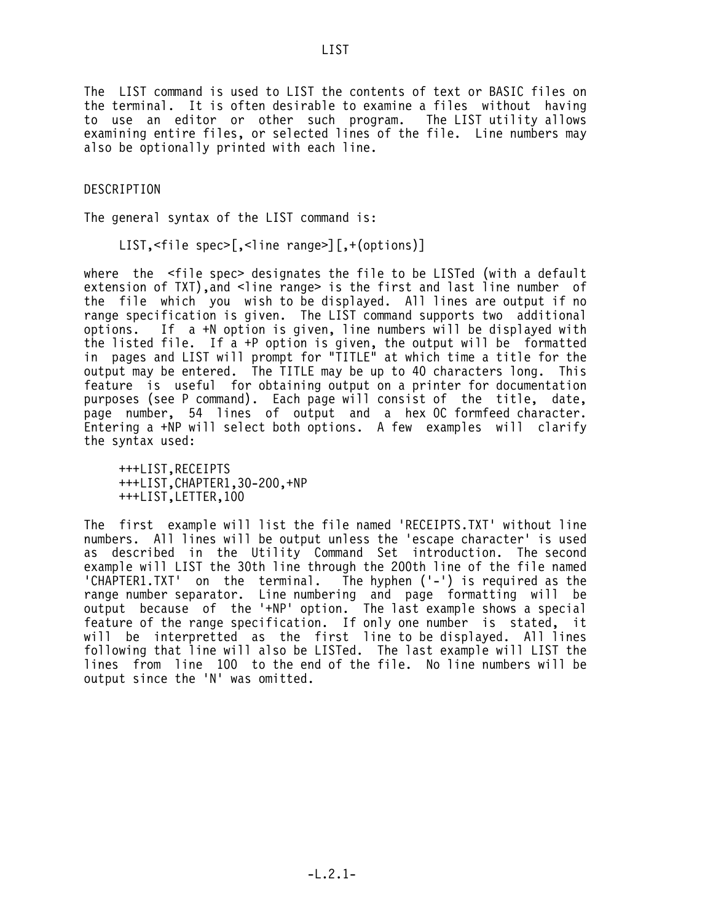# LIST

The LIST command is used to LIST the contents of text or BASIC files on the terminal. It is often desirable to examine a files without having to use an editor or other such program. The LIST utility allows examining entire files, or selected lines of the file. Line numbers may also be optionally printed with each line.

## DESCRIPTION

The general syntax of the LIST command is:

```
LIST,<file spec>[,<line range>][,+(options)]
```

where the <file spec> designates the file to be LISTed (with a default extension of TXT),and <line range> is the first and last line number of the file which you wish to be displayed. All lines are output if no range specification is given. The LIST command supports two additional options. If a +N option is given, line numbers will be displayed with the listed file. If a +P option is given, the output will be formatted in pages and LIST will prompt for "TITLE" at which time a title for the output may be entered. The TITLE may be up to 40 characters long. This feature is useful for obtaining output on a printer for documentation purposes (see P command). Each page will consist of the title, date, page number, 54 lines of output and a hex 0C formfeed character. Entering a +NP will select both options. A few examples will clarify the syntax used:

```
+++LIST,RECEIPTS
+++LIST,CHAPTER1,30-200,+NP
+++LIST,LETTER,100
```

The first example will list the file named 'RECEIPTS.TXT' without line numbers. All lines will be output unless the 'escape character' is used as described in the Utility Command Set introduction. The second example will LIST the 30th line through the 200th line of the file named 'CHAPTER1.TXT' on the terminal. The hyphen ('-') is required as the range number separator. Line numbering and page formatting will be output because of the '+NP' option. The last example shows a special feature of the range specification. If only one number is stated, it will be interpretted as the first line to be displayed. All lines following that line will also be LISTed. The last example will LIST the lines from line 100 to the end of the file. No line numbers will be output since the 'N' was omitted.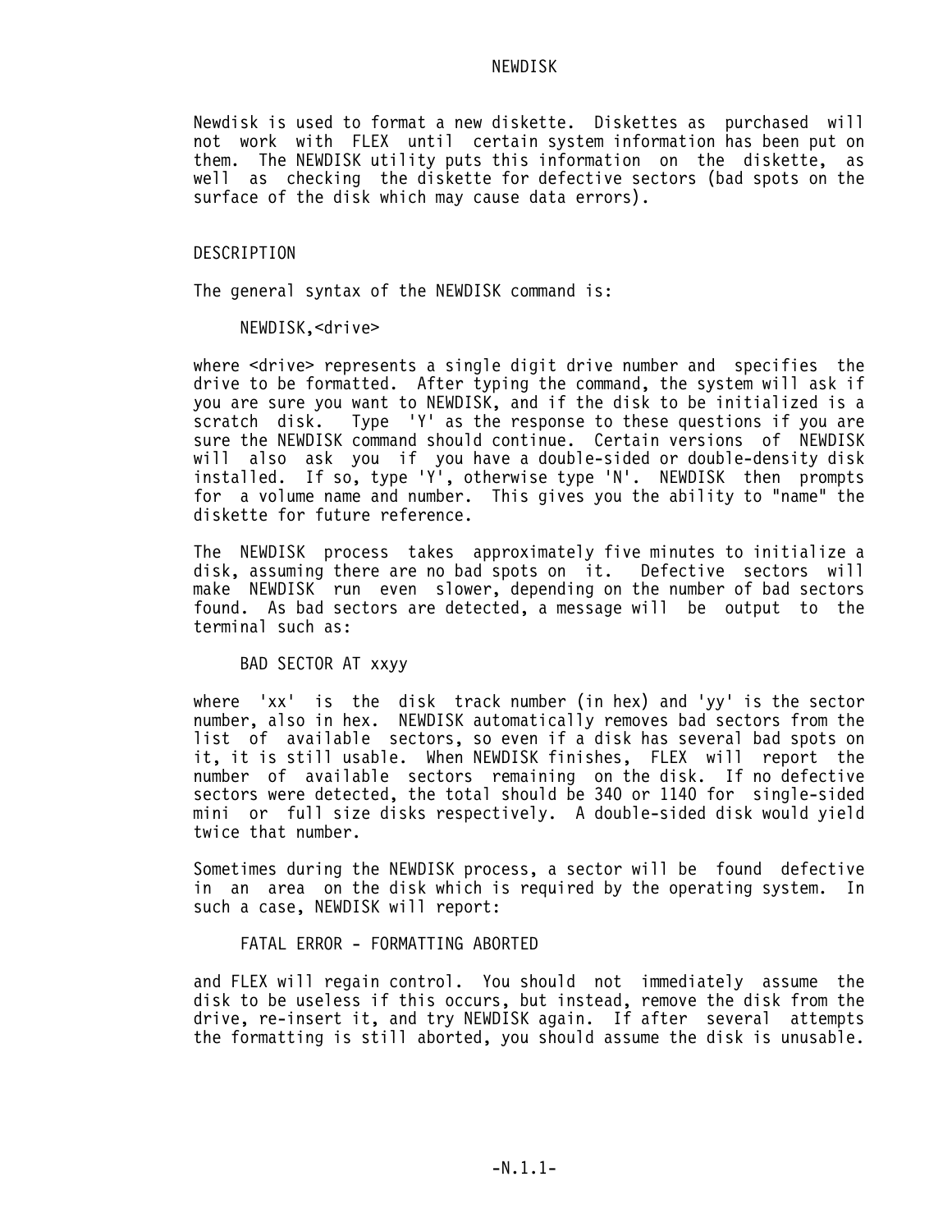# NEWDISK

Newdisk is used to format a new diskette. Diskettes as purchased will not work with FLEX until certain system information has been put on them. The NEWDISK utility puts this information on the diskette, as well as checking the diskette for defective sectors (bad spots on the surface of the disk which may cause data errors).

## DESCRIPTION

The general syntax of the NEWDISK command is:

```
NEWDISK,<drive>
```

where <drive> represents a single digit drive number and specifies the drive to be formatted. After typing the command, the system will ask if you are sure you want to NEWDISK, and if the disk to be initialized is a scratch disk. Type 'Y' as the response to these questions if you are sure the NEWDISK command should continue. Certain versions of NEWDISK will also ask you if you have a double-sided or double-density disk installed. If so, type 'Y', otherwise type 'N'. NEWDISK then prompts for a volume name and number. This gives you the ability to "name" the diskette for future reference.

The NEWDISK process takes approximately five minutes to initialize a disk, assuming there are no bad spots on it. Defective sectors will make NEWDISK run even slower, depending on the number of bad sectors found. As bad sectors are detected, a message will be output to the terminal such as:

```
BAD SECTOR AT xxyy
```

where 'xx' is the disk track number (in hex) and 'yy' is the sector number, also in hex. NEWDISK automatically removes bad sectors from the list of available sectors, so even if a disk has several bad spots on it, it is still usable. When NEWDISK finishes, FLEX will report the number of available sectors remaining on the disk. If no defective sectors were detected, the total should be 340 or 1140 for single-sided mini or full size disks respectively. A double-sided disk would yield twice that number.

Sometimes during the NEWDISK process, a sector will be found defective in an area on the disk which is required by the operating system. In such a case, NEWDISK will report:

```
FATAL ERROR - FORMATTING ABORTED
```

and FLEX will regain control. You should not immediately assume the disk to be useless if this occurs, but instead, remove the disk from the drive, re-insert it, and try NEWDISK again. If after several attempts the formatting is still aborted, you should assume the disk is unusable.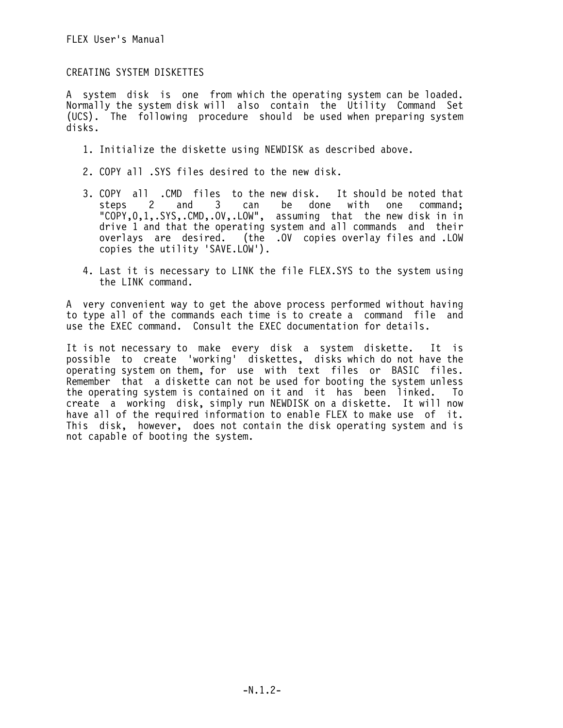## CREATING SYSTEM DISKETTES

A system disk is one from which the operating system can be loaded. Normally the system disk will also contain the Utility Command Set (UCS). The following procedure should be used when preparing system disks.

1. Initialize the diskette using NEWDISK as described above.

2. COPY all .SYS files desired to the new disk.

3. COPY all .CMD files to the new disk. It should be noted that steps 2 and 3 can be done with one command; "COPY,0,1,.SYS,.CMD,.OV,.LOW", assuming that the new disk in in drive 1 and that the operating system and all commands and their overlays are desired. (the .OV copies overlay files and .LOW copies the utility 'SAVE.LOW').

4. Last it is necessary to LINK the file FLEX.SYS to the system using the LINK command.

A very convenient way to get the above process performed without having to type all of the commands each time is to create a command file and use the EXEC command. Consult the EXEC documentation for details.

It is not necessary to make every disk a system diskette. It is possible to create 'working' diskettes, disks which do not have the operating system on them, for use with text files or BASIC files. Remember that a diskette can not be used for booting the system unless the operating system is contained on it and it has been linked. To create a working disk, simply run NEWDISK on a diskette. It will now have all of the required information to enable FLEX to make use of it. This disk, however, does not contain the disk operating system and is not capable of booting the system.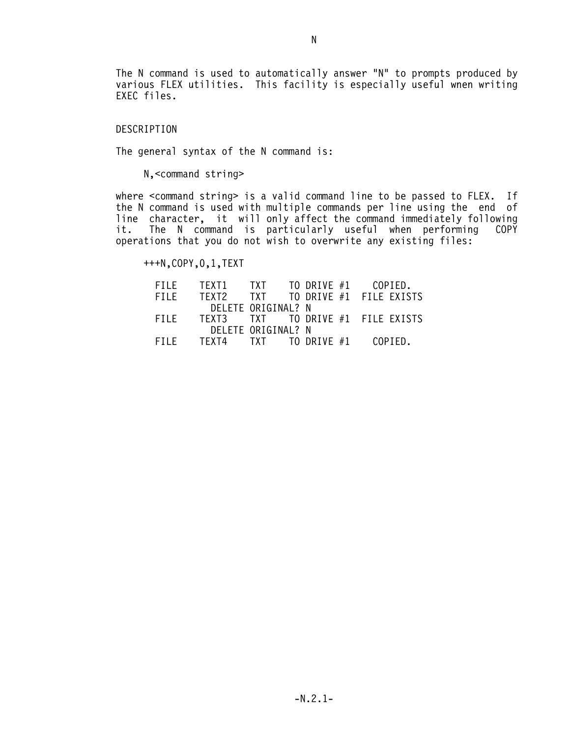# N

The N command is used to automatically answer "N" to prompts produced by various FLEX utilities. This facility is especially useful wnen writing EXEC files.

## DESCRIPTION

The general syntax of the N command is:

```
N,<command string>
```

where <command string> is a valid command line to be passed to FLEX. If the N command is used with multiple commands per line using the end of line character, it will only affect the command immediately following it. The N command is particularly useful when performing COPY operations that you do not wish to overwrite any existing files:

```
+++N,COPY,0,1,TEXT

  FILE    TEXT1    TXT    TO DRIVE #1    COPIED.
  FILE    TEXT2    TXT    TO DRIVE #1  FILE EXISTS
            DELETE ORIGINAL? N
  FILE    TEXT3    TXT    TO DRIVE #1  FILE EXISTS
            DELETE ORIGINAL? N
  FILE    TEXT4    TXT    TO DRIVE #1    COPIED.
```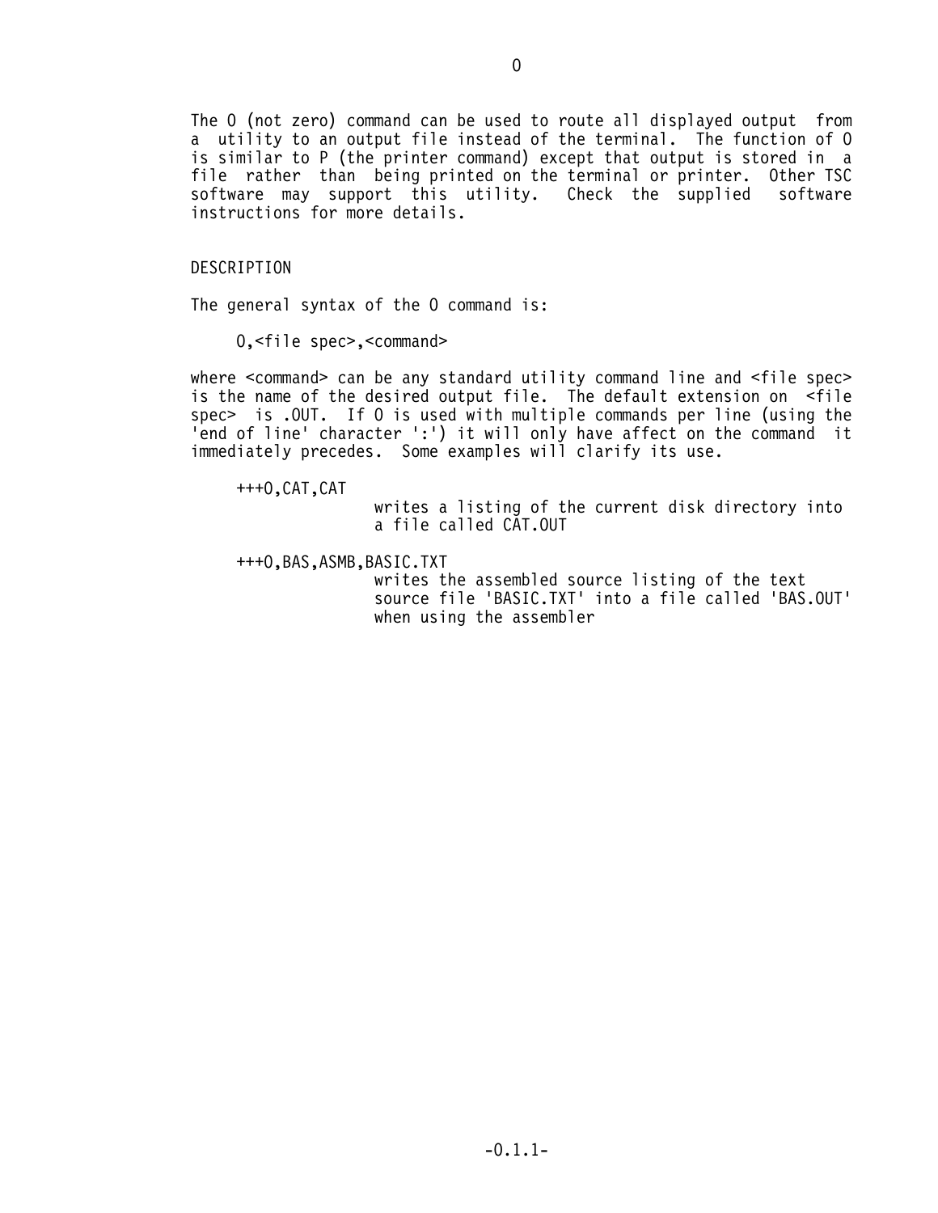# O

The O (not zero) command can be used to route all displayed output from a utility to an output file instead of the terminal. The function of O is similar to P (the printer command) except that output is stored in a file rather than being printed on the terminal or printer. Other TSC software may support this utility. Check the supplied software instructions for more details.

## DESCRIPTION

The general syntax of the O command is:

```
O,<file spec>,<command>
```

where <command> can be any standard utility command line and <file spec> is the name of the desired output file. The default extension on <file spec> is .OUT. If O is used with multiple commands per line (using the 'end of line' character ':') it will only have affect on the command it immediately precedes. Some examples will clarify its use.

```
+++O,CAT,CAT
```

writes a listing of the current disk directory into a file called CAT.OUT

```
+++O,BAS,ASMB,BASIC.TXT
```

writes the assembled source listing of the text source file 'BASIC.TXT' into a file called 'BAS.OUT' when using the assembler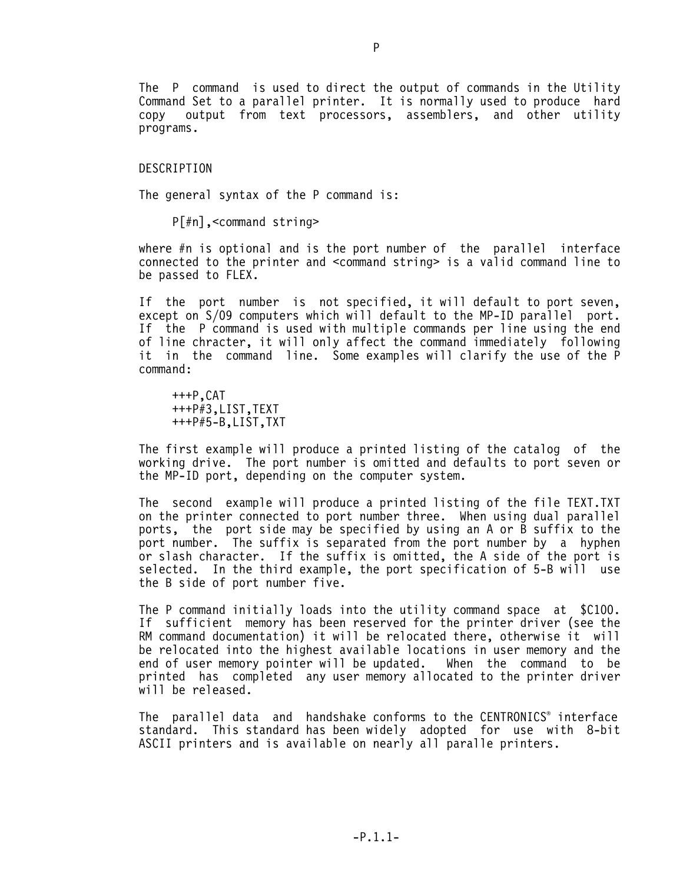# P

The P command is used to direct the output of commands in the Utility Command Set to a parallel printer. It is normally used to produce hard copy output from text processors, assemblers, and other utility programs.

## DESCRIPTION

The general syntax of the P command is:

```
P[#n],<command string>
```

where #n is optional and is the port number of the parallel interface connected to the printer and <command string> is a valid command line to be passed to FLEX.

If the port number is not specified, it will default to port seven, except on S/09 computers which will default to the MP-ID parallel port. If the P command is used with multiple commands per line using the end of line chracter, it will only affect the command immediately following it in the command line. Some examples will clarify the use of the P command:

```
+++P,CAT
+++P#3,LIST,TEXT
+++P#5-B,LIST,TXT
```

The first example will produce a printed listing of the catalog of the working drive. The port number is omitted and defaults to port seven or the MP-ID port, depending on the computer system.

The second example will produce a printed listing of the file TEXT.TXT on the printer connected to port number three. When using dual parallel ports, the port side may be specified by using an A or B suffix to the port number. The suffix is separated from the port number by a hyphen or slash character. If the suffix is omitted, the A side of the port is selected. In the third example, the port specification of 5-B will use the B side of port number five.

The P command initially loads into the utility command space at $C100. If sufficient memory has been reserved for the printer driver (see the RM command documentation) it will be relocated there, otherwise it will be relocated into the highest available locations in user memory and the end of user memory pointer will be updated. When the command to be printed has completed any user memory allocated to the printer driver will be released.

The parallel data and handshake conforms to the CENTRONICS® interface standard. This standard has been widely adopted for use with 8-bit ASCII printers and is available on nearly all paralle printers.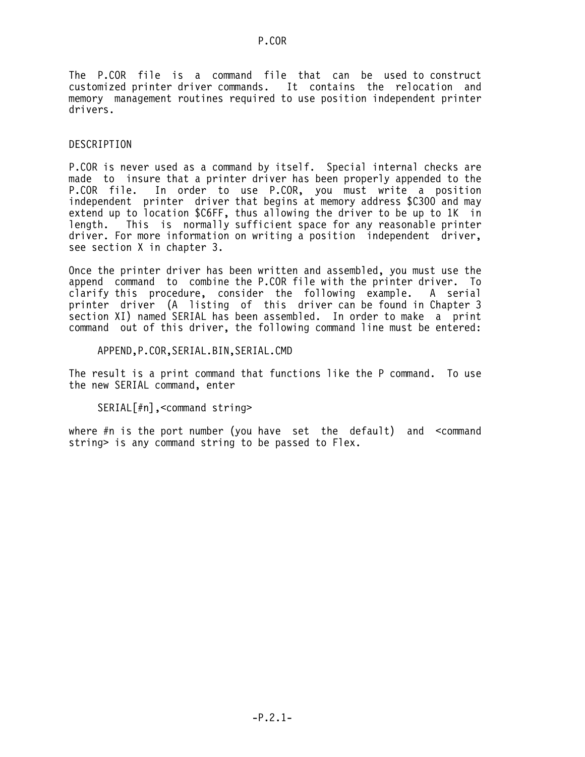# P.COR

The P.COR file is a command file that can be used to construct customized printer driver commands. It contains the relocation and memory management routines required to use position independent printer drivers.

## DESCRIPTION

P.COR is never used as a command by itself. Special internal checks are made to insure that a printer driver has been properly appended to the P.COR file. In order to use P.COR, you must write a position independent printer driver that begins at memory address $C300 and may extend up to location $C6FF, thus allowing the driver to be up to 1K in length. This is normally sufficient space for any reasonable printer driver. For more information on writing a position independent driver, see section X in chapter 3.

Once the printer driver has been written and assembled, you must use the append command to combine the P.COR file with the printer driver. To clarify this procedure, consider the following example. A serial printer driver (A listing of this driver can be found in Chapter 3 section XI) named SERIAL has been assembled. In order to make a print command out of this driver, the following command line must be entered:

```
APPEND,P.COR,SERIAL.BIN,SERIAL.CMD
```

The result is a print command that functions like the P command. To use the new SERIAL command, enter

```
SERIAL[#n],<command string>
```

where #n is the port number (you have set the default) and <command string> is any command string to be passed to Flex.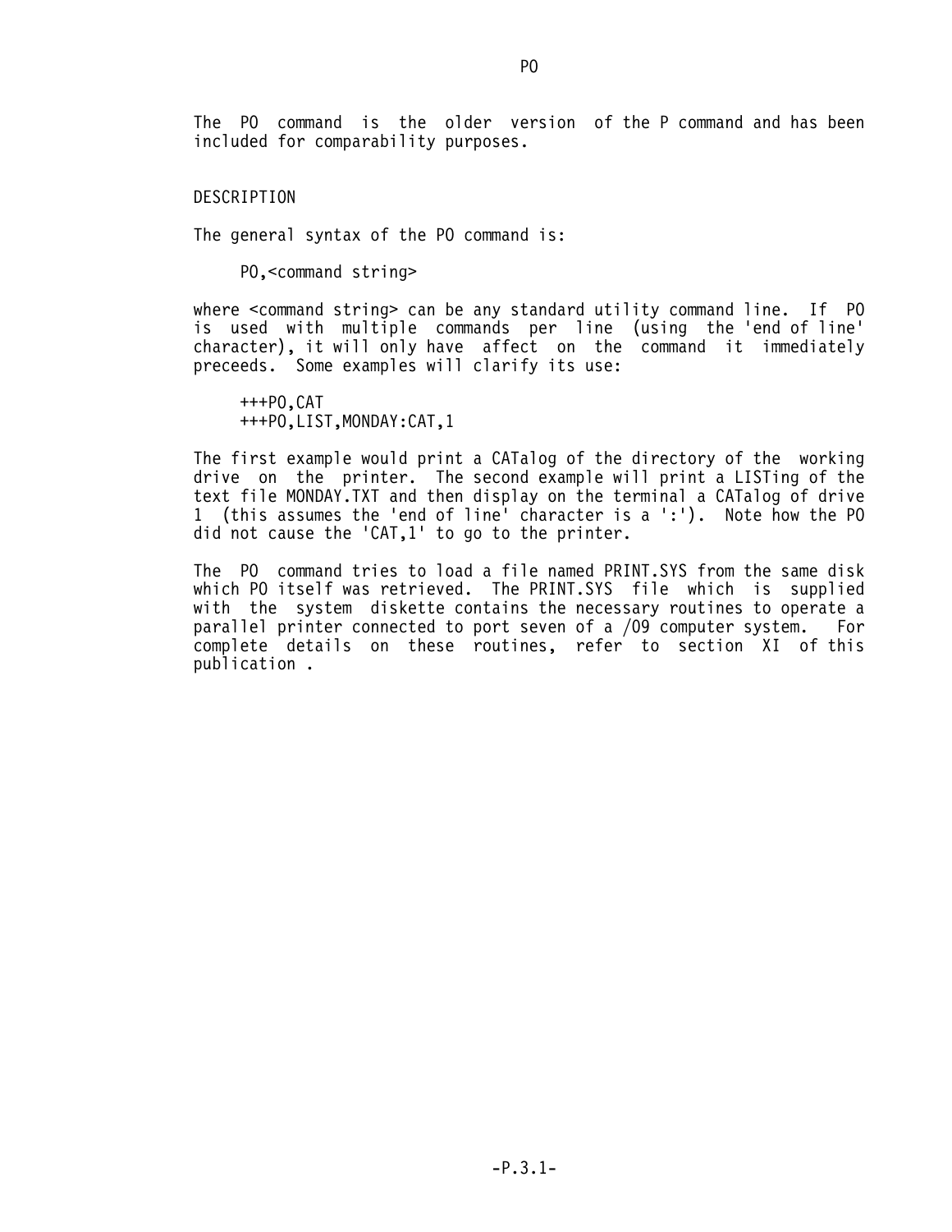# PO

The PO command is the older version of the P command and has been included for comparability purposes.

## DESCRIPTION

The general syntax of the PO command is:

```
PO,<command string>
```

where <command string> can be any standard utility command line. If PO is used with multiple commands per line (using the 'end of line' character), it will only have affect on the command it immediately preceeds. Some examples will clarify its use:

```
+++PO,CAT
+++PO,LIST,MONDAY:CAT,1
```

The first example would print a CATalog of the directory of the working drive on the printer. The second example will print a LISTing of the text file MONDAY.TXT and then display on the terminal a CATalog of drive 1 (this assumes the 'end of line' character is a ':'). Note how the PO did not cause the 'CAT,1' to go to the printer.

The PO command tries to load a file named PRINT.SYS from the same disk which PO itself was retrieved. The PRINT.SYS file which is supplied with the system diskette contains the necessary routines to operate a parallel printer connected to port seven of a /09 computer system. For complete details on these routines, refer to section XI of this publication .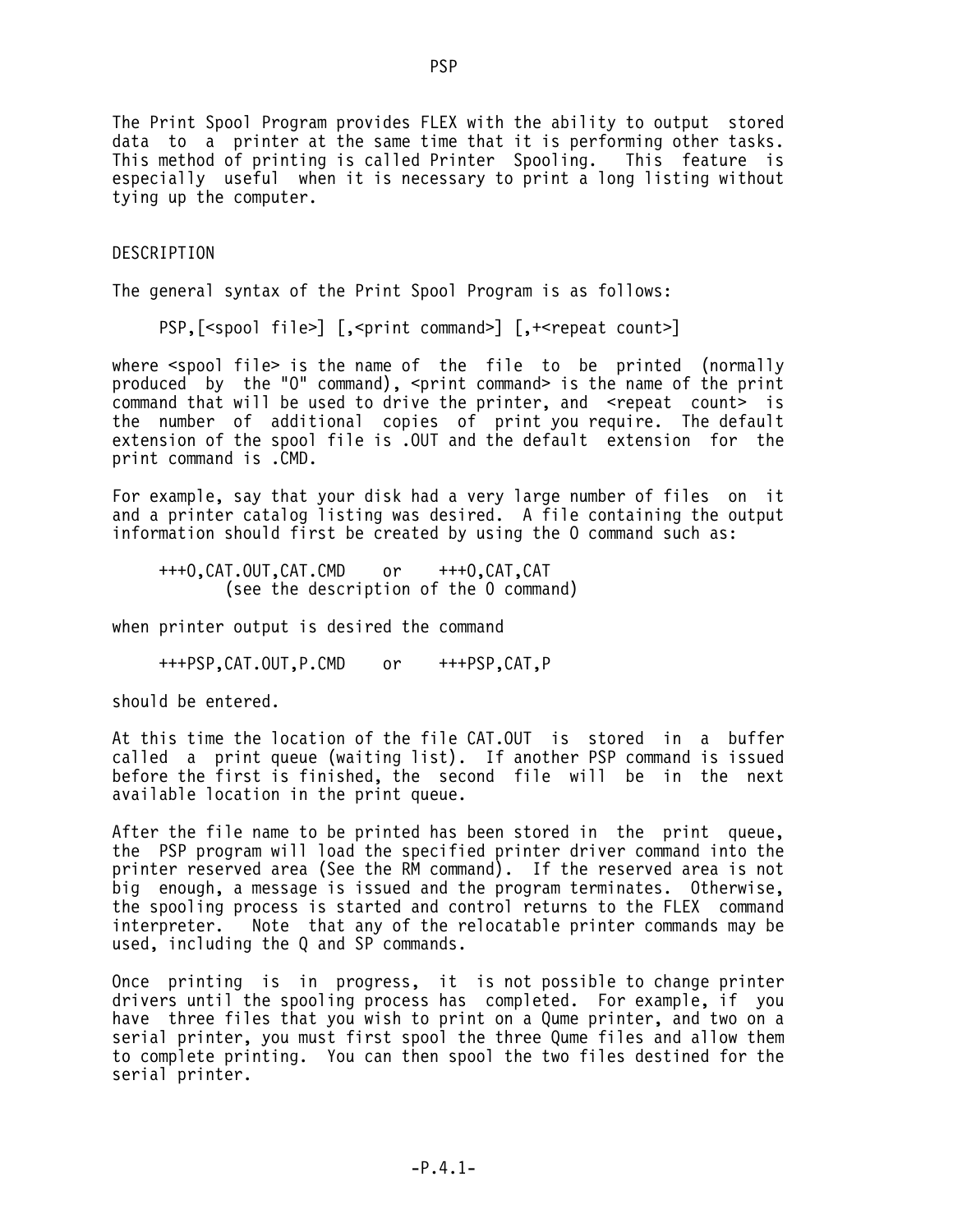# PSP

The Print Spool Program provides FLEX with the ability to output stored data to a printer at the same time that it is performing other tasks. This method of printing is called Printer Spooling. This feature is especially useful when it is necessary to print a long listing without tying up the computer.

## DESCRIPTION

The general syntax of the Print Spool Program is as follows:

```
PSP,[<spool file>] [,<print command>] [,+<repeat count>]
```

where <spool file> is the name of the file to be printed (normally produced by the "O" command), <print command> is the name of the print command that will be used to drive the printer, and <repeat count> is the number of additional copies of print you require. The default extension of the spool file is .OUT and the default extension for the print command is .CMD.

For example, say that your disk had a very large number of files on it and a printer catalog listing was desired. A file containing the output information should first be created by using the O command such as:

```
+++O,CAT.OUT,CAT.CMD    or    +++O,CAT,CAT
      (see the description of the O command)
```

when printer output is desired the command

```
+++PSP,CAT.OUT,P.CMD    or    +++PSP,CAT,P
```

should be entered.

At this time the location of the file CAT.OUT is stored in a buffer called a print queue (waiting list). If another PSP command is issued before the first is finished, the second file will be in the next available location in the print queue.

After the file name to be printed has been stored in the print queue, the PSP program will load the specified printer driver command into the printer reserved area (See the RM command). If the reserved area is not big enough, a message is issued and the program terminates. Otherwise, the spooling process is started and control returns to the FLEX command interpreter. Note that any of the relocatable printer commands may be used, including the Q and SP commands.

Once printing is in progress, it is not possible to change printer drivers until the spooling process has completed. For example, if you have three files that you wish to print on a Qume printer, and two on a serial printer, you must first spool the three Qume files and allow them to complete printing. You can then spool the two files destined for the serial printer.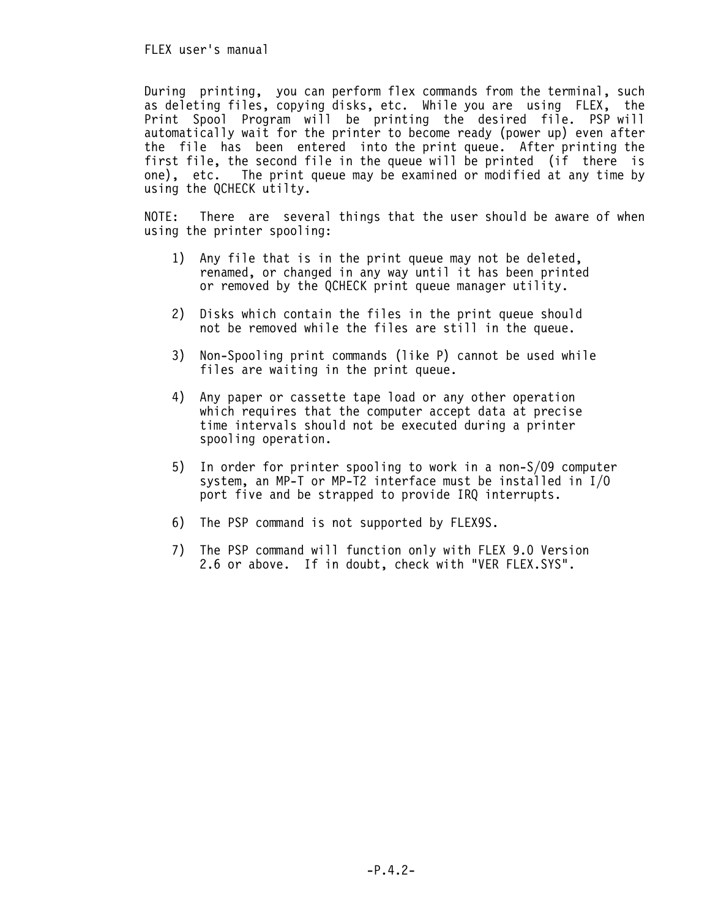During printing, you can perform flex commands from the terminal, such as deleting files, copying disks, etc. While you are using FLEX, the Print Spool Program will be printing the desired file. PSP will automatically wait for the printer to become ready (power up) even after the file has been entered into the print queue. After printing the first file, the second file in the queue will be printed (if there is one), etc. The print queue may be examined or modified at any time by using the QCHECK utilty.

NOTE: There are several things that the user should be aware of when using the printer spooling:

1) Any file that is in the print queue may not be deleted, renamed, or changed in any way until it has been printed or removed by the QCHECK print queue manager utility.

2) Disks which contain the files in the print queue should not be removed while the files are still in the queue.

3) Non-Spooling print commands (like P) cannot be used while files are waiting in the print queue.

4) Any paper or cassette tape load or any other operation which requires that the computer accept data at precise time intervals should not be executed during a printer spooling operation.

5) In order for printer spooling to work in a non-S/09 computer system, an MP-T or MP-T2 interface must be installed in I/O port five and be strapped to provide IRQ interrupts.

6) The PSP command is not supported by FLEX9S.

7) The PSP command will function only with FLEX 9.0 Version 2.6 or above. If in doubt, check with "VER FLEX.SYS".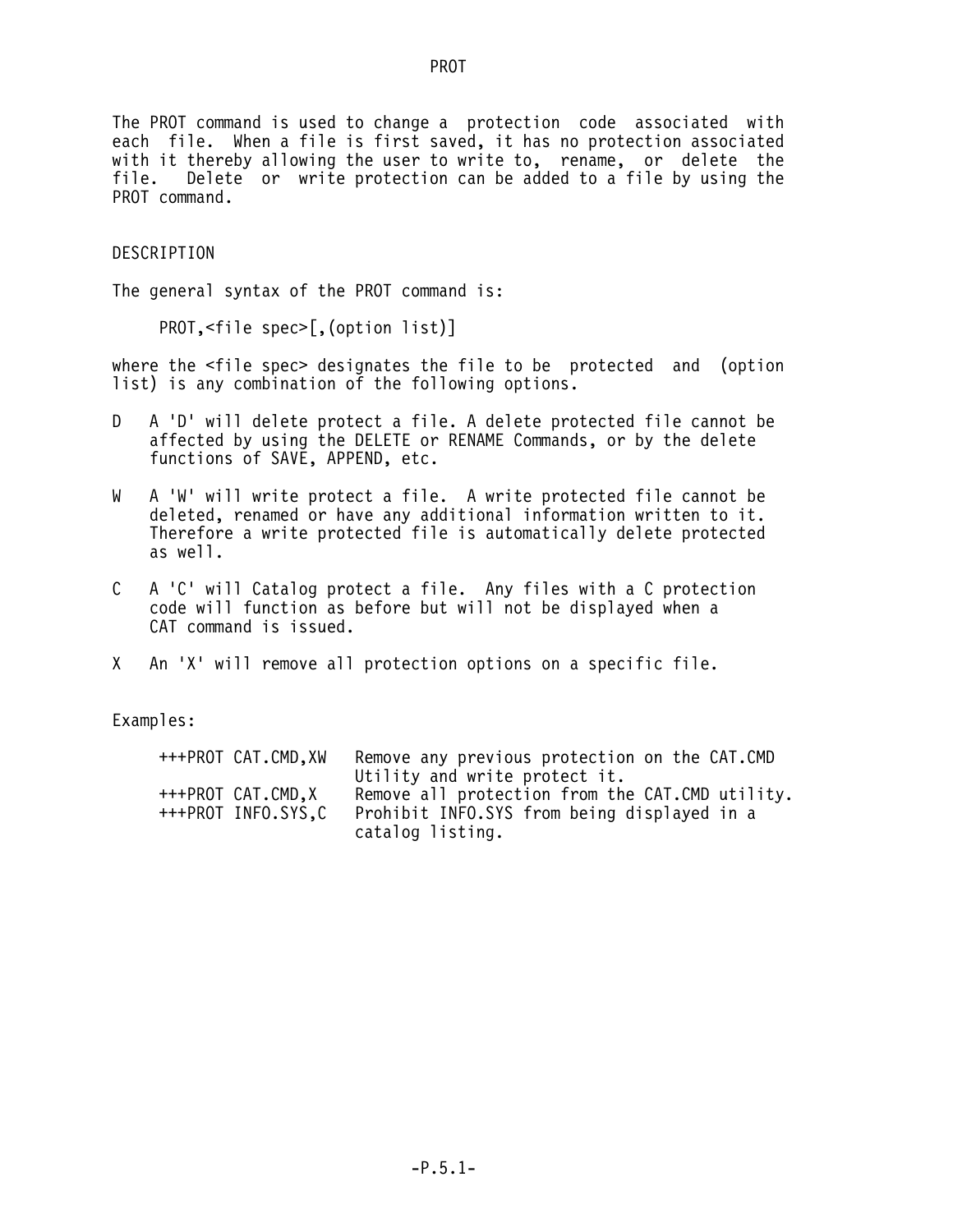# PROT

The PROT command is used to change a protection code associated with each file. When a file is first saved, it has no protection associated with it thereby allowing the user to write to, rename, or delete the file. Delete or write protection can be added to a file by using the PROT command.

## DESCRIPTION

The general syntax of the PROT command is:

```
PROT,<file spec>[,(option list)]
```

where the <file spec> designates the file to be protected and (option list) is any combination of the following options.

- D   A 'D' will delete protect a file. A delete protected file cannot be affected by using the DELETE or RENAME Commands, or by the delete functions of SAVE, APPEND, etc.
- W   A 'W' will write protect a file. A write protected file cannot be deleted, renamed or have any additional information written to it. Therefore a write protected file is automatically delete protected as well.
- C   A 'C' will Catalog protect a file. Any files with a C protection code will function as before but will not be displayed when a CAT command is issued.
- X   An 'X' will remove all protection options on a specific file.

Examples:

| | |
|---|---|
| +++PROT CAT.CMD,XW | Remove any previous protection on the CAT.CMD Utility and write protect it. |
| +++PROT CAT.CMD,X | Remove all protection from the CAT.CMD utility. |
| +++PROT INFO.SYS,C | Prohibit INFO.SYS from being displayed in a catalog listing. |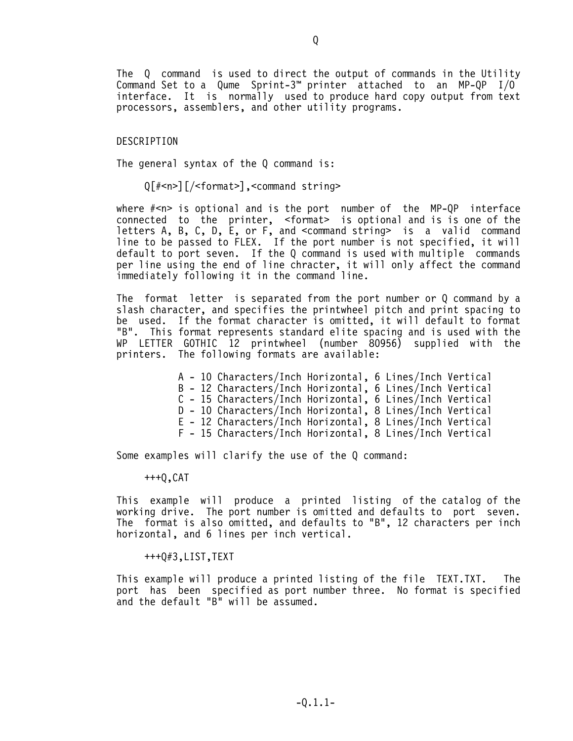# Q

The Q command is used to direct the output of commands in the Utility Command Set to a Qume Sprint-3™ printer attached to an MP-QP I/O interface. It is normally used to produce hard copy output from text processors, assemblers, and other utility programs.

## DESCRIPTION

The general syntax of the Q command is:

```
Q[#<n>][/<format>],<command string>
```

where #<n> is optional and is the port number of the MP-QP interface connected to the printer, <format> is optional and is is one of the letters A, B, C, D, E, or F, and <command string> is a valid command line to be passed to FLEX. If the port number is not specified, it will default to port seven. If the Q command is used with multiple commands per line using the end of line chracter, it will only affect the command immediately following it in the command line.

The format letter is separated from the port number or Q command by a slash character, and specifies the printwheel pitch and print spacing to be used. If the format character is omitted, it will default to format "B". This format represents standard elite spacing and is used with the WP LETTER GOTHIC 12 printwheel (number 80956) supplied with the printers. The following formats are available:

```
A - 10 Characters/Inch Horizontal, 6 Lines/Inch Vertical
B - 12 Characters/Inch Horizontal, 6 Lines/Inch Vertical
C - 15 Characters/Inch Horizontal, 6 Lines/Inch Vertical
D - 10 Characters/Inch Horizontal, 8 Lines/Inch Vertical
E - 12 Characters/Inch Horizontal, 8 Lines/Inch Vertical
F - 15 Characters/Inch Horizontal, 8 Lines/Inch Vertical
```

Some examples will clarify the use of the Q command:

```
+++Q,CAT
```

This example will produce a printed listing of the catalog of the working drive. The port number is omitted and defaults to port seven. The format is also omitted, and defaults to "B", 12 characters per inch horizontal, and 6 lines per inch vertical.

```
+++Q#3,LIST,TEXT
```

This example will produce a printed listing of the file TEXT.TXT. The port has been specified as port number three. No format is specified and the default "B" will be assumed.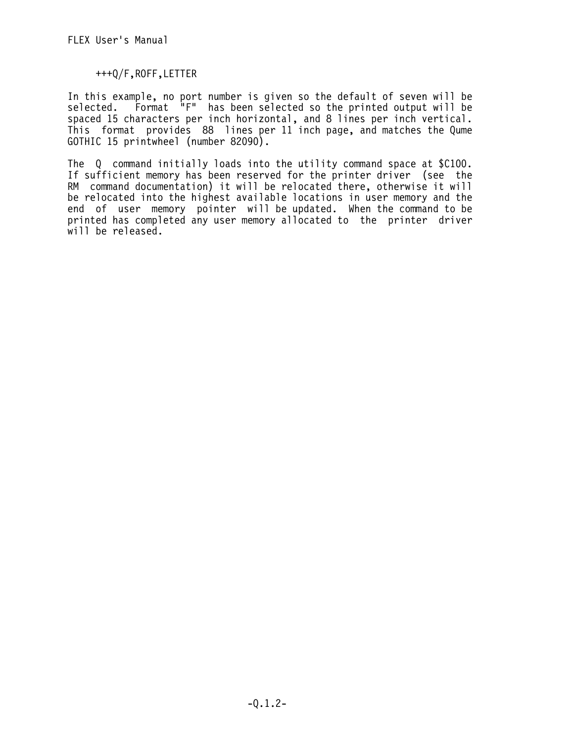```
+++Q/F,ROFF,LETTER
```

In this example, no port number is given so the default of seven will be selected. Format "F" has been selected so the printed output will be spaced 15 characters per inch horizontal, and 8 lines per inch vertical. This format provides 88 lines per 11 inch page, and matches the Qume GOTHIC 15 printwheel (number 82090).

The Q command initially loads into the utility command space at $C100. If sufficient memory has been reserved for the printer driver (see the RM command documentation) it will be relocated there, otherwise it will be relocated into the highest available locations in user memory and the end of user memory pointer will be updated. When the command to be printed has completed any user memory allocated to the printer driver will be released.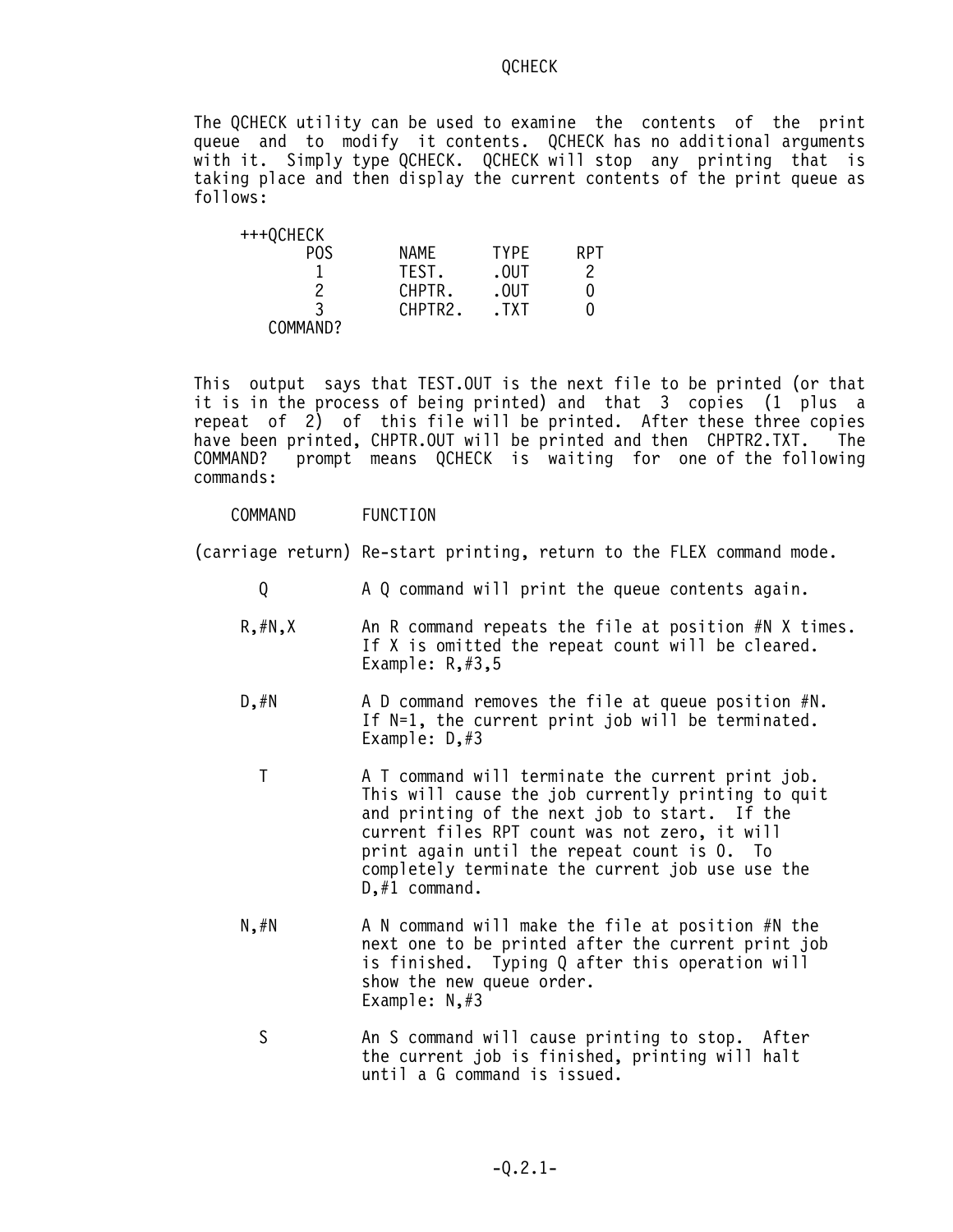# QCHECK

The QCHECK utility can be used to examine the contents of the print queue and to modify it contents. QCHECK has no additional arguments with it. Simply type QCHECK. QCHECK will stop any printing that is taking place and then display the current contents of the print queue as follows:

```
+++QCHECK
     POS       NAME      TYPE     RPT
      1        TEST.     .OUT      2
      2        CHPTR.    .OUT      0
      3        CHPTR2.   .TXT      0
  COMMAND?
```

This output says that TEST.OUT is the next file to be printed (or that it is in the process of being printed) and that 3 copies (1 plus a repeat of 2) of this file will be printed. After these three copies have been printed, CHPTR.OUT will be printed and then CHPTR2.TXT. The COMMAND? prompt means QCHECK is waiting for one of the following commands:

| COMMAND | FUNCTION |
|---|---|
| (carriage return) | Re-start printing, return to the FLEX command mode. |
| Q | A Q command will print the queue contents again. |
| R,#N,X | An R command repeats the file at position #N X times. If X is omitted the repeat count will be cleared. Example: R,#3,5 |
| D,#N | A D command removes the file at queue position #N. If N=1, the current print job will be terminated. Example: D,#3 |
| T | A T command will terminate the current print job. This will cause the job currently printing to quit and printing of the next job to start. If the current files RPT count was not zero, it will print again until the repeat count is 0. To completely terminate the current job use use the D,#1 command. |
| N,#N | A N command will make the file at position #N the next one to be printed after the current print job is finished. Typing Q after this operation will show the new queue order. Example: N,#3 |
| S | An S command will cause printing to stop. After the current job is finished, printing will halt until a G command is issued. |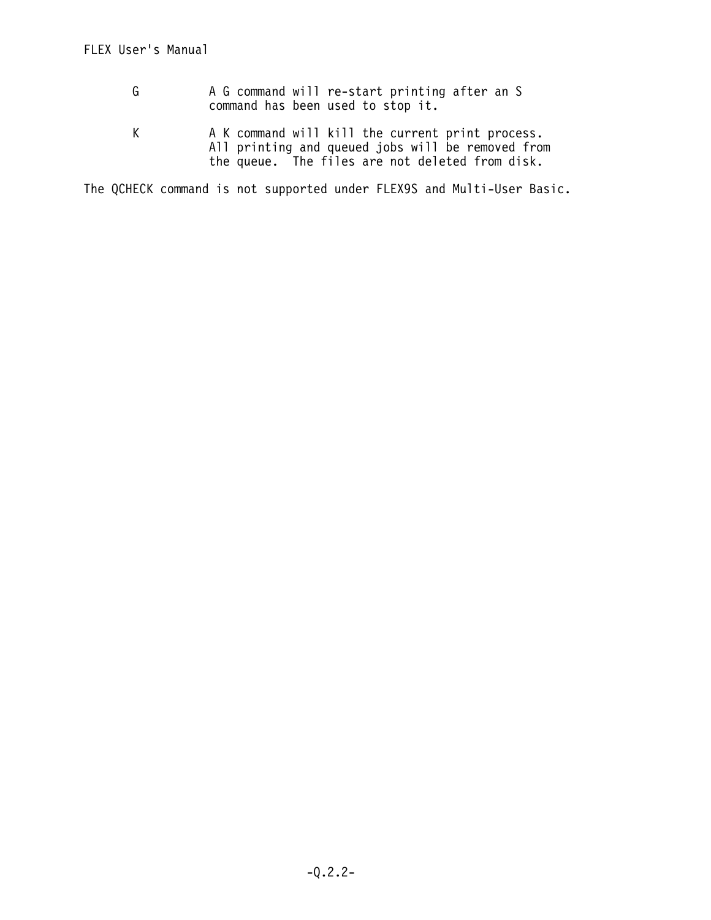G A G command will re-start printing after an S command has been used to stop it.

K A K command will kill the current print process. All printing and queued jobs will be removed from the queue. The files are not deleted from disk.

The QCHECK command is not supported under FLEX9S and Multi-User Basic.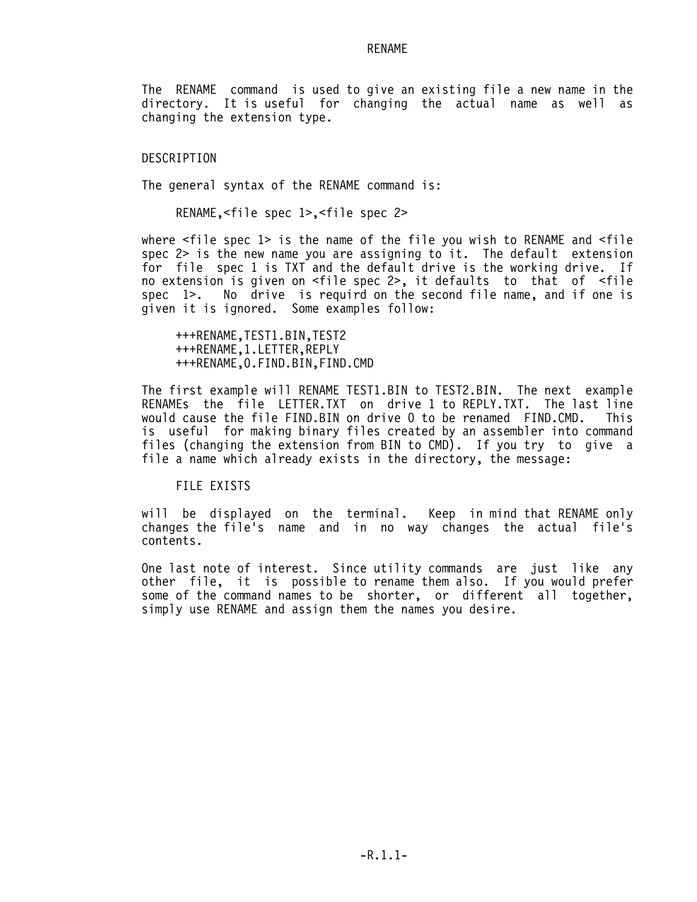# RENAME

The RENAME command is used to give an existing file a new name in the directory. It is useful for changing the actual name as well as changing the extension type.

## DESCRIPTION

The general syntax of the RENAME command is:

```
RENAME,<file spec 1>,<file spec 2>
```

where <file spec 1> is the name of the file you wish to RENAME and <file spec 2> is the new name you are assigning to it. The default extension for file spec 1 is TXT and the default drive is the working drive. If no extension is given on <file spec 2>, it defaults to that of <file spec 1>. No drive is requird on the second file name, and if one is given it is ignored. Some examples follow:

```
+++RENAME,TEST1.BIN,TEST2
+++RENAME,1.LETTER,REPLY
+++RENAME,0.FIND.BIN,FIND.CMD
```

The first example will RENAME TEST1.BIN to TEST2.BIN. The next example RENAMEs the file LETTER.TXT on drive 1 to REPLY.TXT. The last line would cause the file FIND.BIN on drive 0 to be renamed FIND.CMD. This is useful for making binary files created by an assembler into command files (changing the extension from BIN to CMD). If you try to give a file a name which already exists in the directory, the message:

```
FILE EXISTS
```

will be displayed on the terminal. Keep in mind that RENAME only changes the file's name and in no way changes the actual file's contents.

One last note of interest. Since utility commands are just like any other file, it is possible to rename them also. If you would prefer some of the command names to be shorter, or different all together, simply use RENAME and assign them the names you desire.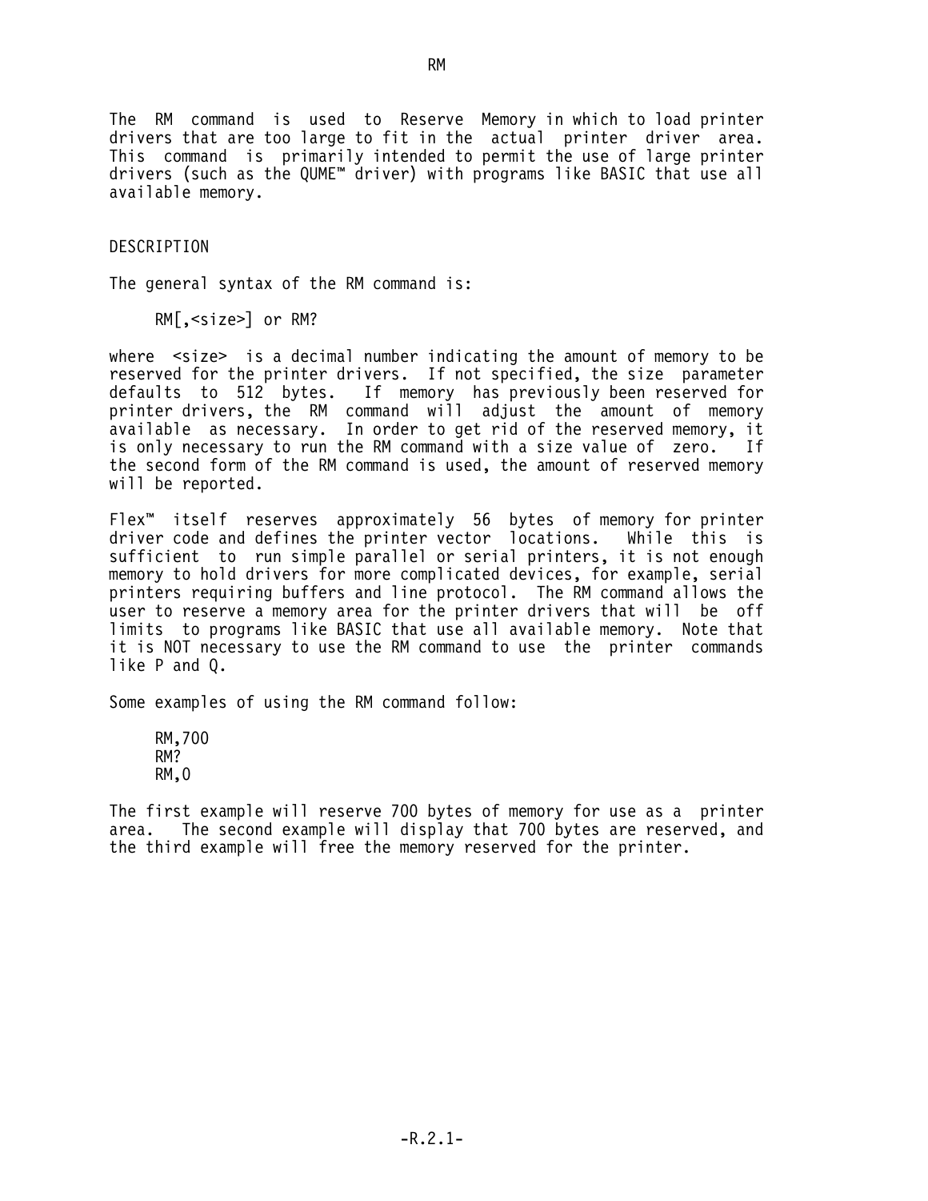# RM

The RM command is used to Reserve Memory in which to load printer drivers that are too large to fit in the actual printer driver area. This command is primarily intended to permit the use of large printer drivers (such as the QUME™ driver) with programs like BASIC that use all available memory.

## DESCRIPTION

The general syntax of the RM command is:

```
RM[,<size>] or RM?
```

where <size> is a decimal number indicating the amount of memory to be reserved for the printer drivers. If not specified, the size parameter defaults to 512 bytes. If memory has previously been reserved for printer drivers, the RM command will adjust the amount of memory available as necessary. In order to get rid of the reserved memory, it is only necessary to run the RM command with a size value of zero. If the second form of the RM command is used, the amount of reserved memory will be reported.

Flex™ itself reserves approximately 56 bytes of memory for printer driver code and defines the printer vector locations. While this is sufficient to run simple parallel or serial printers, it is not enough memory to hold drivers for more complicated devices, for example, serial printers requiring buffers and line protocol. The RM command allows the user to reserve a memory area for the printer drivers that will be off limits to programs like BASIC that use all available memory. Note that it is NOT necessary to use the RM command to use the printer commands like P and Q.

Some examples of using the RM command follow:

```
RM,700
RM?
RM,0
```

The first example will reserve 700 bytes of memory for use as a printer area. The second example will display that 700 bytes are reserved, and the third example will free the memory reserved for the printer.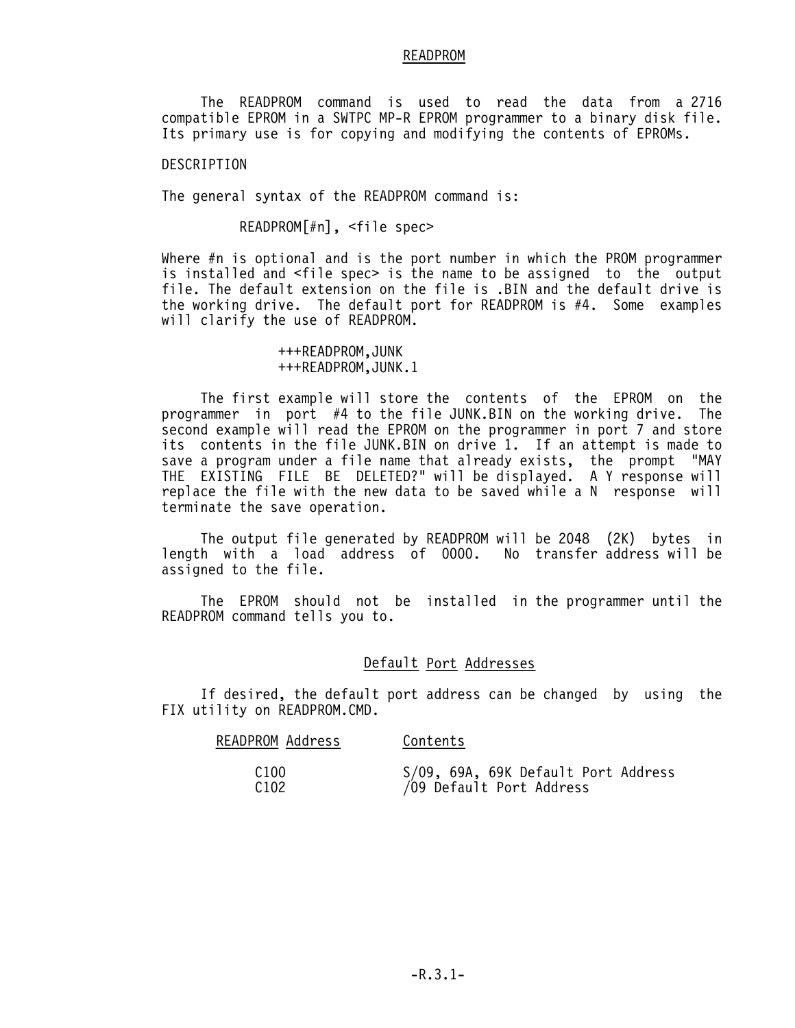# READPROM

The READPROM command is used to read the data from a 2716 compatible EPROM in a SWTPC MP-R EPROM programmer to a binary disk file. Its primary use is for copying and modifying the contents of EPROMs.

DESCRIPTION

The general syntax of the READPROM command is:

```
READPROM[#n], <file spec>
```

Where #n is optional and is the port number in which the PROM programmer is installed and <file spec> is the name to be assigned to the output file. The default extension on the file is .BIN and the default drive is the working drive. The default port for READPROM is #4. Some examples will clarify the use of READPROM.

```
+++READPROM,JUNK
+++READPROM,JUNK.1
```

The first example will store the contents of the EPROM on the programmer in port #4 to the file JUNK.BIN on the working drive. The second example will read the EPROM on the programmer in port 7 and store its contents in the file JUNK.BIN on drive 1. If an attempt is made to save a program under a file name that already exists, the prompt "MAY THE EXISTING FILE BE DELETED?" will be displayed. A Y response will replace the file with the new data to be saved while a N response will terminate the save operation.

The output file generated by READPROM will be 2048 (2K) bytes in length with a load address of 0000. No transfer address will be assigned to the file.

The EPROM should not be installed in the programmer until the READPROM command tells you to.

## Default Port Addresses

If desired, the default port address can be changed by using the FIX utility on READPROM.CMD.

| READPROM Address | Contents |
|---|---|
| C100 | S/09, 69A, 69K Default Port Address |
| C102 | /09 Default Port Address |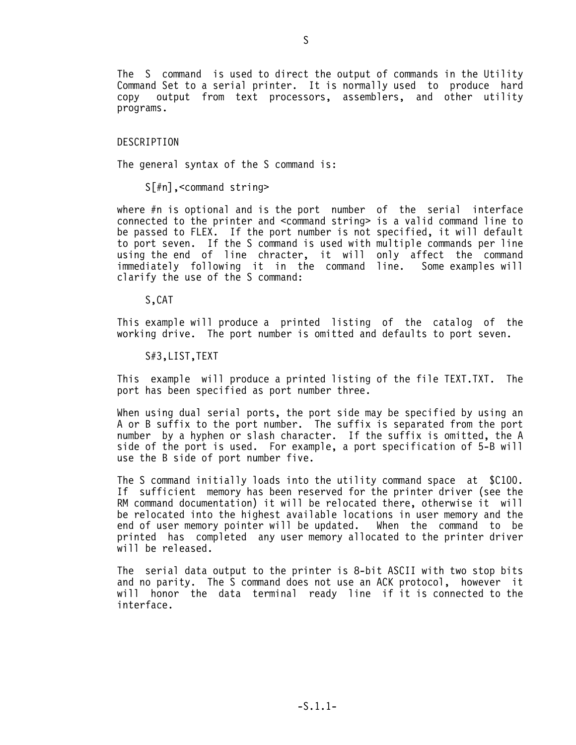# S

The S command is used to direct the output of commands in the Utility Command Set to a serial printer. It is normally used to produce hard copy output from text processors, assemblers, and other utility programs.

## DESCRIPTION

The general syntax of the S command is:

```
S[#n],<command string>
```

where #n is optional and is the port number of the serial interface connected to the printer and <command string> is a valid command line to be passed to FLEX. If the port number is not specified, it will default to port seven. If the S command is used with multiple commands per line using the end of line chracter, it will only affect the command immediately following it in the command line. Some examples will clarify the use of the S command:

```
S,CAT
```

This example will produce a printed listing of the catalog of the working drive. The port number is omitted and defaults to port seven.

```
S#3,LIST,TEXT
```

This example will produce a printed listing of the file TEXT.TXT. The port has been specified as port number three.

When using dual serial ports, the port side may be specified by using an A or B suffix to the port number. The suffix is separated from the port number by a hyphen or slash character. If the suffix is omitted, the A side of the port is used. For example, a port specification of 5-B will use the B side of port number five.

The S command initially loads into the utility command space at $C100. If sufficient memory has been reserved for the printer driver (see the RM command documentation) it will be relocated there, otherwise it will be relocated into the highest available locations in user memory and the end of user memory pointer will be updated. When the command to be printed has completed any user memory allocated to the printer driver will be released.

The serial data output to the printer is 8-bit ASCII with two stop bits and no parity. The S command does not use an ACK protocol, however it will honor the data terminal ready line if it is connected to the interface.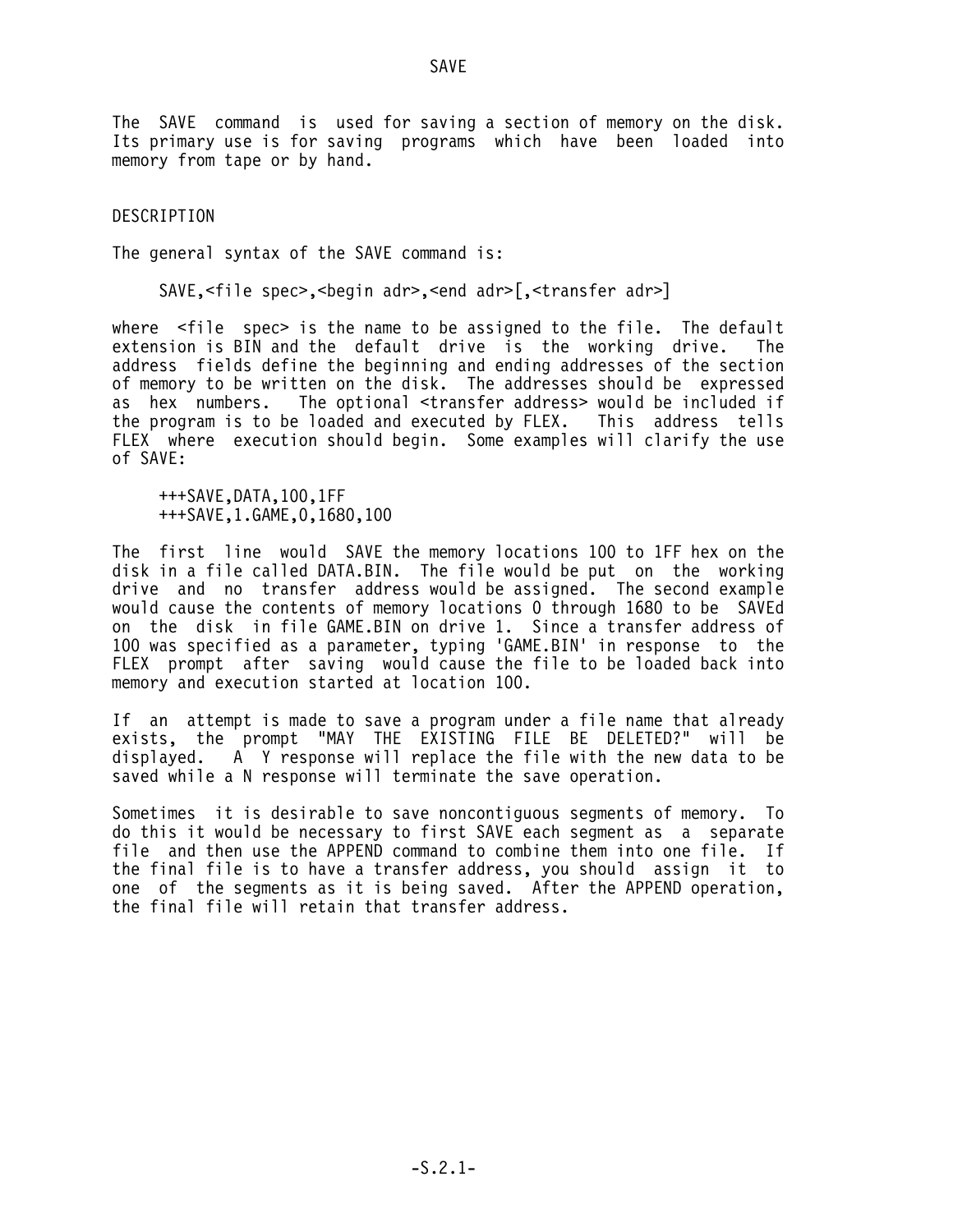# SAVE

The SAVE command is used for saving a section of memory on the disk. Its primary use is for saving programs which have been loaded into memory from tape or by hand.

## DESCRIPTION

The general syntax of the SAVE command is:

```
SAVE,<file spec>,<begin adr>,<end adr>[,<transfer adr>]
```

where <file spec> is the name to be assigned to the file. The default extension is BIN and the default drive is the working drive. The address fields define the beginning and ending addresses of the section of memory to be written on the disk. The addresses should be expressed as hex numbers. The optional <transfer address> would be included if the program is to be loaded and executed by FLEX. This address tells FLEX where execution should begin. Some examples will clarify the use of SAVE:

```
+++SAVE,DATA,100,1FF
+++SAVE,1.GAME,0,1680,100
```

The first line would SAVE the memory locations 100 to 1FF hex on the disk in a file called DATA.BIN. The file would be put on the working drive and no transfer address would be assigned. The second example would cause the contents of memory locations 0 through 1680 to be SAVEd on the disk in file GAME.BIN on drive 1. Since a transfer address of 100 was specified as a parameter, typing 'GAME.BIN' in response to the FLEX prompt after saving would cause the file to be loaded back into memory and execution started at location 100.

If an attempt is made to save a program under a file name that already exists, the prompt "MAY THE EXISTING FILE BE DELETED?" will be displayed. A Y response will replace the file with the new data to be saved while a N response will terminate the save operation.

Sometimes it is desirable to save noncontiguous segments of memory. To do this it would be necessary to first SAVE each segment as a separate file and then use the APPEND command to combine them into one file. If the final file is to have a transfer address, you should assign it to one of the segments as it is being saved. After the APPEND operation, the final file will retain that transfer address.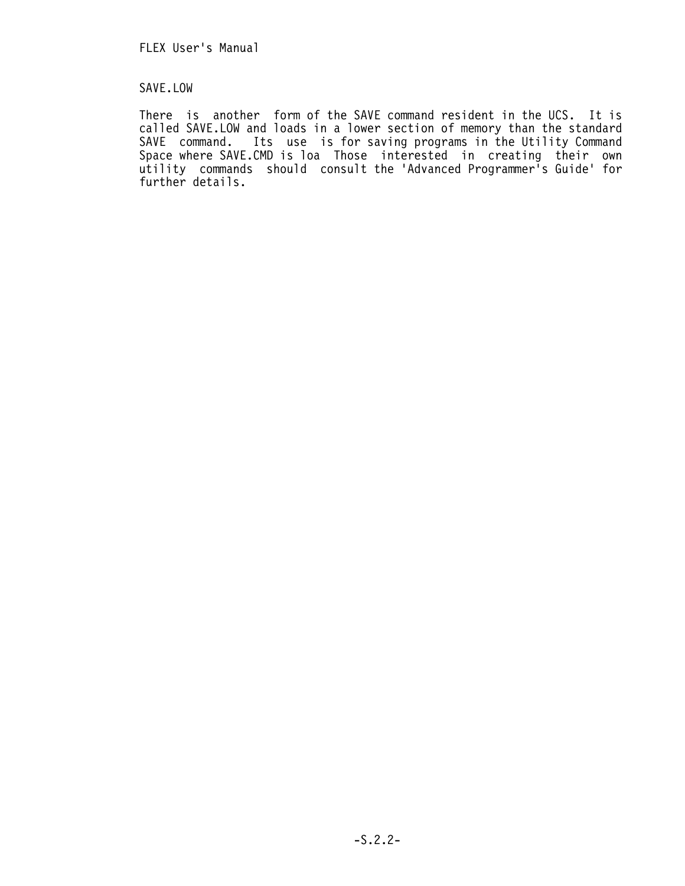## SAVE.LOW

There is another form of the SAVE command resident in the UCS. It is called SAVE.LOW and loads in a lower section of memory than the standard SAVE command. Its use is for saving programs in the Utility Command Space where SAVE.CMD is loa Those interested in creating their own utility commands should consult the 'Advanced Programmer's Guide' for further details.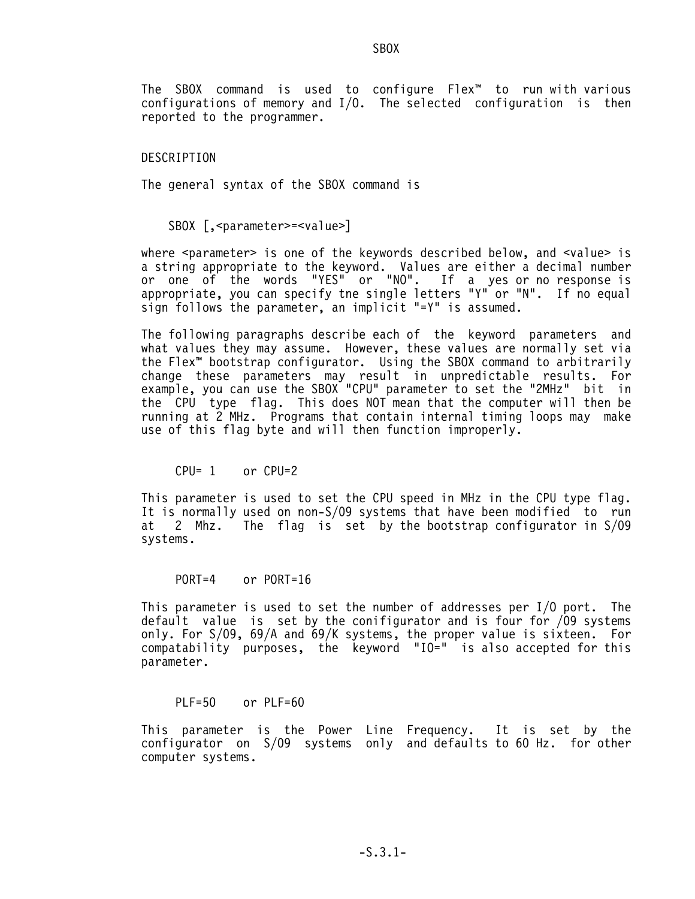# SBOX

The SBOX command is used to configure Flex™ to run with various configurations of memory and I/O. The selected configuration is then reported to the programmer.

## DESCRIPTION

The general syntax of the SBOX command is

```
SBOX [,<parameter>=<value>]
```

where <parameter> is one of the keywords described below, and <value> is a string appropriate to the keyword. Values are either a decimal number or one of the words "YES" or "NO". If a yes or no response is appropriate, you can specify tne single letters "Y" or "N". If no equal sign follows the parameter, an implicit "=Y" is assumed.

The following paragraphs describe each of the keyword parameters and what values they may assume. However, these values are normally set via the Flex™ bootstrap configurator. Using the SBOX command to arbitrarily change these parameters may result in unpredictable results. For example, you can use the SBOX "CPU" parameter to set the "2MHz" bit in the CPU type flag. This does NOT mean that the computer will then be running at 2 MHz. Programs that contain internal timing loops may make use of this flag byte and will then function improperly.

```
CPU= 1    or CPU=2
```

This parameter is used to set the CPU speed in MHz in the CPU type flag. It is normally used on non-S/09 systems that have been modified to run at 2 Mhz. The flag is set by the bootstrap configurator in S/09 systems.

```
PORT=4    or PORT=16
```

This parameter is used to set the number of addresses per I/O port. The default value is set by the conifigurator and is four for /09 systems only. For S/09, 69/A and 69/K systems, the proper value is sixteen. For compatability purposes, the keyword "IO=" is also accepted for this parameter.

```
PLF=50    or PLF=60
```

This parameter is the Power Line Frequency. It is set by the configurator on S/09 systems only and defaults to 60 Hz. for other computer systems.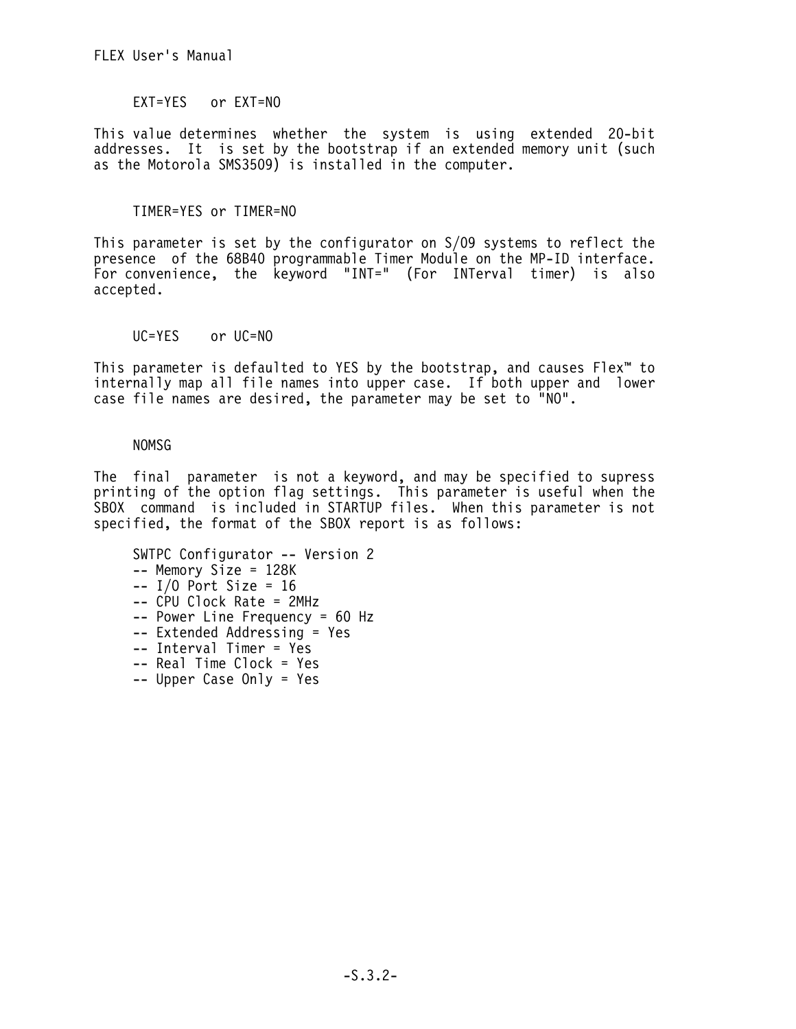EXT=YES or EXT=NO

This value determines whether the system is using extended 20-bit addresses. It is set by the bootstrap if an extended memory unit (such as the Motorola SMS3509) is installed in the computer.

TIMER=YES or TIMER=NO

This parameter is set by the configurator on S/09 systems to reflect the presence of the 68B40 programmable Timer Module on the MP-ID interface. For convenience, the keyword "INT=" (For INTerval timer) is also accepted.

UC=YES or UC=NO

This parameter is defaulted to YES by the bootstrap, and causes Flex™ to internally map all file names into upper case. If both upper and lower case file names are desired, the parameter may be set to "NO".

NOMSG

The final parameter is not a keyword, and may be specified to supress printing of the option flag settings. This parameter is useful when the SBOX command is included in STARTUP files. When this parameter is not specified, the format of the SBOX report is as follows:

```
SWTPC Configurator -- Version 2
-- Memory Size = 128K
-- I/O Port Size = 16
-- CPU Clock Rate = 2MHz
-- Power Line Frequency = 60 Hz
-- Extended Addressing = Yes
-- Interval Timer = Yes
-- Real Time Clock = Yes
-- Upper Case Only = Yes
```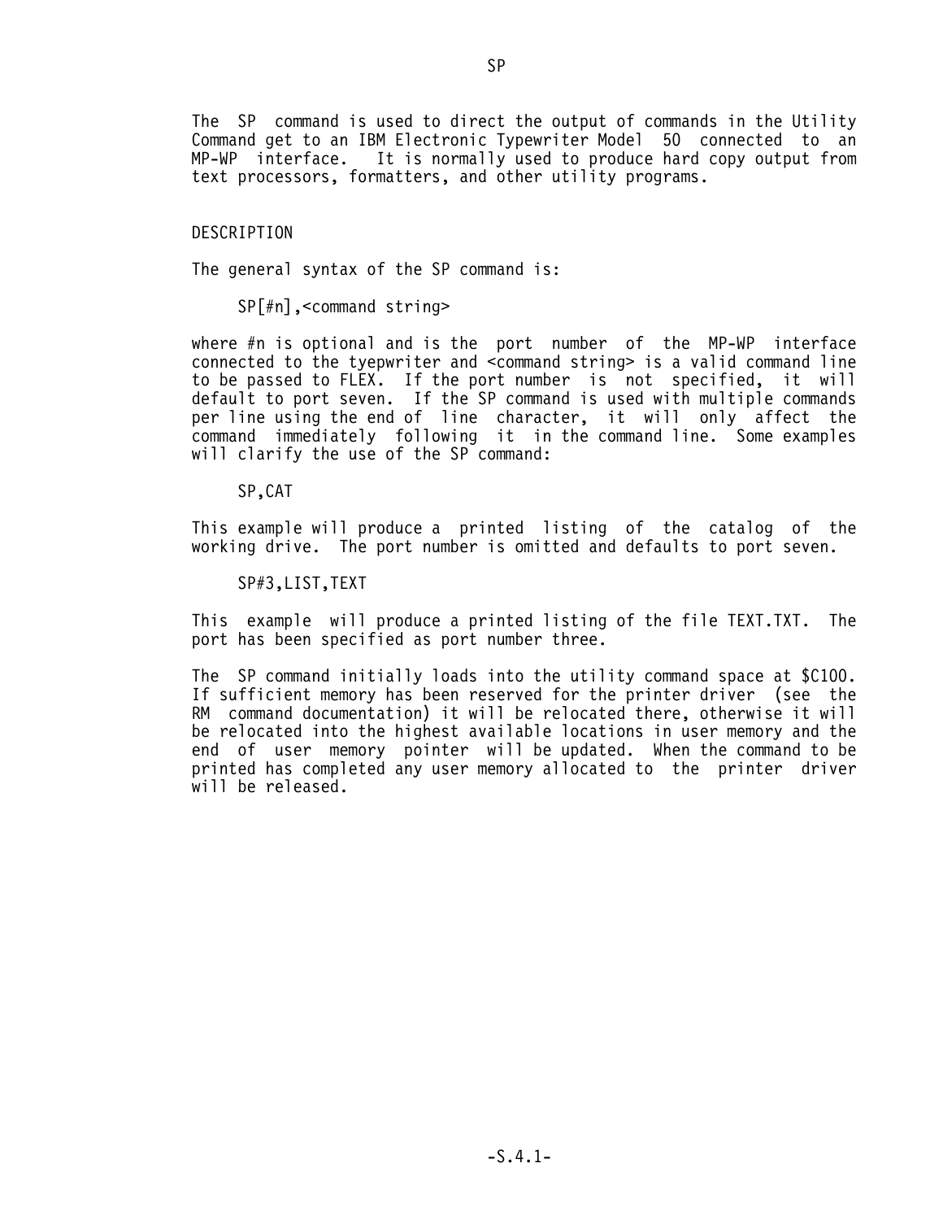# SP

The SP command is used to direct the output of commands in the Utility Command get to an IBM Electronic Typewriter Model 50 connected to an MP-WP interface. It is normally used to produce hard copy output from text processors, formatters, and other utility programs.

## DESCRIPTION

The general syntax of the SP command is:

```
SP[#n],<command string>
```

where #n is optional and is the port number of the MP-WP interface connected to the tyepwriter and <command string> is a valid command line to be passed to FLEX. If the port number is not specified, it will default to port seven. If the SP command is used with multiple commands per line using the end of line character, it will only affect the command immediately following it in the command line. Some examples will clarify the use of the SP command:

```
SP,CAT
```

This example will produce a printed listing of the catalog of the working drive. The port number is omitted and defaults to port seven.

```
SP#3,LIST,TEXT
```

This example will produce a printed listing of the file TEXT.TXT. The port has been specified as port number three.

The SP command initially loads into the utility command space at $C100. If sufficient memory has been reserved for the printer driver (see the RM command documentation) it will be relocated there, otherwise it will be relocated into the highest available locations in user memory and the end of user memory pointer will be updated. When the command to be printed has completed any user memory allocated to the printer driver will be released.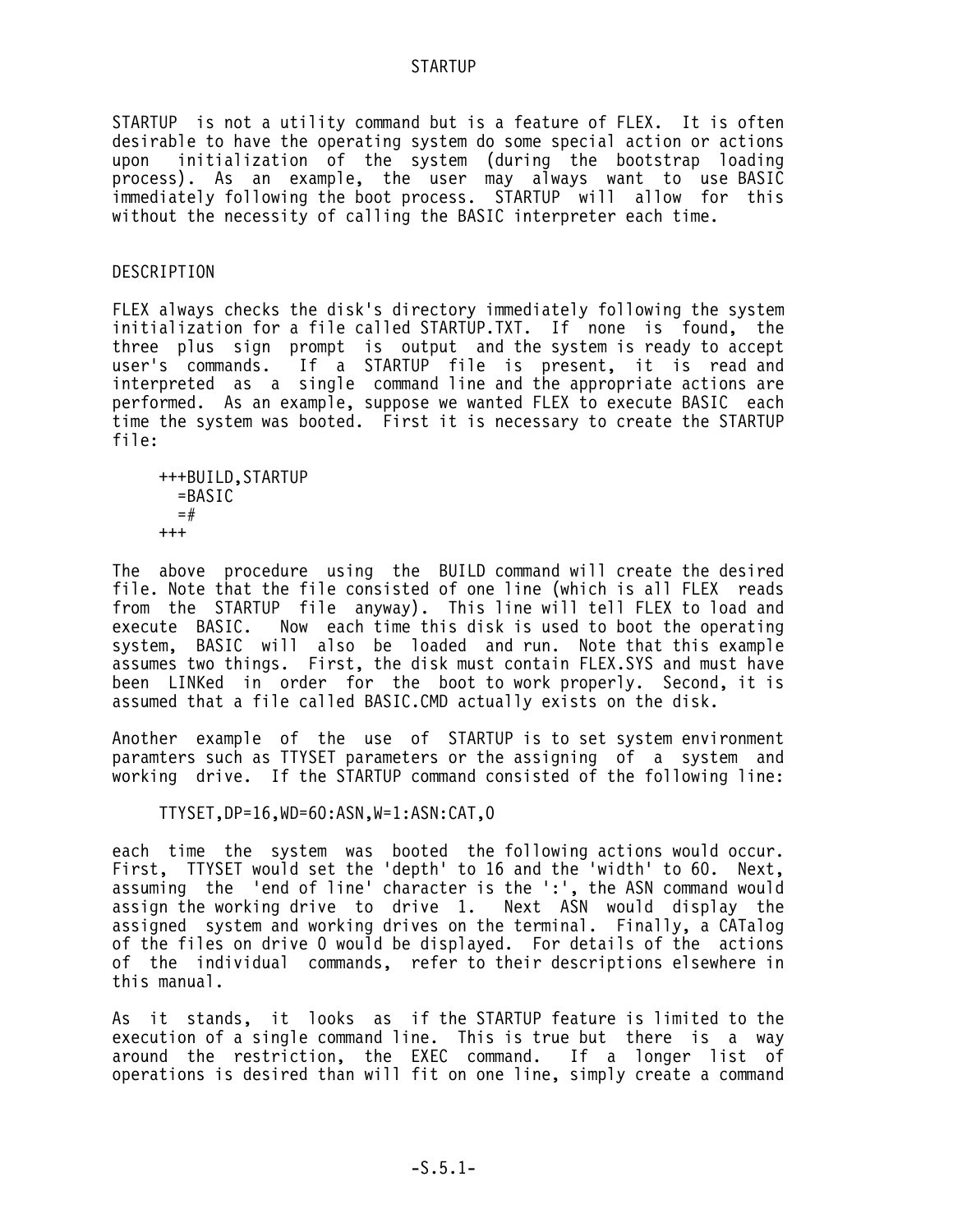# STARTUP

STARTUP is not a utility command but is a feature of FLEX. It is often desirable to have the operating system do some special action or actions upon initialization of the system (during the bootstrap loading process). As an example, the user may always want to use BASIC immediately following the boot process. STARTUP will allow for this without the necessity of calling the BASIC interpreter each time.

## DESCRIPTION

FLEX always checks the disk's directory immediately following the system initialization for a file called STARTUP.TXT. If none is found, the three plus sign prompt is output and the system is ready to accept user's commands. If a STARTUP file is present, it is read and interpreted as a single command line and the appropriate actions are performed. As an example, suppose we wanted FLEX to execute BASIC each time the system was booted. First it is necessary to create the STARTUP file:

```
+++BUILD,STARTUP
  =BASIC
  =#
+++
```

The above procedure using the BUILD command will create the desired file. Note that the file consisted of one line (which is all FLEX reads from the STARTUP file anyway). This line will tell FLEX to load and execute BASIC. Now each time this disk is used to boot the operating system, BASIC will also be loaded and run. Note that this example assumes two things. First, the disk must contain FLEX.SYS and must have been LINKed in order for the boot to work properly. Second, it is assumed that a file called BASIC.CMD actually exists on the disk.

Another example of the use of STARTUP is to set system environment paramters such as TTYSET parameters or the assigning of a system and working drive. If the STARTUP command consisted of the following line:

```
TTYSET,DP=16,WD=60:ASN,W=1:ASN:CAT,0
```

each time the system was booted the following actions would occur. First, TTYSET would set the 'depth' to 16 and the 'width' to 60. Next, assuming the 'end of line' character is the ':', the ASN command would assign the working drive to drive 1. Next ASN would display the assigned system and working drives on the terminal. Finally, a CATalog of the files on drive 0 would be displayed. For details of the actions of the individual commands, refer to their descriptions elsewhere in this manual.

As it stands, it looks as if the STARTUP feature is limited to the execution of a single command line. This is true but there is a way around the restriction, the EXEC command. If a longer list of operations is desired than will fit on one line, simply create a command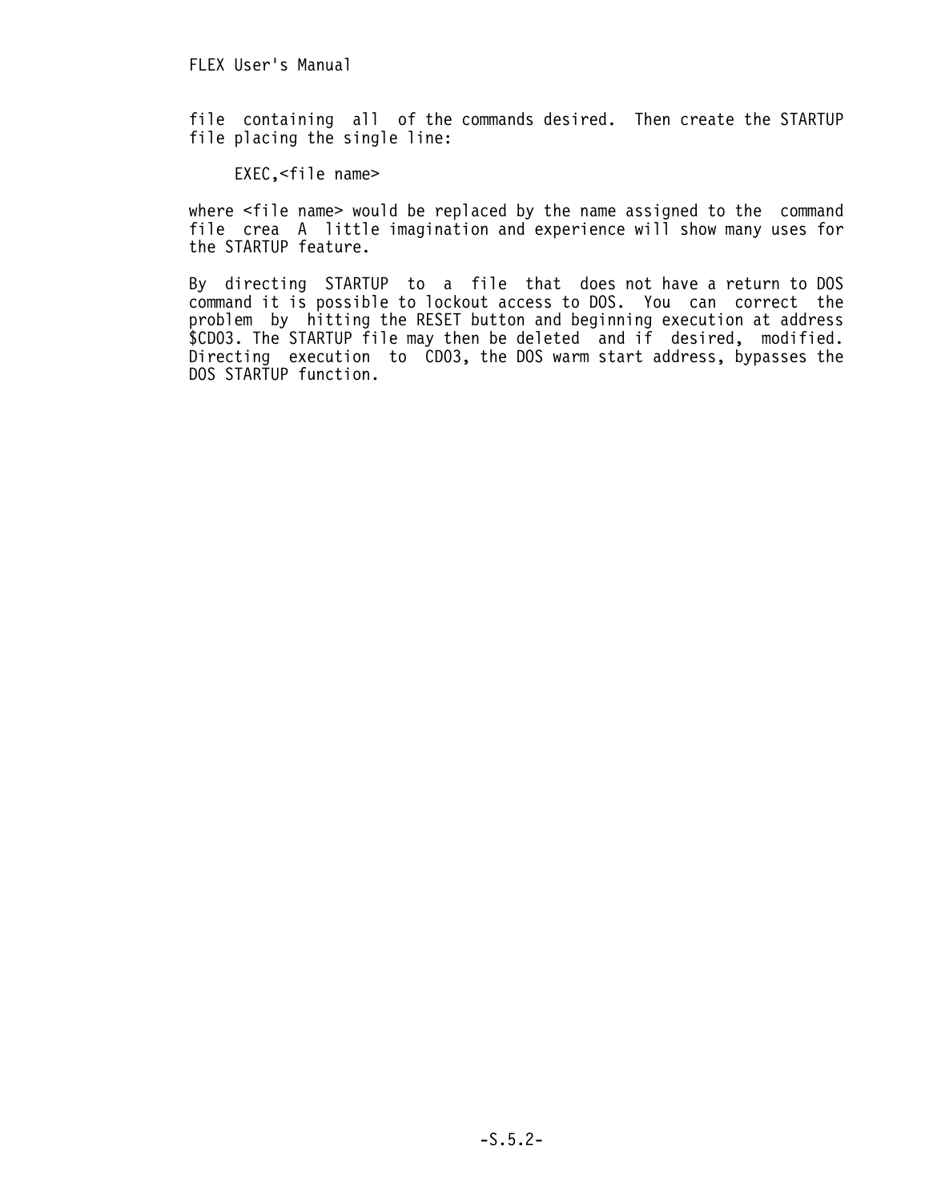file containing all of the commands desired. Then create the STARTUP file placing the single line:

```
EXEC,<file name>
```

where <file name> would be replaced by the name assigned to the command file crea A little imagination and experience will show many uses for the STARTUP feature.

By directing STARTUP to a file that does not have a return to DOS command it is possible to lockout access to DOS. You can correct the problem by hitting the RESET button and beginning execution at address $CD03. The STARTUP file may then be deleted and if desired, modified. Directing execution to CD03, the DOS warm start address, bypasses the DOS STARTUP function.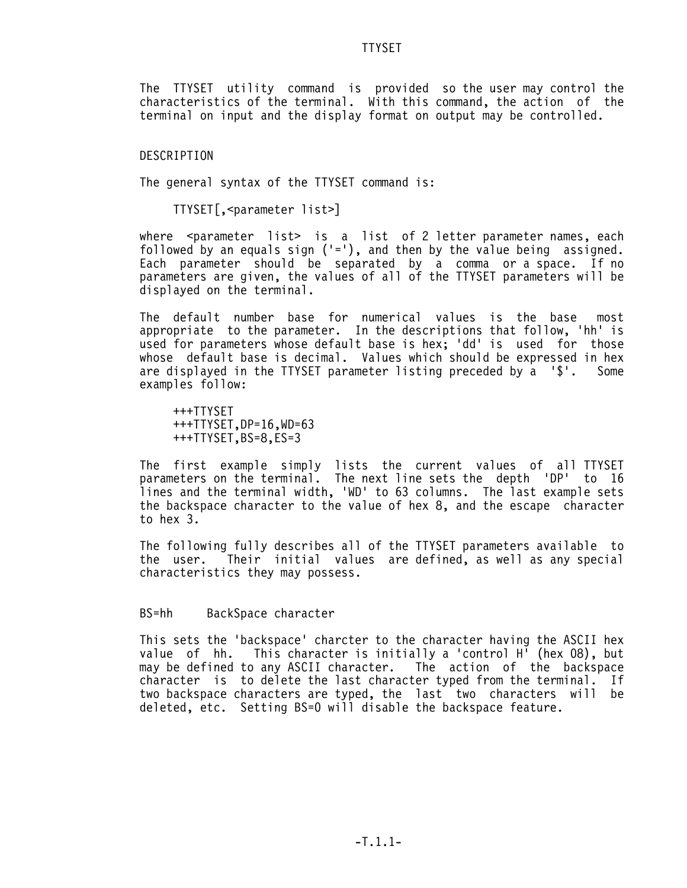# TTYSET

The TTYSET utility command is provided so the user may control the characteristics of the terminal. With this command, the action of the terminal on input and the display format on output may be controlled.

## DESCRIPTION

The general syntax of the TTYSET command is:

```
TTYSET[,<parameter list>]
```

where <parameter list> is a list of 2 letter parameter names, each followed by an equals sign ('='), and then by the value being assigned. Each parameter should be separated by a comma or a space. If no parameters are given, the values of all of the TTYSET parameters will be displayed on the terminal.

The default number base for numerical values is the base most appropriate to the parameter. In the descriptions that follow, 'hh' is used for parameters whose default base is hex; 'dd' is used for those whose default base is decimal. Values which should be expressed in hex are displayed in the TTYSET parameter listing preceded by a '$'. Some examples follow:

```
+++TTYSET
+++TTYSET,DP=16,WD=63
+++TTYSET,BS=8,ES=3
```

The first example simply lists the current values of all TTYSET parameters on the terminal. The next line sets the depth 'DP' to 16 lines and the terminal width, 'WD' to 63 columns. The last example sets the backspace character to the value of hex 8, and the escape character to hex 3.

The following fully describes all of the TTYSET parameters available to the user. Their initial values are defined, as well as any special characteristics they may possess.

### BS=hh    BackSpace character

This sets the 'backspace' charcter to the character having the ASCII hex value of hh. This character is initially a 'control H' (hex 08), but may be defined to any ASCII character. The action of the backspace character is to delete the last character typed from the terminal. If two backspace characters are typed, the last two characters will be deleted, etc. Setting BS=0 will disable the backspace feature.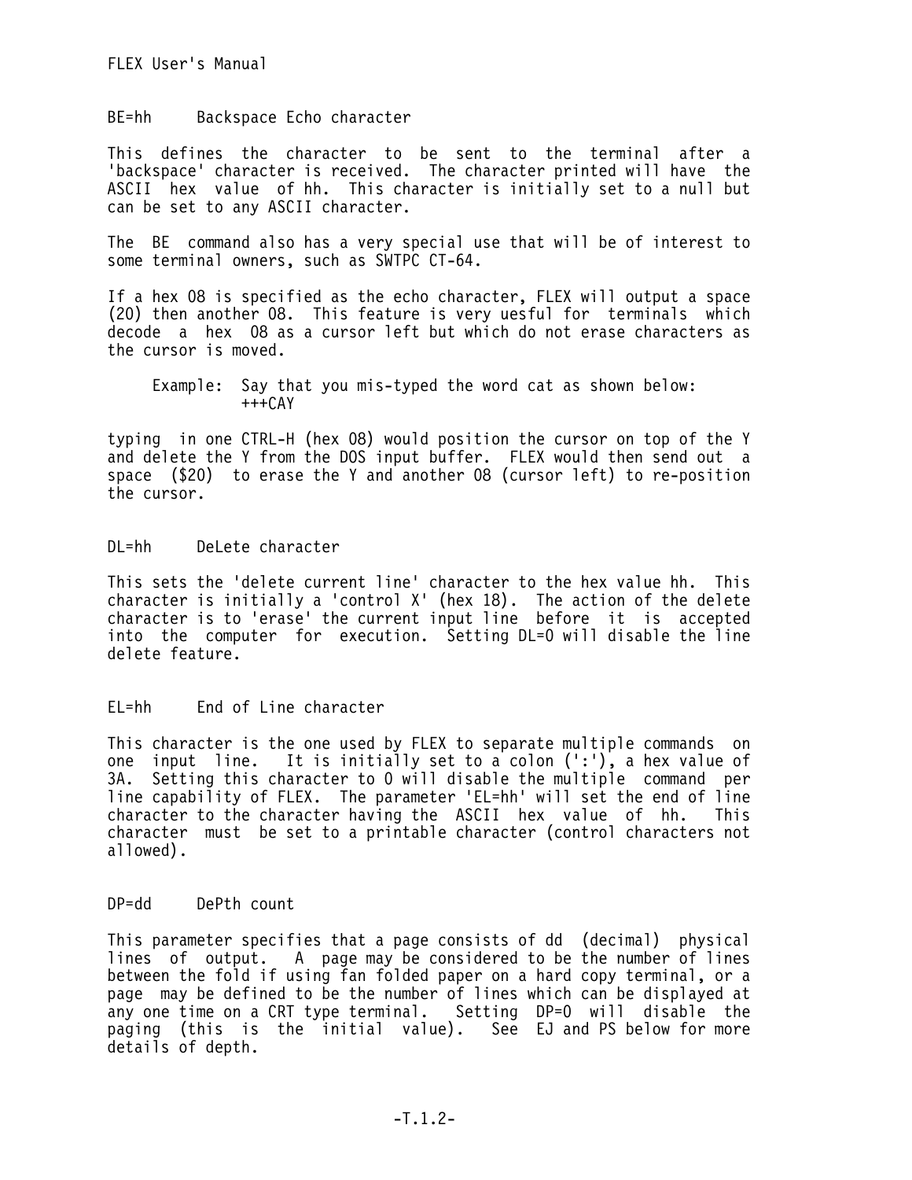BE=hh     Backspace Echo character

This defines the character to be sent to the terminal after a 'backspace' character is received. The character printed will have the ASCII hex value of hh. This character is initially set to a null but can be set to any ASCII character.

The BE command also has a very special use that will be of interest to some terminal owners, such as SWTPC CT-64.

If a hex 08 is specified as the echo character, FLEX will output a space (20) then another 08. This feature is very uesful for terminals which decode a hex 08 as a cursor left but which do not erase characters as the cursor is moved.

```
     Example:  Say that you mis-typed the word cat as shown below:
               +++CAY
```

typing in one CTRL-H (hex 08) would position the cursor on top of the Y and delete the Y from the DOS input buffer. FLEX would then send out a space ($20) to erase the Y and another 08 (cursor left) to re-position the cursor.

DL=hh     DeLete character

This sets the 'delete current line' character to the hex value hh. This character is initially a 'control X' (hex 18). The action of the delete character is to 'erase' the current input line before it is accepted into the computer for execution. Setting DL=0 will disable the line delete feature.

EL=hh     End of Line character

This character is the one used by FLEX to separate multiple commands on one input line. It is initially set to a colon (':'), a hex value of 3A. Setting this character to 0 will disable the multiple command per line capability of FLEX. The parameter 'EL=hh' will set the end of line character to the character having the ASCII hex value of hh. This character must be set to a printable character (control characters not allowed).

DP=dd     DePth count

This parameter specifies that a page consists of dd (decimal) physical lines of output. A page may be considered to be the number of lines between the fold if using fan folded paper on a hard copy terminal, or a page may be defined to be the number of lines which can be displayed at any one time on a CRT type terminal. Setting DP=0 will disable the paging (this is the initial value). See EJ and PS below for more details of depth.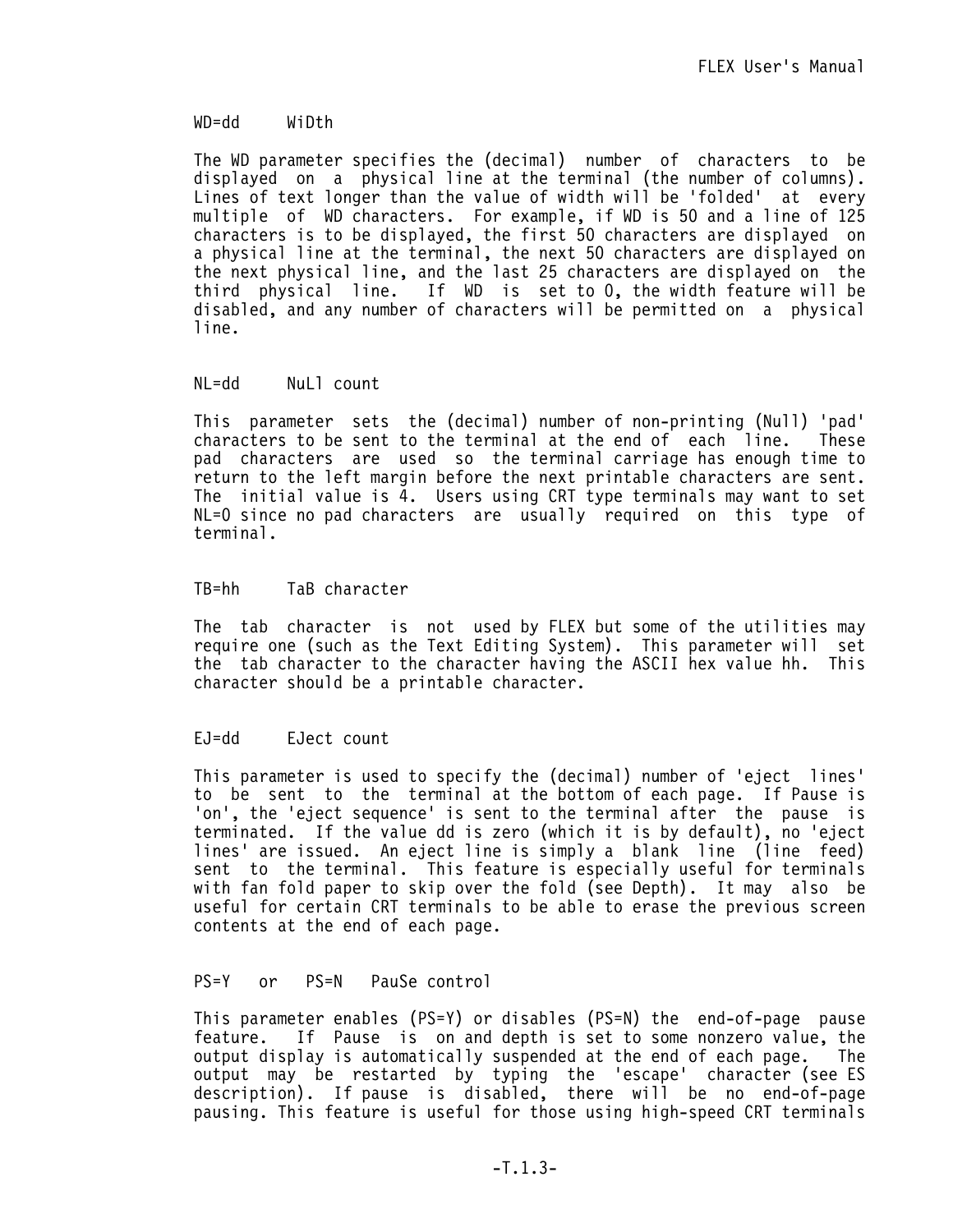### WD=dd     WiDth

The WD parameter specifies the (decimal) number of characters to be displayed on a physical line at the terminal (the number of columns). Lines of text longer than the value of width will be 'folded' at every multiple of WD characters. For example, if WD is 50 and a line of 125 characters is to be displayed, the first 50 characters are displayed on a physical line at the terminal, the next 50 characters are displayed on the next physical line, and the last 25 characters are displayed on the third physical line. If WD is set to 0, the width feature will be disabled, and any number of characters will be permitted on a physical line.

### NL=dd     NuLl count

This parameter sets the (decimal) number of non-printing (Null) 'pad' characters to be sent to the terminal at the end of each line. These pad characters are used so the terminal carriage has enough time to return to the left margin before the next printable characters are sent. The initial value is 4. Users using CRT type terminals may want to set NL=0 since no pad characters are usually required on this type of terminal.

### TB=hh     TaB character

The tab character is not used by FLEX but some of the utilities may require one (such as the Text Editing System). This parameter will set the tab character to the character having the ASCII hex value hh. This character should be a printable character.

### EJ=dd     EJect count

This parameter is used to specify the (decimal) number of 'eject lines' to be sent to the terminal at the bottom of each page. If Pause is 'on', the 'eject sequence' is sent to the terminal after the pause is terminated. If the value dd is zero (which it is by default), no 'eject lines' are issued. An eject line is simply a blank line (line feed) sent to the terminal. This feature is especially useful for terminals with fan fold paper to skip over the fold (see Depth). It may also be useful for certain CRT terminals to be able to erase the previous screen contents at the end of each page.

### PS=Y   or   PS=N   PauSe control

This parameter enables (PS=Y) or disables (PS=N) the end-of-page pause feature. If Pause is on and depth is set to some nonzero value, the output display is automatically suspended at the end of each page. The output may be restarted by typing the 'escape' character (see ES description). If pause is disabled, there will be no end-of-page pausing. This feature is useful for those using high-speed CRT terminals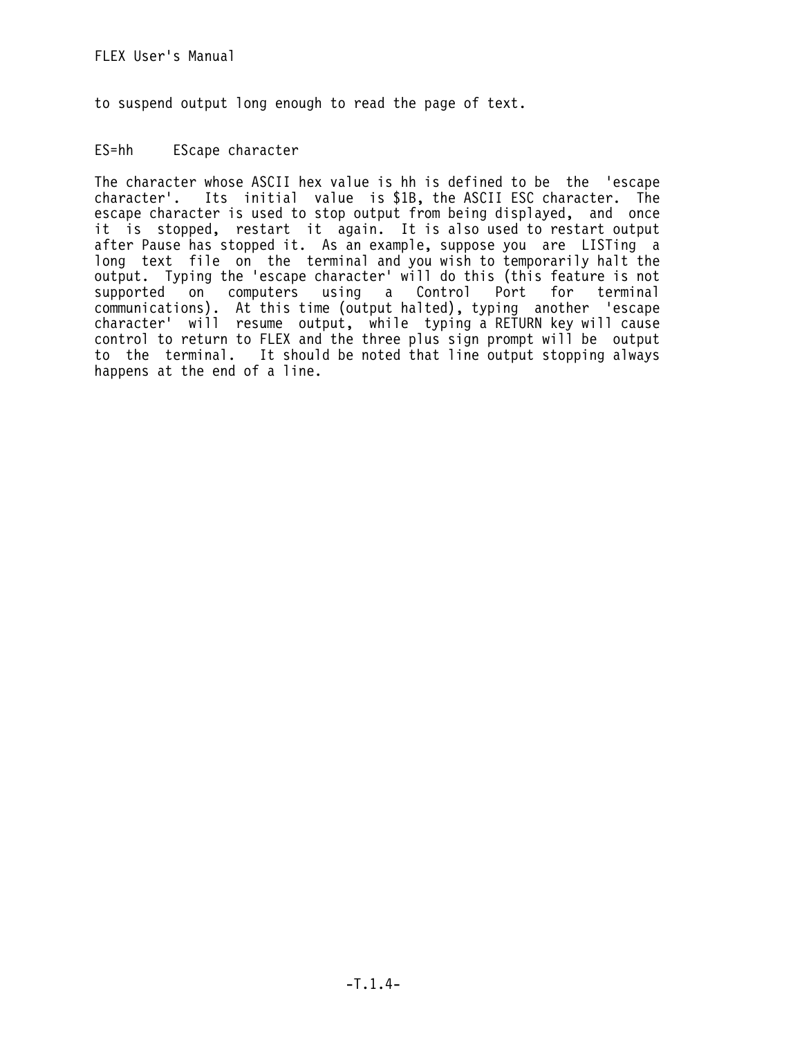to suspend output long enough to read the page of text.

ES=hh     EScape character

The character whose ASCII hex value is hh is defined to be the 'escape character'. Its initial value is $1B, the ASCII ESC character. The escape character is used to stop output from being displayed, and once it is stopped, restart it again. It is also used to restart output after Pause has stopped it. As an example, suppose you are LISTing a long text file on the terminal and you wish to temporarily halt the output. Typing the 'escape character' will do this (this feature is not supported on computers using a Control Port for terminal communications). At this time (output halted), typing another 'escape character' will resume output, while typing a RETURN key will cause control to return to FLEX and the three plus sign prompt will be output to the terminal. It should be noted that line output stopping always happens at the end of a line.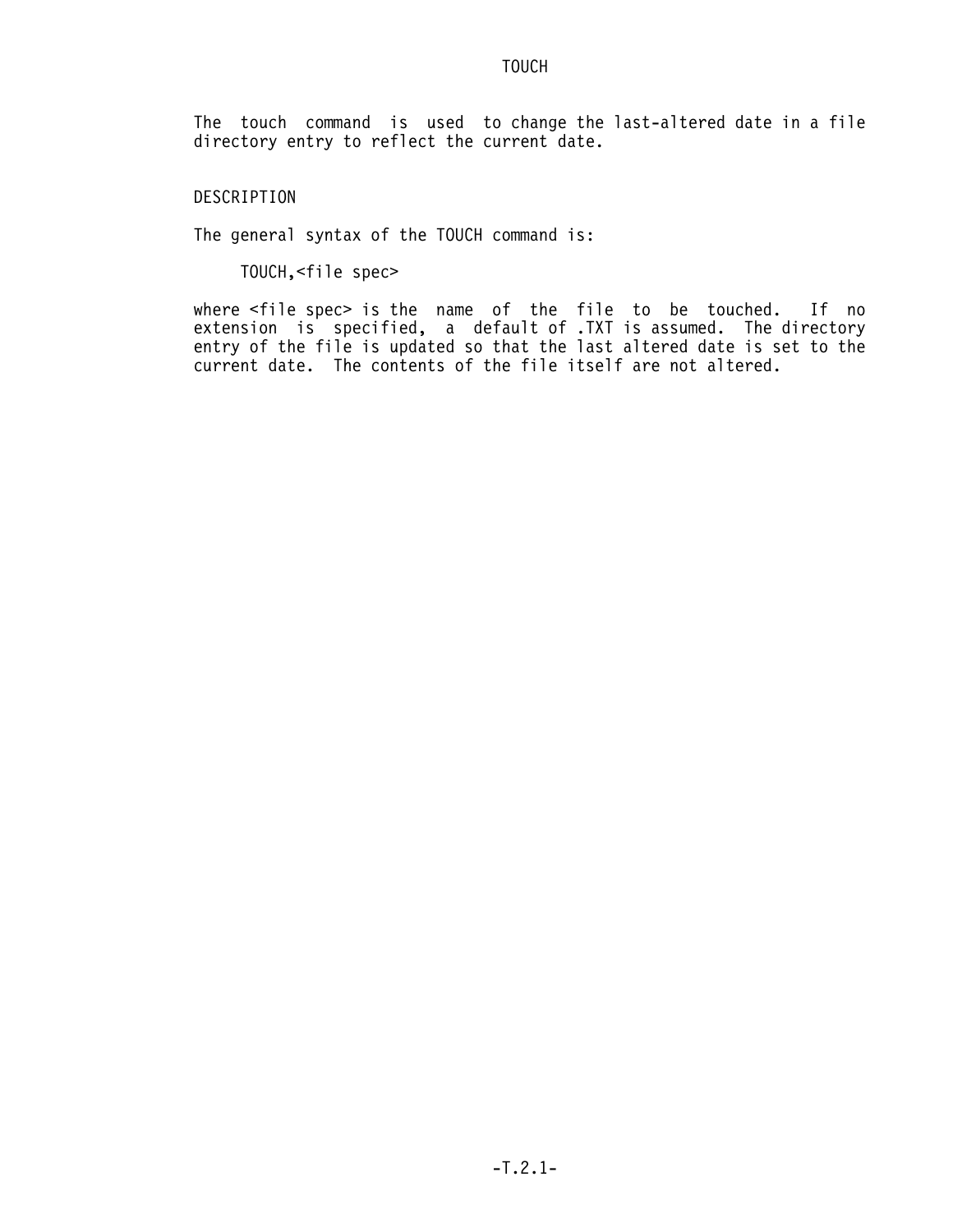# TOUCH

The touch command is used to change the last-altered date in a file directory entry to reflect the current date.

## DESCRIPTION

The general syntax of the TOUCH command is:

```
TOUCH,<file spec>
```

where <file spec> is the name of the file to be touched. If no extension is specified, a default of .TXT is assumed. The directory entry of the file is updated so that the last altered date is set to the current date. The contents of the file itself are not altered.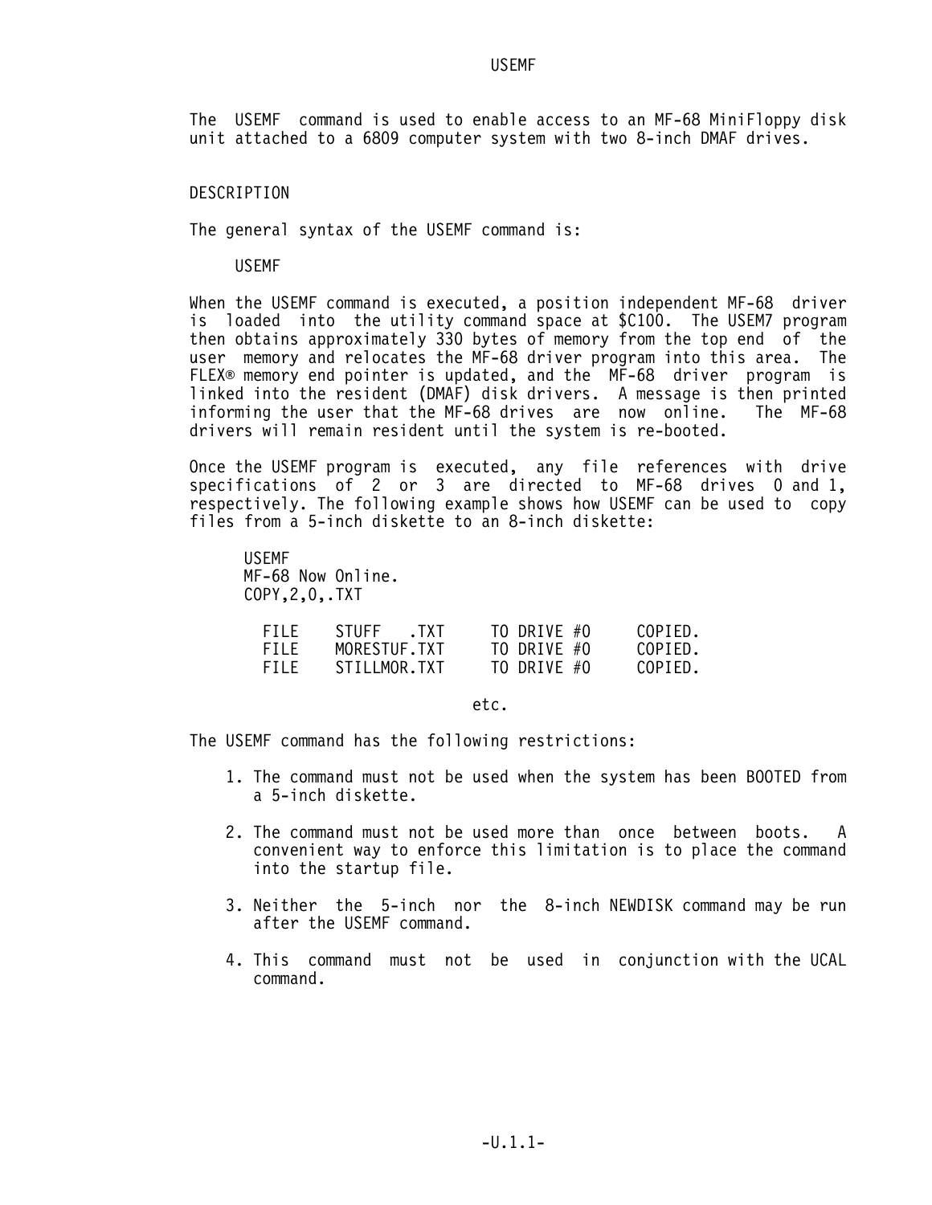# USEMF

The USEMF command is used to enable access to an MF-68 MiniFloppy disk unit attached to a 6809 computer system with two 8-inch DMAF drives.

## DESCRIPTION

The general syntax of the USEMF command is:

```
USEMF
```

When the USEMF command is executed, a position independent MF-68 driver is loaded into the utility command space at $C100. The USEM7 program then obtains approximately 330 bytes of memory from the top end of the user memory and relocates the MF-68 driver program into this area. The FLEX® memory end pointer is updated, and the MF-68 driver program is linked into the resident (DMAF) disk drivers. A message is then printed informing the user that the MF-68 drives are now online. The MF-68 drivers will remain resident until the system is re-booted.

Once the USEMF program is executed, any file references with drive specifications of 2 or 3 are directed to MF-68 drives 0 and 1, respectively. The following example shows how USEMF can be used to copy files from a 5-inch diskette to an 8-inch diskette:

```
USEMF
MF-68 Now Online.
COPY,2,0,.TXT

  FILE    STUFF   .TXT     TO DRIVE #0     COPIED.
  FILE    MORESTUF.TXT     TO DRIVE #0     COPIED.
  FILE    STILLMOR.TXT     TO DRIVE #0     COPIED.
```

etc.

The USEMF command has the following restrictions:

1. The command must not be used when the system has been BOOTED from a 5-inch diskette.
2. The command must not be used more than once between boots. A convenient way to enforce this limitation is to place the command into the startup file.
3. Neither the 5-inch nor the 8-inch NEWDISK command may be run after the USEMF command.
4. This command must not be used in conjunction with the UCAL command.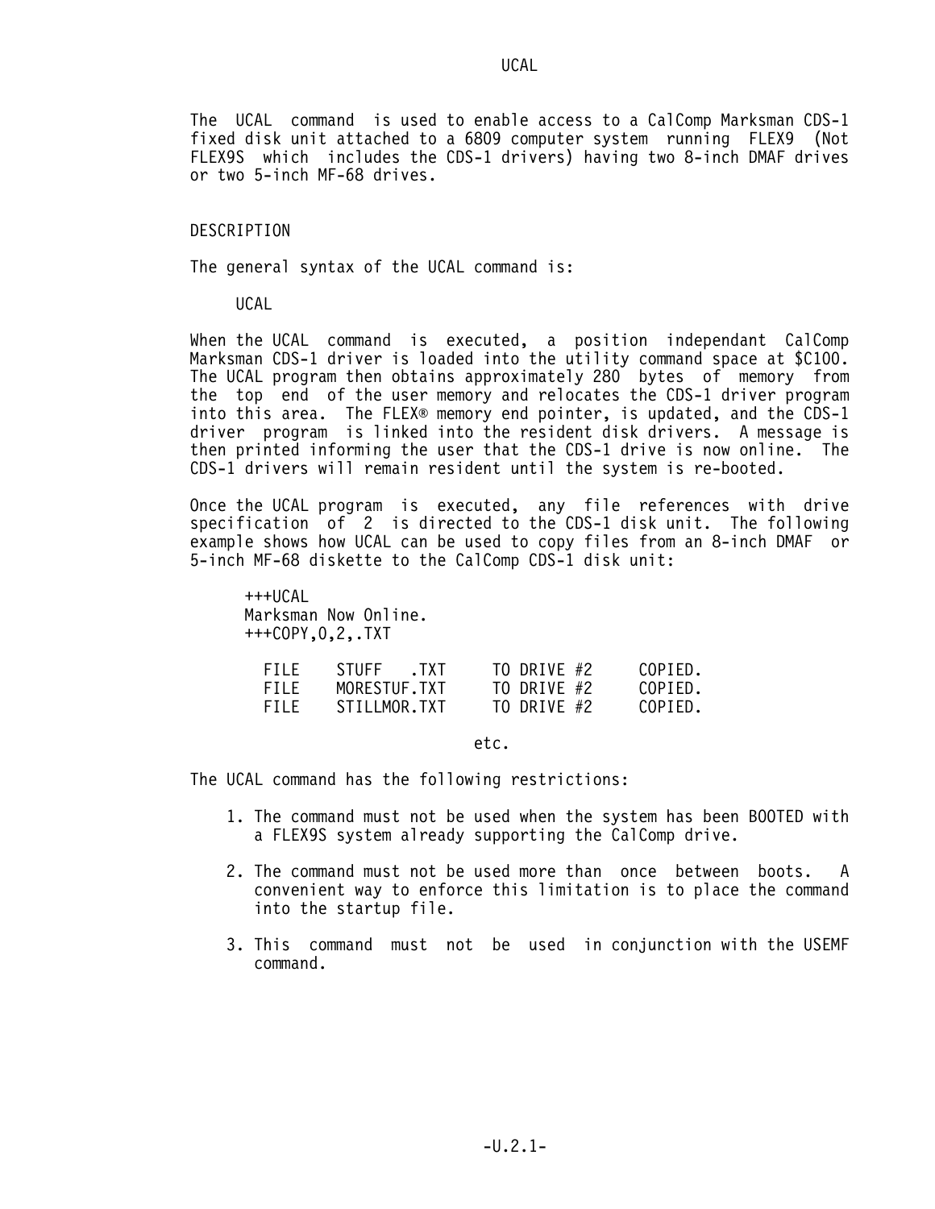# UCAL

The UCAL command is used to enable access to a CalComp Marksman CDS-1 fixed disk unit attached to a 6809 computer system running FLEX9 (Not FLEX9S which includes the CDS-1 drivers) having two 8-inch DMAF drives or two 5-inch MF-68 drives.

## DESCRIPTION

The general syntax of the UCAL command is:

```
UCAL
```

When the UCAL command is executed, a position independant CalComp Marksman CDS-1 driver is loaded into the utility command space at $C100. The UCAL program then obtains approximately 280 bytes of memory from the top end of the user memory and relocates the CDS-1 driver program into this area. The FLEX® memory end pointer, is updated, and the CDS-1 driver program is linked into the resident disk drivers. A message is then printed informing the user that the CDS-1 drive is now online. The CDS-1 drivers will remain resident until the system is re-booted.

Once the UCAL program is executed, any file references with drive specification of 2 is directed to the CDS-1 disk unit. The following example shows how UCAL can be used to copy files from an 8-inch DMAF or 5-inch MF-68 diskette to the CalComp CDS-1 disk unit:

```
+++UCAL
Marksman Now Online.
+++COPY,0,2,.TXT

  FILE    STUFF   .TXT     TO DRIVE #2     COPIED.
  FILE    MORESTUF.TXT     TO DRIVE #2     COPIED.
  FILE    STILLMOR.TXT     TO DRIVE #2     COPIED.

                          etc.
```

The UCAL command has the following restrictions:

1. The command must not be used when the system has been BOOTED with a FLEX9S system already supporting the CalComp drive.
2. The command must not be used more than once between boots. A convenient way to enforce this limitation is to place the command into the startup file.
3. This command must not be used in conjunction with the USEMF command.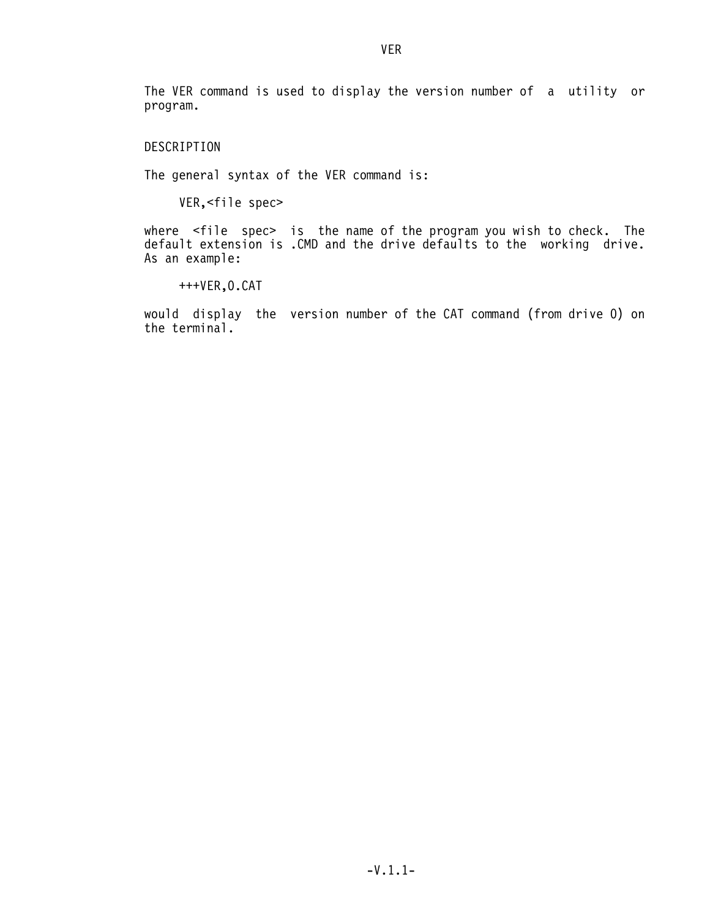# VER

The VER command is used to display the version number of a utility or program.

## DESCRIPTION

The general syntax of the VER command is:

```
VER,<file spec>
```

where <file spec> is the name of the program you wish to check. The default extension is .CMD and the drive defaults to the working drive. As an example:

```
+++VER,0.CAT
```

would display the version number of the CAT command (from drive 0) on the terminal.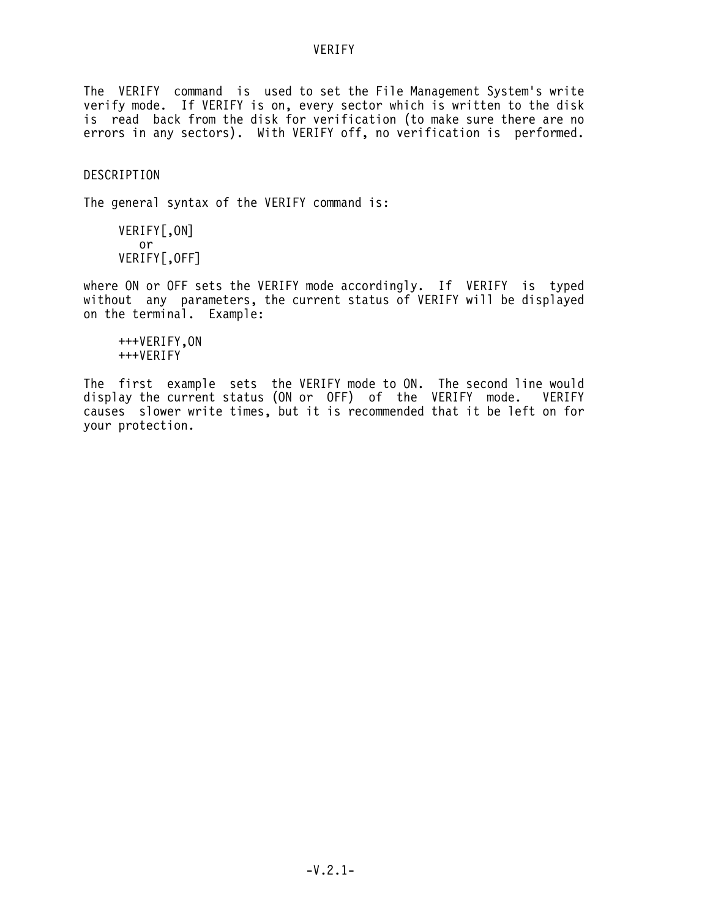# VERIFY

The VERIFY command is used to set the File Management System's write verify mode. If VERIFY is on, every sector which is written to the disk is read back from the disk for verification (to make sure there are no errors in any sectors). With VERIFY off, no verification is performed.

## DESCRIPTION

The general syntax of the VERIFY command is:

```
VERIFY[,ON]
   or
VERIFY[,OFF]
```

where ON or OFF sets the VERIFY mode accordingly. If VERIFY is typed without any parameters, the current status of VERIFY will be displayed on the terminal. Example:

```
+++VERIFY,ON
+++VERIFY
```

The first example sets the VERIFY mode to ON. The second line would display the current status (ON or OFF) of the VERIFY mode. VERIFY causes slower write times, but it is recommended that it be left on for your protection.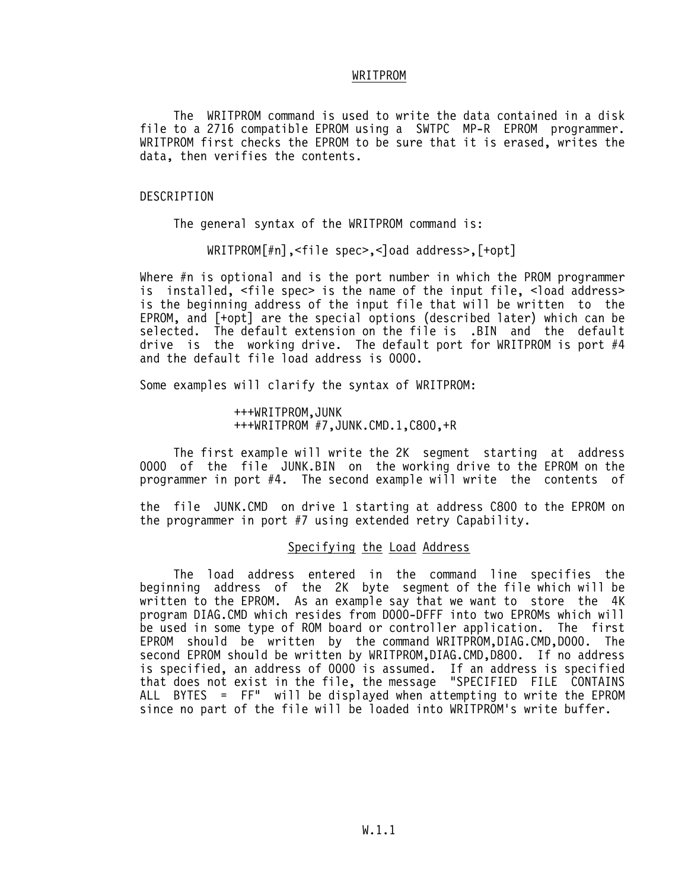# WRITPROM

The WRITPROM command is used to write the data contained in a disk file to a 2716 compatible EPROM using a SWTPC MP-R EPROM programmer. WRITPROM first checks the EPROM to be sure that it is erased, writes the data, then verifies the contents.

## DESCRIPTION

The general syntax of the WRITPROM command is:

```
WRITPROM[#n],<file spec>,<]oad address>,[+opt]
```

Where #n is optional and is the port number in which the PROM programmer is installed, <file spec> is the name of the input file, <load address> is the beginning address of the input file that will be written to the EPROM, and [+opt] are the special options (described later) which can be selected. The default extension on the file is .BIN and the default drive is the working drive. The default port for WRITPROM is port #4 and the default file load address is 0000.

Some examples will clarify the syntax of WRITPROM:

```
+++WRITPROM,JUNK
+++WRITPROM #7,JUNK.CMD.1,C800,+R
```

The first example will write the 2K segment starting at address 0000 of the file JUNK.BIN on the working drive to the EPROM on the programmer in port #4. The second example will write the contents of

the file JUNK.CMD on drive 1 starting at address C800 to the EPROM on the programmer in port #7 using extended retry Capability.

### Specifying the Load Address

The load address entered in the command line specifies the beginning address of the 2K byte segment of the file which will be written to the EPROM. As an example say that we want to store the 4K program DIAG.CMD which resides from D000-DFFF into two EPROMs which will be used in some type of ROM board or controller application. The first EPROM should be written by the command WRITPROM,DIAG.CMD,D000. The second EPROM should be written by WRITPROM,DIAG.CMD,D800. If no address is specified, an address of 0000 is assumed. If an address is specified that does not exist in the file, the message "SPECIFIED FILE CONTAINS ALL BYTES = FF" will be displayed when attempting to write the EPROM since no part of the file will be loaded into WRITPROM's write buffer.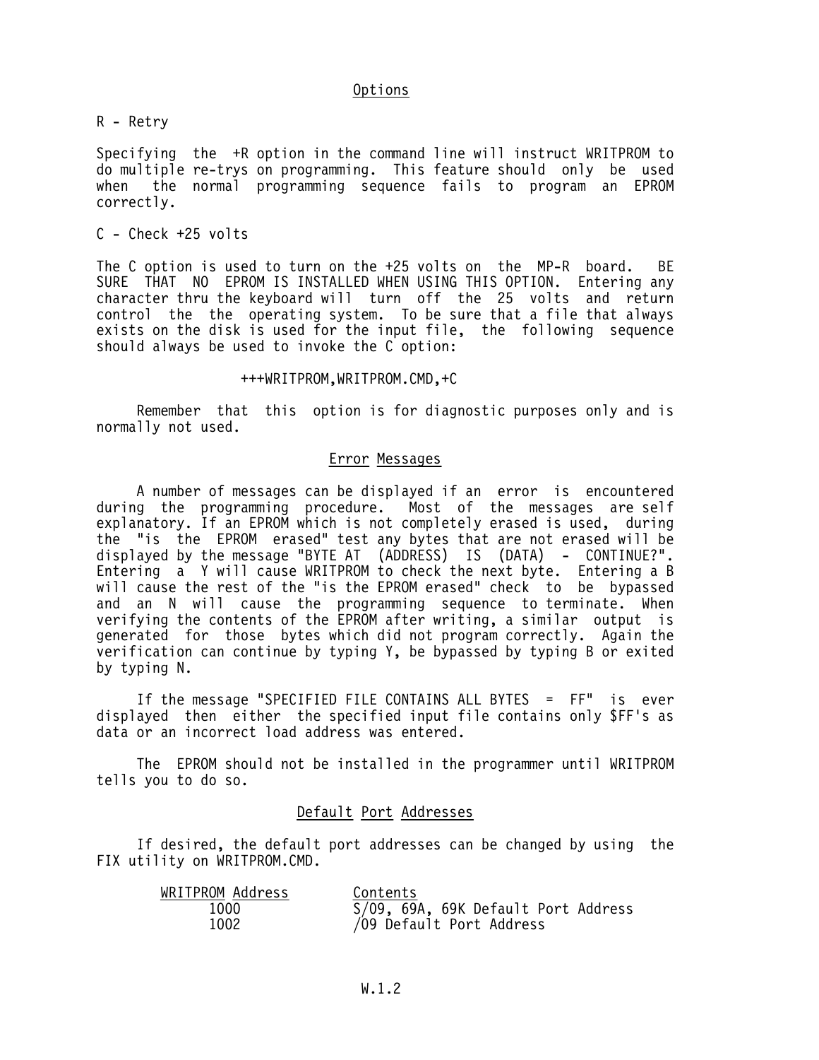## Options

R - Retry

Specifying the +R option in the command line will instruct WRITPROM to do multiple re-trys on programming. This feature should only be used when the normal programming sequence fails to program an EPROM correctly.

C - Check +25 volts

The C option is used to turn on the +25 volts on the MP-R board. BE SURE THAT NO EPROM IS INSTALLED WHEN USING THIS OPTION. Entering any character thru the keyboard will turn off the 25 volts and return control the the operating system. To be sure that a file that always exists on the disk is used for the input file, the following sequence should always be used to invoke the C option:

```
+++WRITPROM,WRITPROM.CMD,+C
```

Remember that this option is for diagnostic purposes only and is normally not used.

## Error Messages

A number of messages can be displayed if an error is encountered during the programming procedure. Most of the messages are self explanatory. If an EPROM which is not completely erased is used, during the "is the EPROM erased" test any bytes that are not erased will be displayed by the message "BYTE AT (ADDRESS) IS (DATA) - CONTINUE?". Entering a Y will cause WRITPROM to check the next byte. Entering a B will cause the rest of the "is the EPROM erased" check to be bypassed and an N will cause the programming sequence to terminate. When verifying the contents of the EPROM after writing, a similar output is generated for those bytes which did not program correctly. Again the verification can continue by typing Y, be bypassed by typing B or exited by typing N.

If the message "SPECIFIED FILE CONTAINS ALL BYTES = FF" is ever displayed then either the specified input file contains only $FF's as data or an incorrect load address was entered.

The EPROM should not be installed in the programmer until WRITPROM tells you to do so.

## Default Port Addresses

If desired, the default port addresses can be changed by using the FIX utility on WRITPROM.CMD.

| WRITPROM Address | Contents |
|---|---|
| 1000 | S/09, 69A, 69K Default Port Address |
| 1002 | /09 Default Port Address |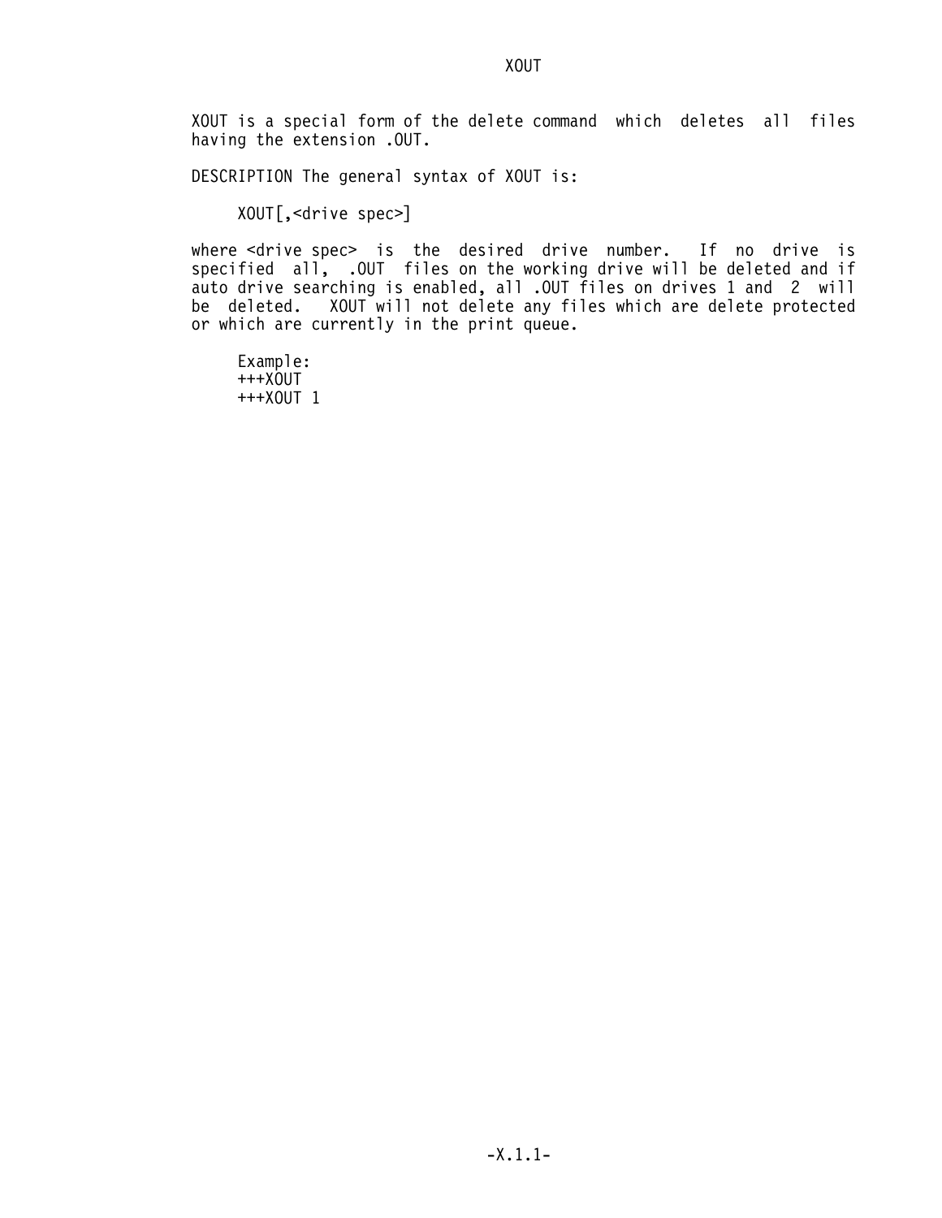# XOUT

XOUT is a special form of the delete command which deletes all files having the extension .OUT.

DESCRIPTION The general syntax of XOUT is:

```
XOUT[,<drive spec>]
```

where <drive spec> is the desired drive number. If no drive is specified all, .OUT files on the working drive will be deleted and if auto drive searching is enabled, all .OUT files on drives 1 and 2 will be deleted. XOUT will not delete any files which are delete protected or which are currently in the print queue.

Example:

```
+++XOUT
+++XOUT 1
```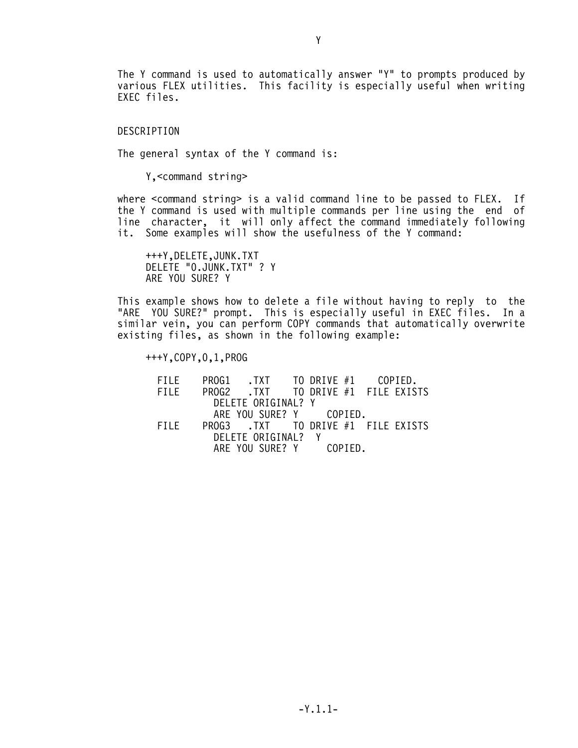# Y

The Y command is used to automatically answer "Y" to prompts produced by various FLEX utilities. This facility is especially useful when writing EXEC files.

## DESCRIPTION

The general syntax of the Y command is:

```
Y,<command string>
```

where <command string> is a valid command line to be passed to FLEX. If the Y command is used with multiple commands per line using the end of line character, it will only affect the command immediately following it. Some examples will show the usefulness of the Y command:

```
+++Y,DELETE,JUNK.TXT
DELETE "0.JUNK.TXT" ? Y
ARE YOU SURE? Y
```

This example shows how to delete a file without having to reply to the "ARE YOU SURE?" prompt. This is especially useful in EXEC files. In a similar vein, you can perform COPY commands that automatically overwrite existing files, as shown in the following example:

```
+++Y,COPY,0,1,PROG

  FILE    PROG1   .TXT    TO DRIVE #1    COPIED.
  FILE    PROG2   .TXT    TO DRIVE #1  FILE EXISTS
            DELETE ORIGINAL? Y
            ARE YOU SURE? Y     COPIED.
  FILE    PROG3   .TXT    TO DRIVE #1  FILE EXISTS
            DELETE ORIGINAL?  Y
            ARE YOU SURE? Y     COPIED.
```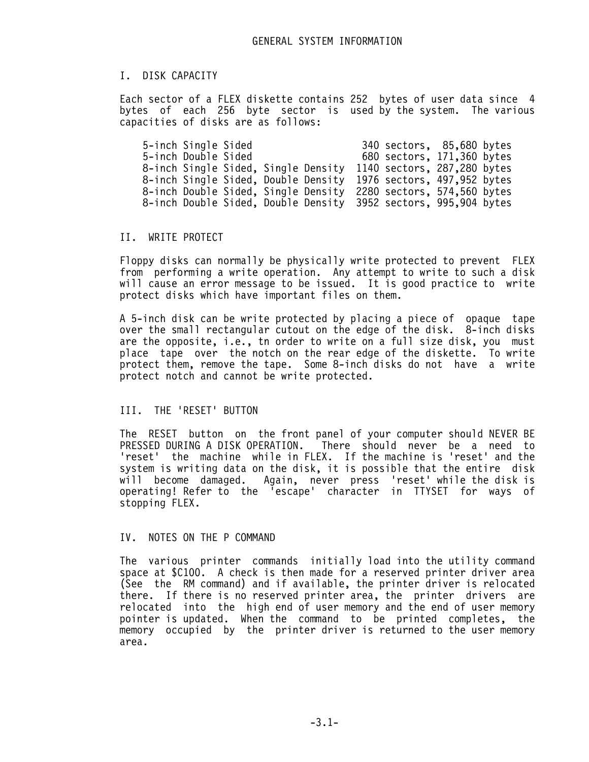# GENERAL SYSTEM INFORMATION

## I. DISK CAPACITY

Each sector of a FLEX diskette contains 252 bytes of user data since 4 bytes of each 256 byte sector is used by the system. The various capacities of disks are as follows:

| | | |
|---|---|---|
| 5-inch Single Sided | 340 sectors, | 85,680 bytes |
| 5-inch Double Sided | 680 sectors, | 171,360 bytes |
| 8-inch Single Sided, Single Density | 1140 sectors, | 287,280 bytes |
| 8-inch Single Sided, Double Density | 1976 sectors, | 497,952 bytes |
| 8-inch Double Sided, Single Density | 2280 sectors, | 574,560 bytes |
| 8-inch Double Sided, Double Density | 3952 sectors, | 995,904 bytes |

## II. WRITE PROTECT

Floppy disks can normally be physically write protected to prevent FLEX from performing a write operation. Any attempt to write to such a disk will cause an error message to be issued. It is good practice to write protect disks which have important files on them.

A 5-inch disk can be write protected by placing a piece of opaque tape over the small rectangular cutout on the edge of the disk. 8-inch disks are the opposite, i.e., tn order to write on a full size disk, you must place tape over the notch on the rear edge of the diskette. To write protect them, remove the tape. Some 8-inch disks do not have a write protect notch and cannot be write protected.

## III. THE 'RESET' BUTTON

The RESET button on the front panel of your computer should NEVER BE PRESSED DURING A DISK OPERATION. There should never be a need to 'reset' the machine while in FLEX. If the machine is 'reset' and the system is writing data on the disk, it is possible that the entire disk will become damaged. Again, never press 'reset' while the disk is operating! Refer to the 'escape' character in TTYSET for ways of stopping FLEX.

## IV. NOTES ON THE P COMMAND

The various printer commands initially load into the utility command space at $C100. A check is then made for a reserved printer driver area (See the RM command) and if available, the printer driver is relocated there. If there is no reserved printer area, the printer drivers are relocated into the high end of user memory and the end of user memory pointer is updated. When the command to be printed completes, the memory occupied by the printer driver is returned to the user memory area.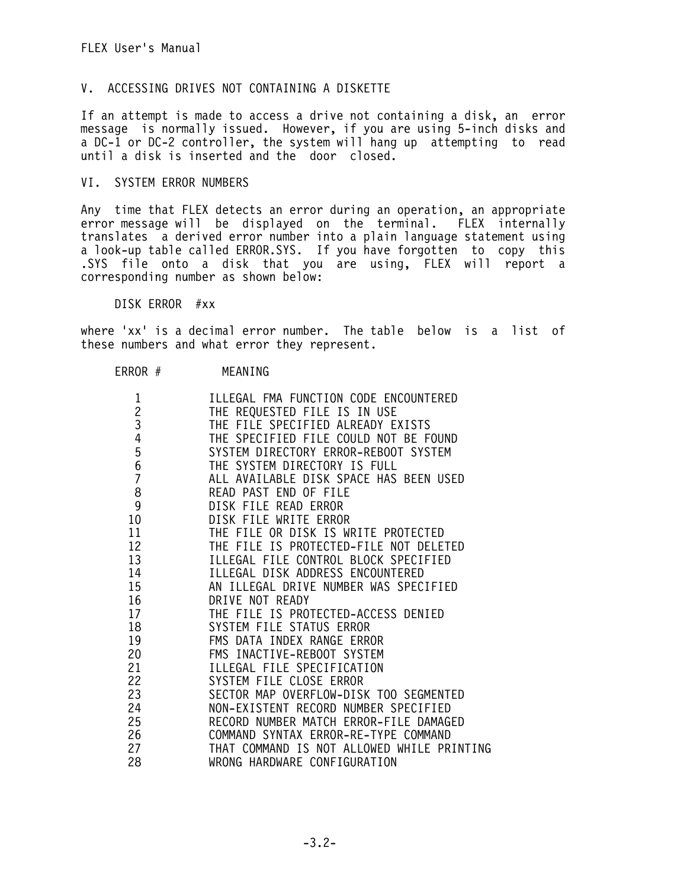## V. ACCESSING DRIVES NOT CONTAINING A DISKETTE

If an attempt is made to access a drive not containing a disk, an error message is normally issued. However, if you are using 5-inch disks and a DC-1 or DC-2 controller, the system will hang up attempting to read until a disk is inserted and the door closed.

## VI. SYSTEM ERROR NUMBERS

Any time that FLEX detects an error during an operation, an appropriate error message will be displayed on the terminal. FLEX internally translates a derived error number into a plain language statement using a look-up table called ERROR.SYS. If you have forgotten to copy this .SYS file onto a disk that you are using, FLEX will report a corresponding number as shown below:

```
DISK ERROR  #xx
```

where 'xx' is a decimal error number. The table below is a list of these numbers and what error they represent.

| ERROR # | MEANING |
|---|---|
| 1 | ILLEGAL FMA FUNCTION CODE ENCOUNTERED |
| 2 | THE REQUESTED FILE IS IN USE |
| 3 | THE FILE SPECIFIED ALREADY EXISTS |
| 4 | THE SPECIFIED FILE COULD NOT BE FOUND |
| 5 | SYSTEM DIRECTORY ERROR-REBOOT SYSTEM |
| 6 | THE SYSTEM DIRECTORY IS FULL |
| 7 | ALL AVAILABLE DISK SPACE HAS BEEN USED |
| 8 | READ PAST END OF FILE |
| 9 | DISK FILE READ ERROR |
| 10 | DISK FILE WRITE ERROR |
| 11 | THE FILE OR DISK IS WRITE PROTECTED |
| 12 | THE FILE IS PROTECTED-FILE NOT DELETED |
| 13 | ILLEGAL FILE CONTROL BLOCK SPECIFIED |
| 14 | ILLEGAL DISK ADDRESS ENCOUNTERED |
| 15 | AN ILLEGAL DRIVE NUMBER WAS SPECIFIED |
| 16 | DRIVE NOT READY |
| 17 | THE FILE IS PROTECTED-ACCESS DENIED |
| 18 | SYSTEM FILE STATUS ERROR |
| 19 | FMS DATA INDEX RANGE ERROR |
| 20 | FMS INACTIVE-REBOOT SYSTEM |
| 21 | ILLEGAL FILE SPECIFICATION |
| 22 | SYSTEM FILE CLOSE ERROR |
| 23 | SECTOR MAP OVERFLOW-DISK TOO SEGMENTED |
| 24 | NON-EXISTENT RECORD NUMBER SPECIFIED |
| 25 | RECORD NUMBER MATCH ERROR-FILE DAMAGED |
| 26 | COMMAND SYNTAX ERROR-RE-TYPE COMMAND |
| 27 | THAT COMMAND IS NOT ALLOWED WHILE PRINTING |
| 28 | WRONG HARDWARE CONFIGURATION |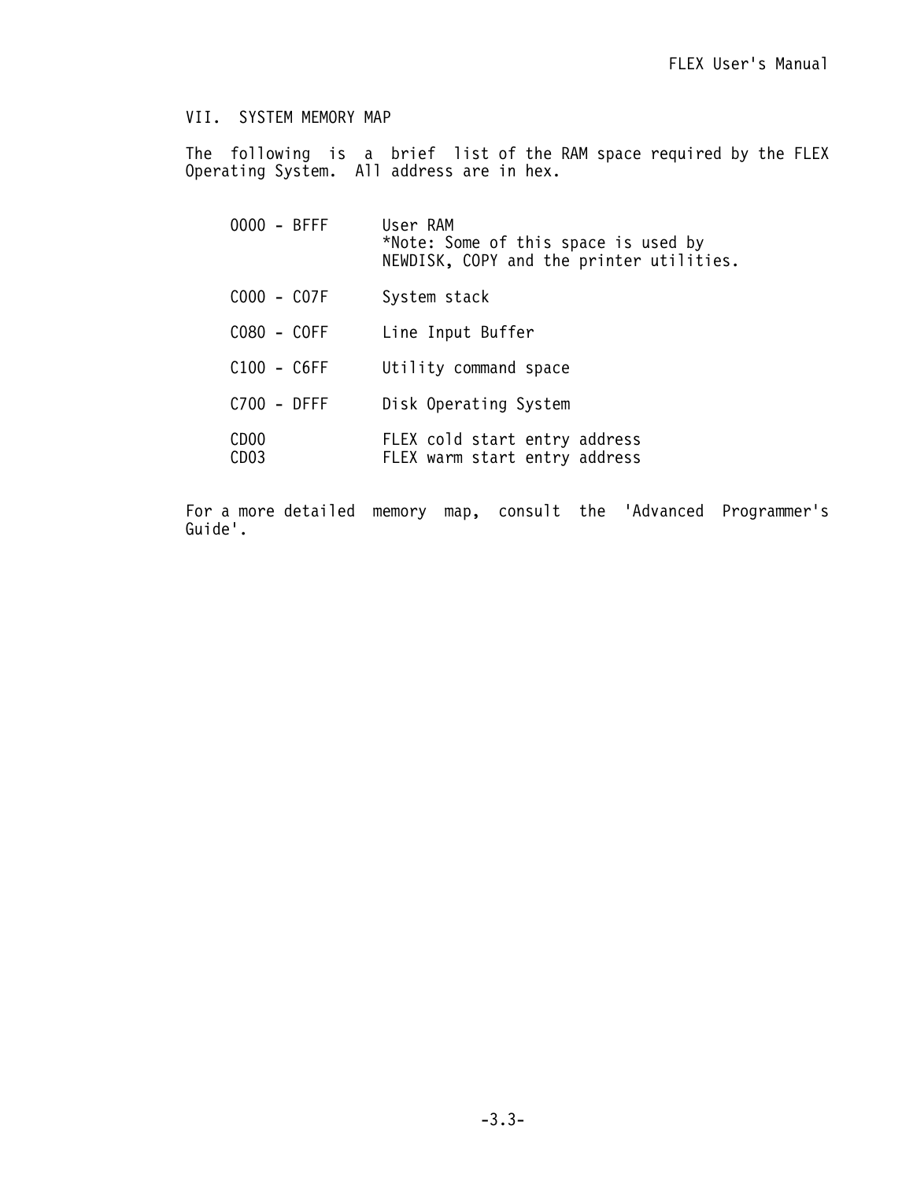## VII. SYSTEM MEMORY MAP

The following is a brief list of the RAM space required by the FLEX Operating System. All address are in hex.

| Address | Description |
|---|---|
| 0000 - BFFF | User RAM *Note: Some of this space is used by NEWDISK, COPY and the printer utilities. |
| C000 - C07F | System stack |
| C080 - C0FF | Line Input Buffer |
| C100 - C6FF | Utility command space |
| C700 - DFFF | Disk Operating System |
| CD00 | FLEX cold start entry address |
| CD03 | FLEX warm start entry address |

For a more detailed memory map, consult the 'Advanced Programmer's Guide'.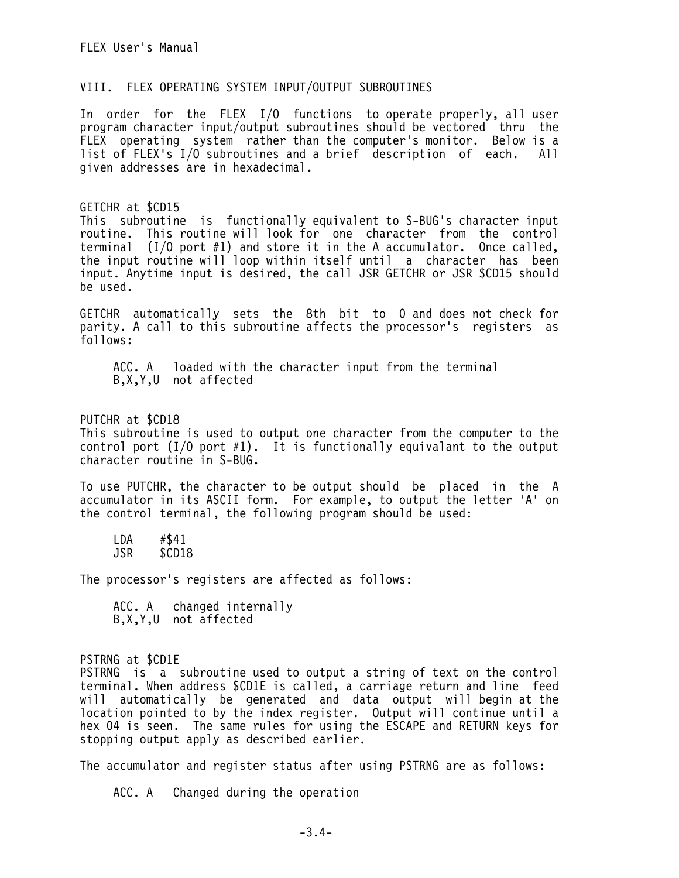## VIII. FLEX OPERATING SYSTEM INPUT/OUTPUT SUBROUTINES

In order for the FLEX I/O functions to operate properly, all user program character input/output subroutines should be vectored thru the FLEX operating system rather than the computer's monitor. Below is a list of FLEX's I/O subroutines and a brief description of each. All given addresses are in hexadecimal.

### GETCHR at $CD15

This subroutine is functionally equivalent to S-BUG's character input routine. This routine will look for one character from the control terminal (I/O port #1) and store it in the A accumulator. Once called, the input routine will loop within itself until a character has been input. Anytime input is desired, the call JSR GETCHR or JSR $CD15 should be used.

GETCHR automatically sets the 8th bit to 0 and does not check for parity. A call to this subroutine affects the processor's registers as follows:

```
ACC. A   loaded with the character input from the terminal
B,X,Y,U  not affected
```

### PUTCHR at $CD18

This subroutine is used to output one character from the computer to the control port (I/O port #1). It is functionally equivalant to the output character routine in S-BUG.

To use PUTCHR, the character to be output should be placed in the A accumulator in its ASCII form. For example, to output the letter 'A' on the control terminal, the following program should be used:

```
LDA    #$41
JSR    $CD18
```

The processor's registers are affected as follows:

```
ACC. A   changed internally
B,X,Y,U  not affected
```

### PSTRNG at $CD1E

PSTRNG is a subroutine used to output a string of text on the control terminal. When address $CD1E is called, a carriage return and line feed will automatically be generated and data output will begin at the location pointed to by the index register. Output will continue until a hex 04 is seen. The same rules for using the ESCAPE and RETURN keys for stopping output apply as described earlier.

The accumulator and register status after using PSTRNG are as follows:

```
ACC. A   Changed during the operation
```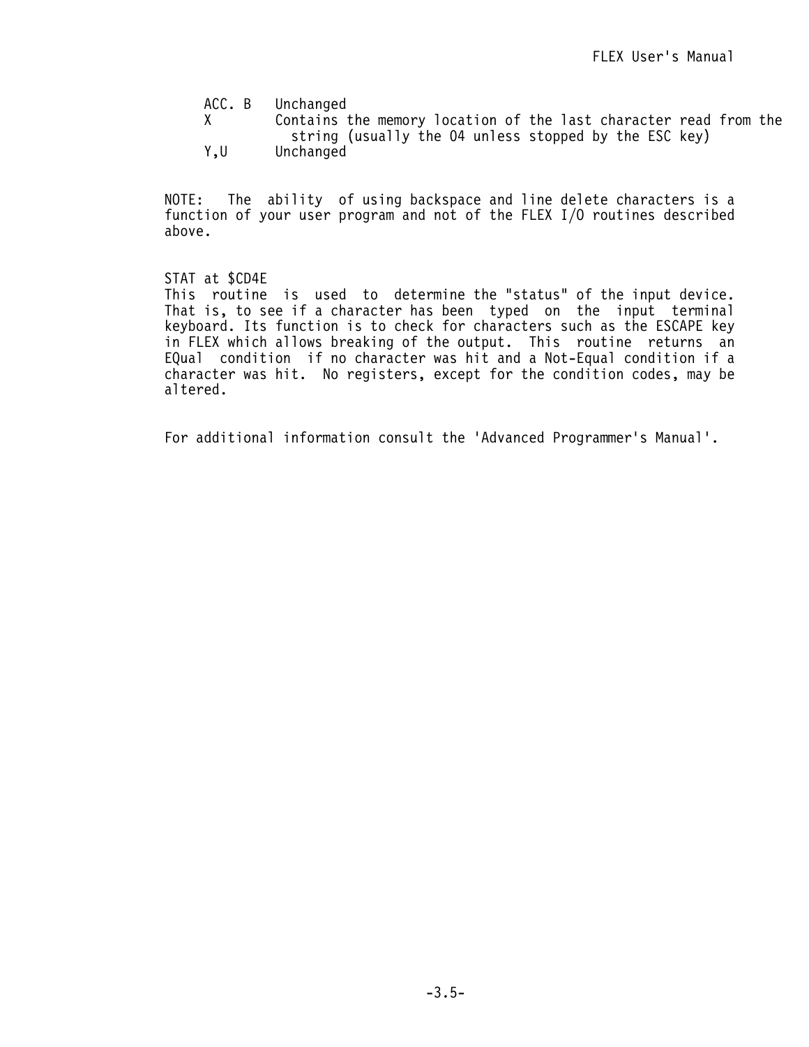| | |
|---|---|
| ACC. B | Unchanged |
| X | Contains the memory location of the last character read from the string (usually the 04 unless stopped by the ESC key) |
| Y,U | Unchanged |

NOTE: The ability of using backspace and line delete characters is a function of your user program and not of the FLEX I/O routines described above.

STAT at $CD4E
This routine is used to determine the "status" of the input device. That is, to see if a character has been typed on the input terminal keyboard. Its function is to check for characters such as the ESCAPE key in FLEX which allows breaking of the output. This routine returns an EQual condition if no character was hit and a Not-Equal condition if a character was hit. No registers, except for the condition codes, may be altered.

For additional information consult the 'Advanced Programmer's Manual'.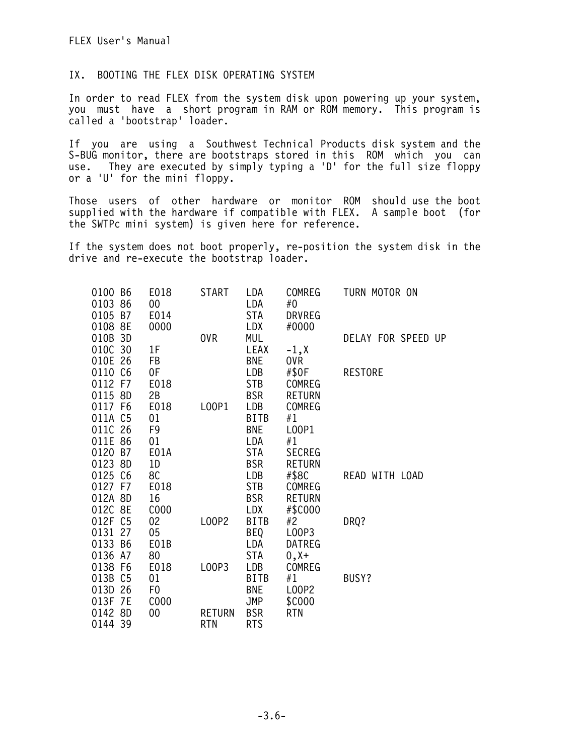## IX. BOOTING THE FLEX DISK OPERATING SYSTEM

In order to read FLEX from the system disk upon powering up your system, you must have a short program in RAM or ROM memory. This program is called a 'bootstrap' loader.

If you are using a Southwest Technical Products disk system and the S-BUG monitor, there are bootstraps stored in this ROM which you can use. They are executed by simply typing a 'D' for the full size floppy or a 'U' for the mini floppy.

Those users of other hardware or monitor ROM should use the boot supplied with the hardware if compatible with FLEX. A sample boot (for the SWTPc mini system) is given here for reference.

If the system does not boot properly, re-position the system disk in the drive and re-execute the bootstrap loader.

```
0100 B6    E018     START   LDA    COMREG     TURN MOTOR ON
0103 86    00               LDA    #0
0105 B7    E014             STA    DRVREG
0108 8E    0000             LDX    #0000
010B 3D             OVR     MUL               DELAY FOR SPEED UP
010C 30    1F               LEAX   -1,X
010E 26    FB               BNE    OVR
0110 C6    0F               LDB    #$0F       RESTORE
0112 F7    E018             STB    COMREG
0115 8D    2B               BSR    RETURN
0117 F6    E018     LOOP1   LDB    COMREG
011A C5    01               BITB   #1
011C 26    F9               BNE    LOOP1
011E 86    01               LDA    #1
0120 B7    E01A             STA    SECREG
0123 8D    1D               BSR    RETURN
0125 C6    8C               LDB    #$8C       READ WITH LOAD
0127 F7    E018             STB    COMREG
012A 8D    16               BSR    RETURN
012C 8E    C000             LDX    #$C000
012F C5    02       LOOP2   BITB   #2         DRQ?
0131 27    05               BEQ    LOOP3
0133 B6    E01B             LDA    DATREG
0136 A7    80               STA    0,X+
0138 F6    E018     LOOP3   LDB    COMREG
013B C5    01               BITB   #1         BUSY?
013D 26    F0               BNE    LOOP2
013F 7E    C000             JMP    $C000
0142 8D    00       RETURN  BSR    RTN
0144 39             RTN     RTS
```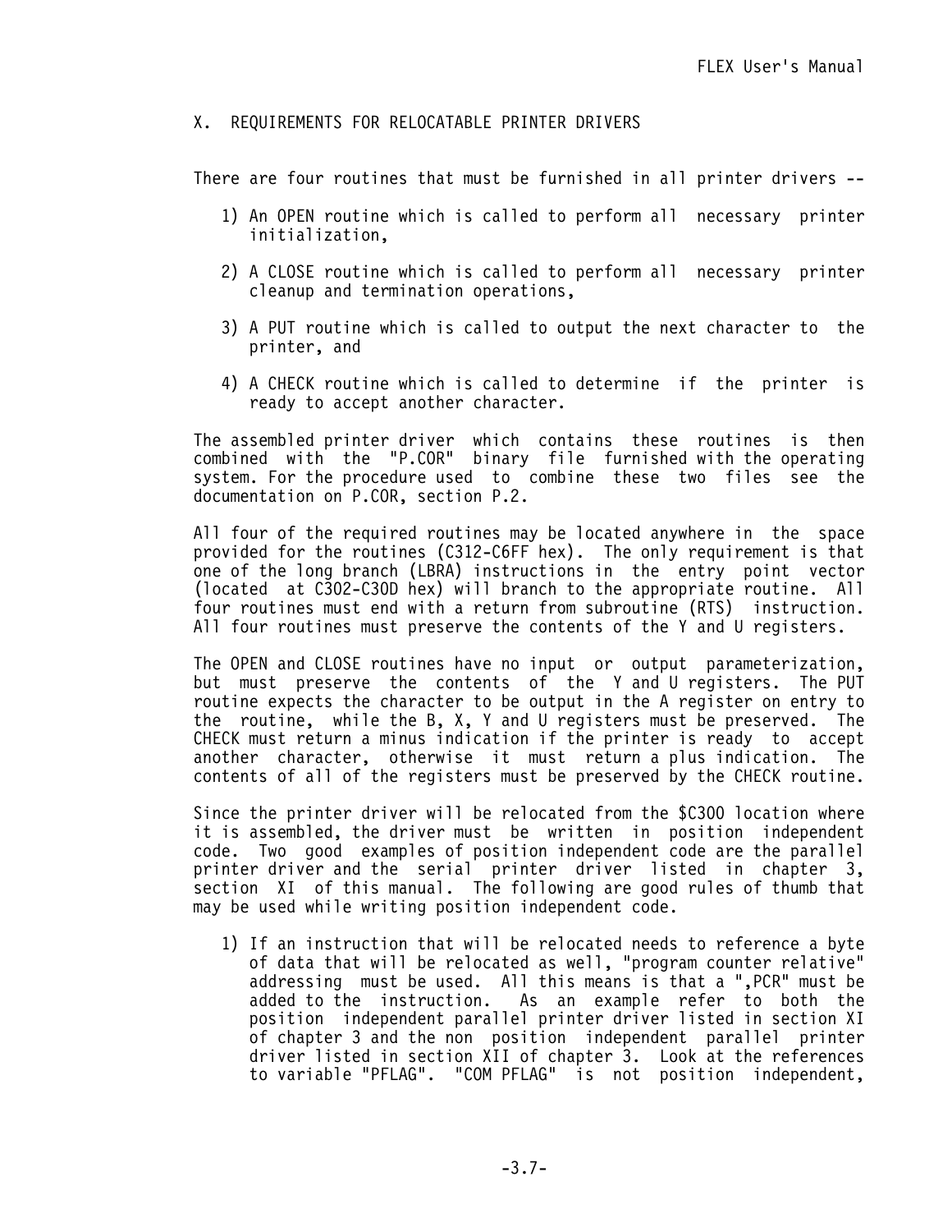## X. REQUIREMENTS FOR RELOCATABLE PRINTER DRIVERS

There are four routines that must be furnished in all printer drivers --

1) An OPEN routine which is called to perform all necessary printer initialization,

2) A CLOSE routine which is called to perform all necessary printer cleanup and termination operations,

3) A PUT routine which is called to output the next character to the printer, and

4) A CHECK routine which is called to determine if the printer is ready to accept another character.

The assembled printer driver which contains these routines is then combined with the "P.COR" binary file furnished with the operating system. For the procedure used to combine these two files see the documentation on P.COR, section P.2.

All four of the required routines may be located anywhere in the space provided for the routines (C312-C6FF hex). The only requirement is that one of the long branch (LBRA) instructions in the entry point vector (located at C302-C30D hex) will branch to the appropriate routine. All four routines must end with a return from subroutine (RTS) instruction. All four routines must preserve the contents of the Y and U registers.

The OPEN and CLOSE routines have no input or output parameterization, but must preserve the contents of the Y and U registers. The PUT routine expects the character to be output in the A register on entry to the routine, while the B, X, Y and U registers must be preserved. The CHECK must return a minus indication if the printer is ready to accept another character, otherwise it must return a plus indication. The contents of all of the registers must be preserved by the CHECK routine.

Since the printer driver will be relocated from the $C300 location where it is assembled, the driver must be written in position independent code. Two good examples of position independent code are the parallel printer driver and the serial printer driver listed in chapter 3, section XI of this manual. The following are good rules of thumb that may be used while writing position independent code.

1) If an instruction that will be relocated needs to reference a byte of data that will be relocated as well, "program counter relative" addressing must be used. All this means is that a ",PCR" must be added to the instruction. As an example refer to both the position independent parallel printer driver listed in section XI of chapter 3 and the non position independent parallel printer driver listed in section XII of chapter 3. Look at the references to variable "PFLAG". "COM PFLAG" is not position independent,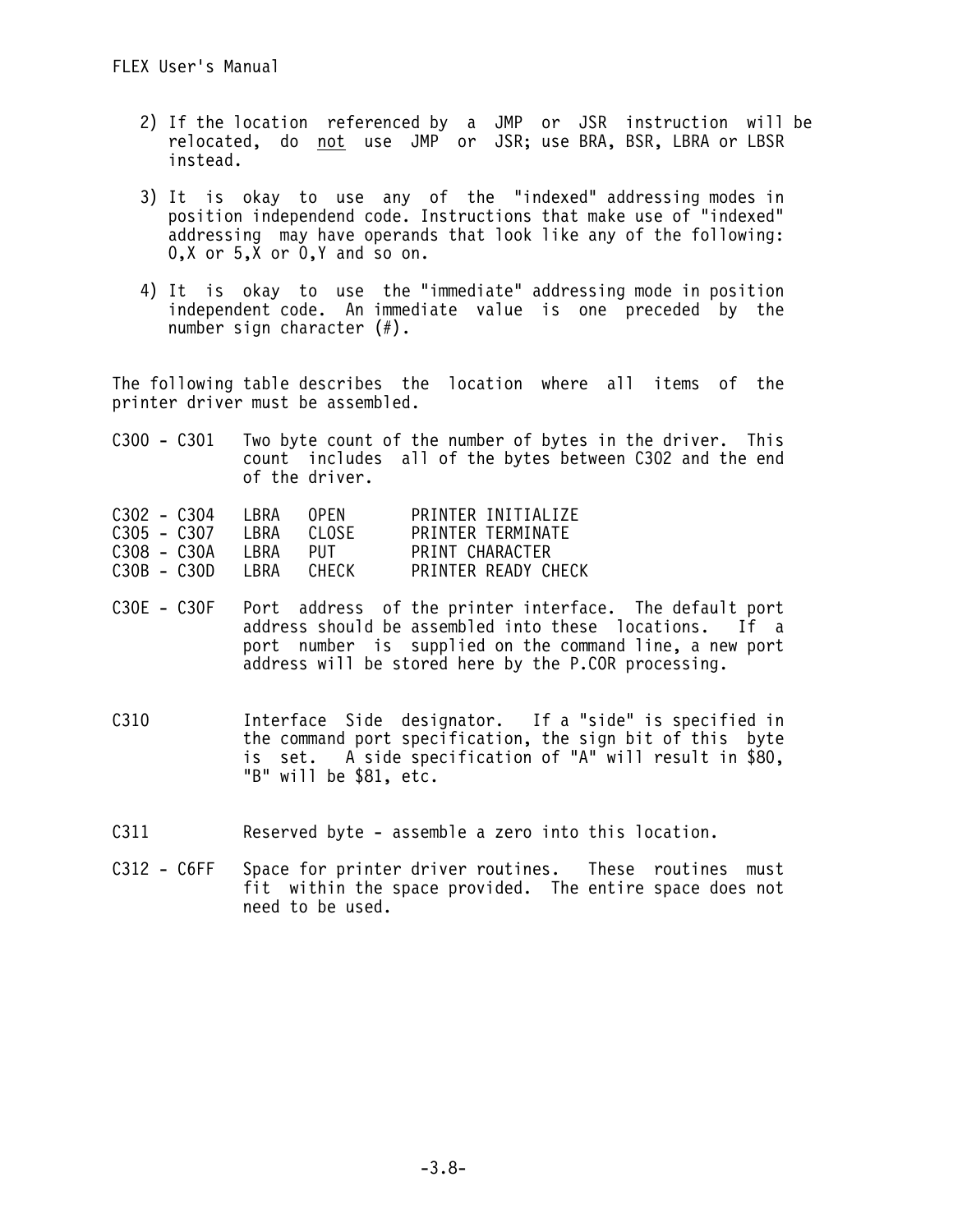2) If the location referenced by a JMP or JSR instruction will be relocated, do _not_ use JMP or JSR; use BRA, BSR, LBRA or LBSR instead.

3) It is okay to use any of the "indexed" addressing modes in position independend code. Instructions that make use of "indexed" addressing may have operands that look like any of the following: 0,X or 5,X or 0,Y and so on.

4) It is okay to use the "immediate" addressing mode in position independent code. An immediate value is one preceded by the number sign character (#).

The following table describes the location where all items of the printer driver must be assembled.

C300 - C301 Two byte count of the number of bytes in the driver. This count includes all of the bytes between C302 and the end of the driver.

```
C302 - C304   LBRA   OPEN       PRINTER INITIALIZE
C305 - C307   LBRA   CLOSE      PRINTER TERMINATE
C308 - C30A   LBRA   PUT        PRINT CHARACTER
C30B - C30D   LBRA   CHECK      PRINTER READY CHECK
```

C30E - C30F Port address of the printer interface. The default port address should be assembled into these locations. If a port number is supplied on the command line, a new port address will be stored here by the P.COR processing.

C310 Interface Side designator. If a "side" is specified in the command port specification, the sign bit of this byte is set. A side specification of "A" will result in $80, "B" will be $81, etc.

C311 Reserved byte - assemble a zero into this location.

C312 - C6FF Space for printer driver routines. These routines must fit within the space provided. The entire space does not need to be used.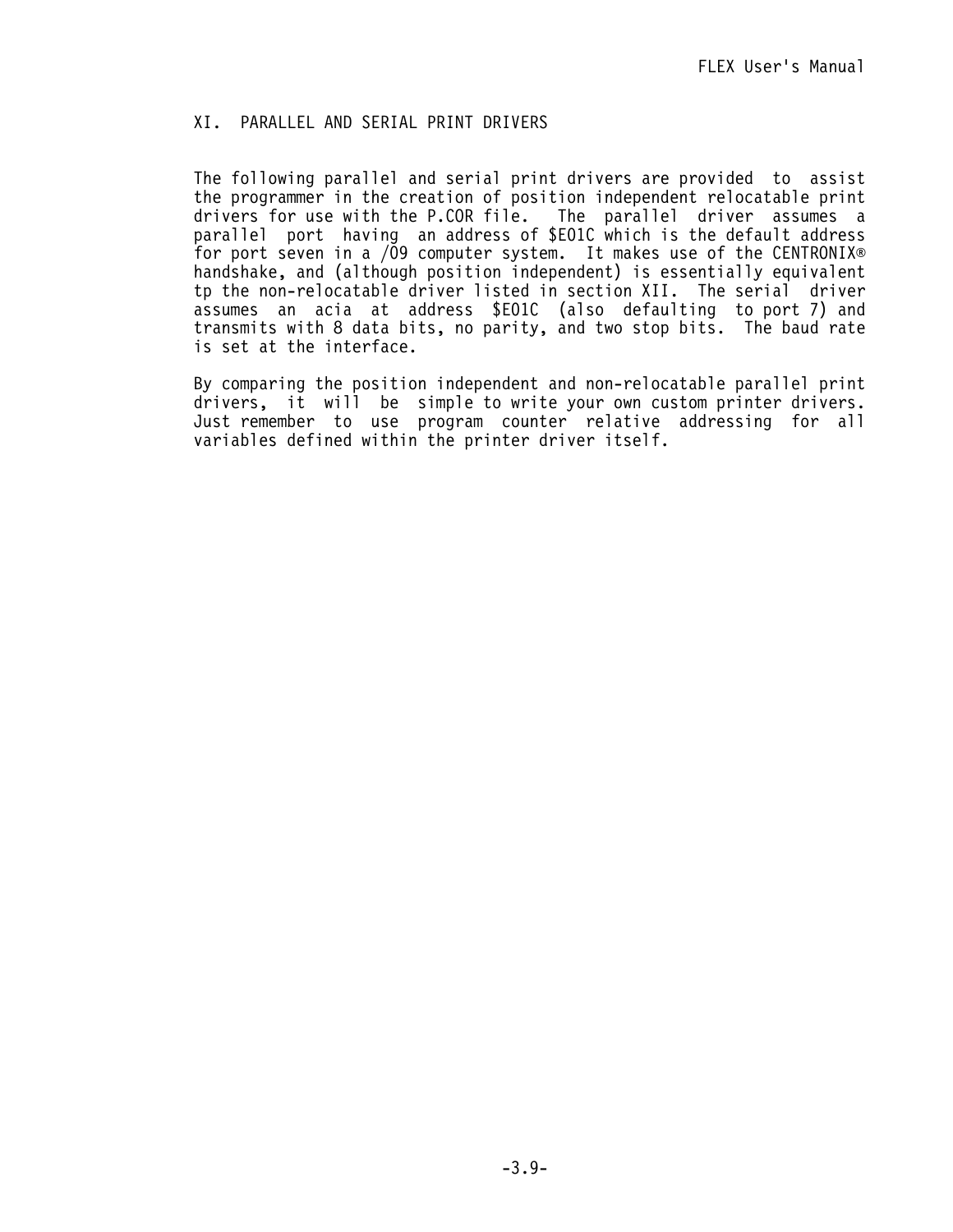## XI. PARALLEL AND SERIAL PRINT DRIVERS

The following parallel and serial print drivers are provided to assist the programmer in the creation of position independent relocatable print drivers for use with the P.COR file. The parallel driver assumes a parallel port having an address of $E01C which is the default address for port seven in a /09 computer system. It makes use of the CENTRONIX® handshake, and (although position independent) is essentially equivalent tp the non-relocatable driver listed in section XII. The serial driver assumes an acia at address $E01C (also defaulting to port 7) and transmits with 8 data bits, no parity, and two stop bits. The baud rate is set at the interface.

By comparing the position independent and non-relocatable parallel print drivers, it will be simple to write your own custom printer drivers. Just remember to use program counter relative addressing for all variables defined within the printer driver itself.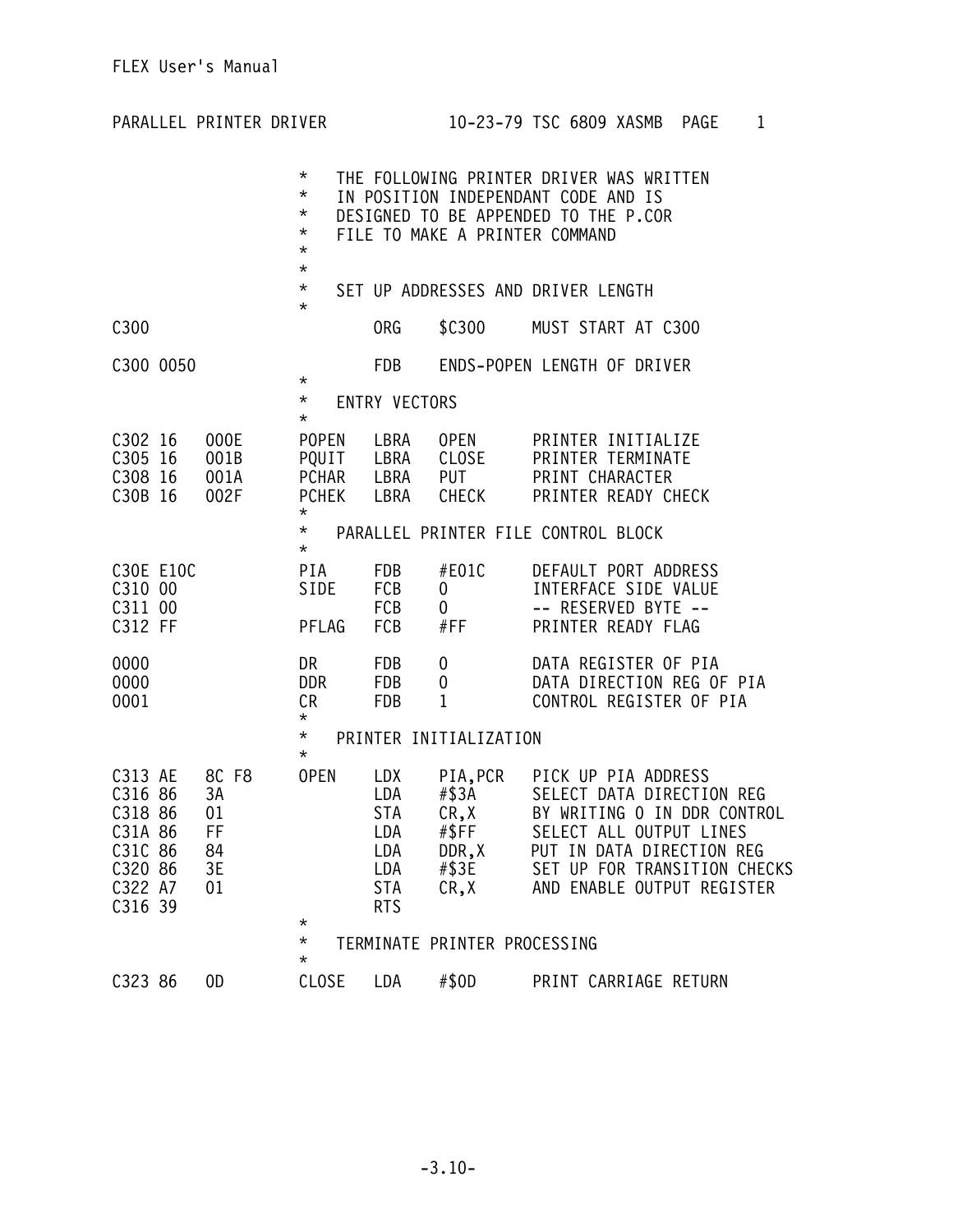```
PARALLEL PRINTER DRIVER          10-23-79 TSC 6809 XASMB  PAGE    1


                      *   THE FOLLOWING PRINTER DRIVER WAS WRITTEN
                      *   IN POSITION INDEPENDANT CODE AND IS
                      *   DESIGNED TO BE APPENDED TO THE P.COR
                      *   FILE TO MAKE A PRINTER COMMAND
                      *
                      *
                      *   SET UP ADDRESSES AND DRIVER LENGTH
                      *
C300                          ORG    $C300     MUST START AT C300

C300 0050                     FDB    ENDS-POPEN LENGTH OF DRIVER
                      *
                      *   ENTRY VECTORS
                      *
C302 16   000E        POPEN   LBRA   OPEN      PRINTER INITIALIZE
C305 16   001B        PQUIT   LBRA   CLOSE     PRINTER TERMINATE
C308 16   001A        PCHAR   LBRA   PUT       PRINT CHARACTER
C30B 16   002F        PCHEK   LBRA   CHECK     PRINTER READY CHECK
                      *
                      *   PARALLEL PRINTER FILE CONTROL BLOCK
                      *
C30E E10C             PIA     FDB    #E01C     DEFAULT PORT ADDRESS
C310 00               SIDE    FCB    0         INTERFACE SIDE VALUE
C311 00                       FCB    0         -- RESERVED BYTE --
C312 FF               PFLAG   FCB    #FF       PRINTER READY FLAG

0000                  DR      FDB    0         DATA REGISTER OF PIA
0000                  DDR     FDB    0         DATA DIRECTION REG OF PIA
0001                  CR      FDB    1         CONTROL REGISTER OF PIA
                      *
                      *   PRINTER INITIALIZATION
                      *
C313 AE   8C F8       OPEN    LDX    PIA,PCR   PICK UP PIA ADDRESS
C316 86   3A                  LDA    #$3A      SELECT DATA DIRECTION REG
C318 86   01                  STA    CR,X      BY WRITING 0 IN DDR CONTROL
C31A 86   FF                  LDA    #$FF      SELECT ALL OUTPUT LINES
C31C 86   84                  LDA    DDR,X     PUT IN DATA DIRECTION REG
C320 86   3E                  LDA    #$3E      SET UP FOR TRANSITION CHECKS
C322 A7   01                  STA    CR,X      AND ENABLE OUTPUT REGISTER
C316 39                       RTS
                      *
                      *   TERMINATE PRINTER PROCESSING
                      *
C323 86   0D          CLOSE   LDA    #$0D      PRINT CARRIAGE RETURN
```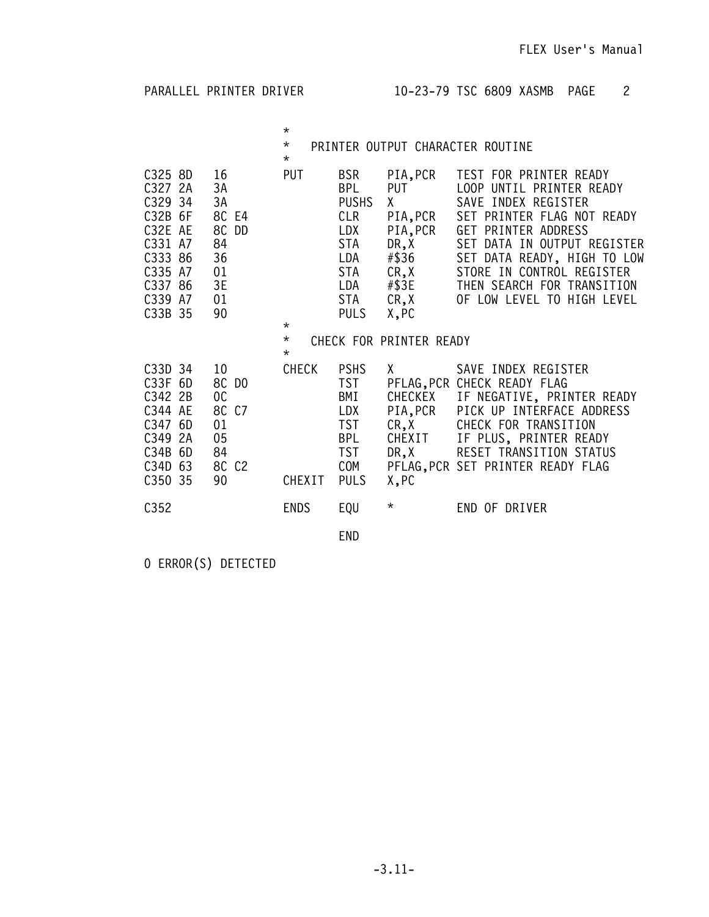```
PARALLEL PRINTER DRIVER          10-23-79 TSC 6809 XASMB  PAGE    2

                       *
                       *   PRINTER OUTPUT CHARACTER ROUTINE
                       *
C325 8D    16          PUT     BSR    PIA,PCR   TEST FOR PRINTER READY
C327 2A    3A                  BPL    PUT       LOOP UNTIL PRINTER READY
C329 34    3A                  PUSHS  X         SAVE INDEX REGISTER
C32B 6F    8C E4               CLR    PIA,PCR   SET PRINTER FLAG NOT READY
C32E AE    8C DD               LDX    PIA,PCR   GET PRINTER ADDRESS
C331 A7    84                  STA    DR,X      SET DATA IN OUTPUT REGISTER
C333 86    36                  LDA    #$36      SET DATA READY, HIGH TO LOW
C335 A7    01                  STA    CR,X      STORE IN CONTROL REGISTER
C337 86    3E                  LDA    #$3E      THEN SEARCH FOR TRANSITION
C339 A7    01                  STA    CR,X      OF LOW LEVEL TO HIGH LEVEL
C33B 35    90                  PULS   X,PC
                       *
                       *   CHECK FOR PRINTER READY
                       *
C33D 34    10          CHECK   PSHS   X         SAVE INDEX REGISTER
C33F 6D    8C D0               TST    PFLAG,PCR CHECK READY FLAG
C342 2B    0C                  BMI    CHECKEX   IF NEGATIVE, PRINTER READY
C344 AE    8C C7               LDX    PIA,PCR   PICK UP INTERFACE ADDRESS
C347 6D    01                  TST    CR,X      CHECK FOR TRANSITION
C349 2A    05                  BPL    CHEXIT    IF PLUS, PRINTER READY
C34B 6D    84                  TST    DR,X      RESET TRANSITION STATUS
C34D 63    8C C2               COM    PFLAG,PCR SET PRINTER READY FLAG
C350 35    90          CHEXIT  PULS   X,PC

C352                   ENDS    EQU    *         END OF DRIVER

                               END

0 ERROR(S) DETECTED
```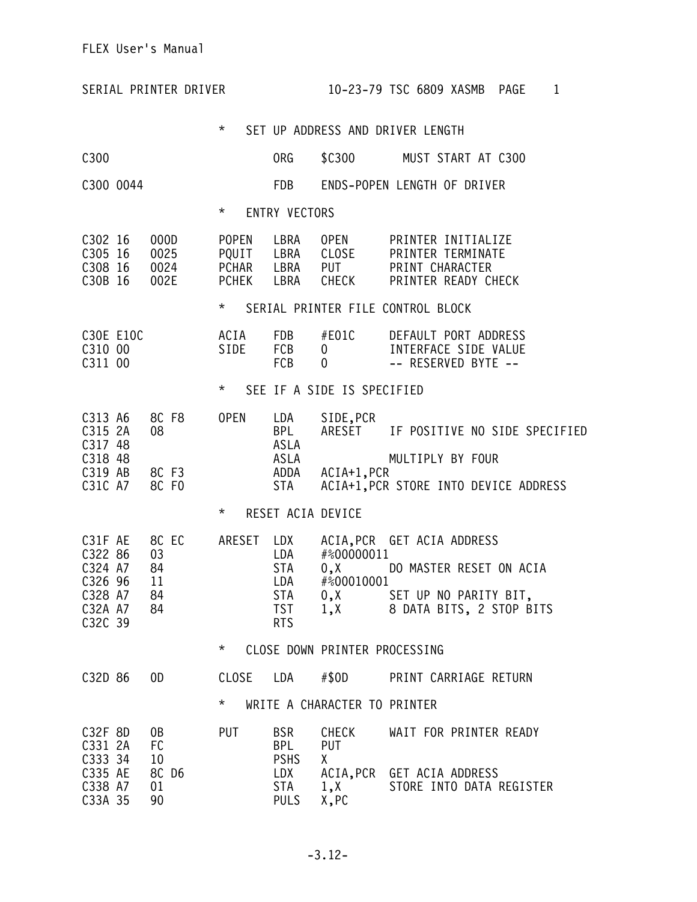```
SERIAL PRINTER DRIVER              10-23-79 TSC 6809 XASMB  PAGE    1

                        *   SET UP ADDRESS AND DRIVER LENGTH

C300                            ORG    $C300       MUST START AT C300

C300 0044                       FDB    ENDS-POPEN LENGTH OF DRIVER

                        *   ENTRY VECTORS

C302 16    000D         POPEN   LBRA   OPEN        PRINTER INITIALIZE
C305 16    0025         PQUIT   LBRA   CLOSE       PRINTER TERMINATE
C308 16    0024         PCHAR   LBRA   PUT         PRINT CHARACTER
C30B 16    002E         PCHEK   LBRA   CHECK       PRINTER READY CHECK

                        *   SERIAL PRINTER FILE CONTROL BLOCK

C30E E10C               ACIA    FDB    #E01C       DEFAULT PORT ADDRESS
C310 00                 SIDE    FCB    0           INTERFACE SIDE VALUE
C311 00                         FCB    0           -- RESERVED BYTE --

                        *   SEE IF A SIDE IS SPECIFIED

C313 A6    8C F8        OPEN    LDA    SIDE,PCR
C315 2A    08                   BPL    ARESET      IF POSITIVE NO SIDE SPECIFIED
C317 48                         ASLA
C318 48                         ASLA               MULTIPLY BY FOUR
C319 AB    8C F3                ADDA   ACIA+1,PCR
C31C A7    8C F0                STA    ACIA+1,PCR STORE INTO DEVICE ADDRESS

                        *   RESET ACIA DEVICE

C31F AE    8C EC        ARESET  LDX    ACIA,PCR  GET ACIA ADDRESS
C322 86    03                   LDA    #%00000011
C324 A7    84                   STA    0,X         DO MASTER RESET ON ACIA
C326 96    11                   LDA    #%00010001
C328 A7    84                   STA    0,X         SET UP NO PARITY BIT,
C32A A7    84                   TST    1,X         8 DATA BITS, 2 STOP BITS
C32C 39                         RTS

                        *   CLOSE DOWN PRINTER PROCESSING

C32D 86    0D           CLOSE   LDA    #$0D        PRINT CARRIAGE RETURN

                        *   WRITE A CHARACTER TO PRINTER

C32F 8D    0B           PUT     BSR    CHECK       WAIT FOR PRINTER READY
C331 2A    FC                   BPL    PUT
C333 34    10                   PSHS   X
C335 AE    8C D6                LDX    ACIA,PCR  GET ACIA ADDRESS
C338 A7    01                   STA    1,X         STORE INTO DATA REGISTER
C33A 35    90                   PULS   X,PC
```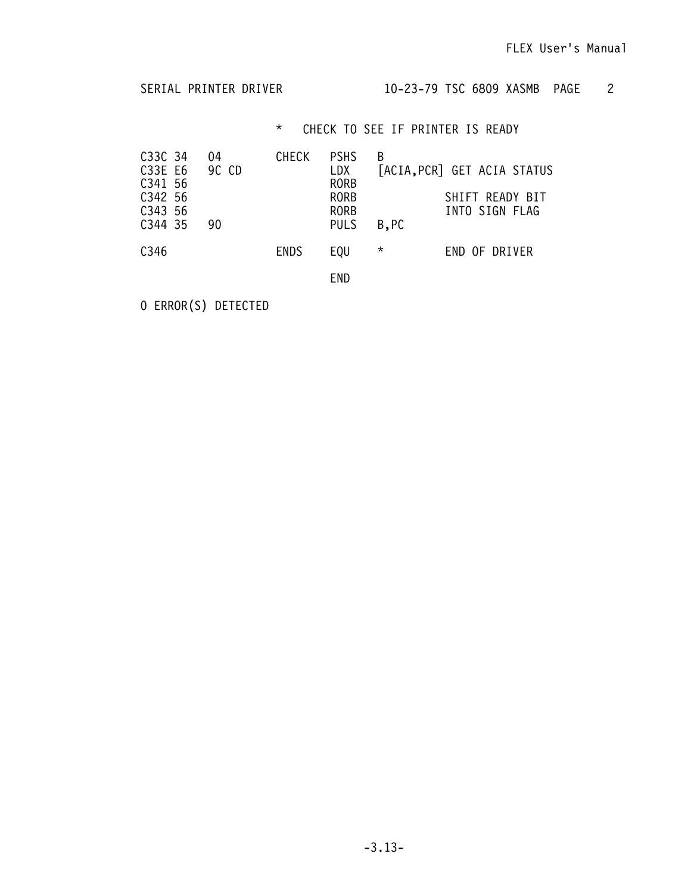```
SERIAL PRINTER DRIVER              10-23-79 TSC 6809 XASMB  PAGE    2

                    *   CHECK TO SEE IF PRINTER IS READY

C33C 34   04        CHECK   PSHS   B
C33E E6   9C CD             LDX    [ACIA,PCR] GET ACIA STATUS
C341 56                     RORB
C342 56                     RORB            SHIFT READY BIT
C343 56                     RORB            INTO SIGN FLAG
C344 35   90                PULS   B,PC

C346                ENDS    EQU    *        END OF DRIVER

                            END

0 ERROR(S) DETECTED
```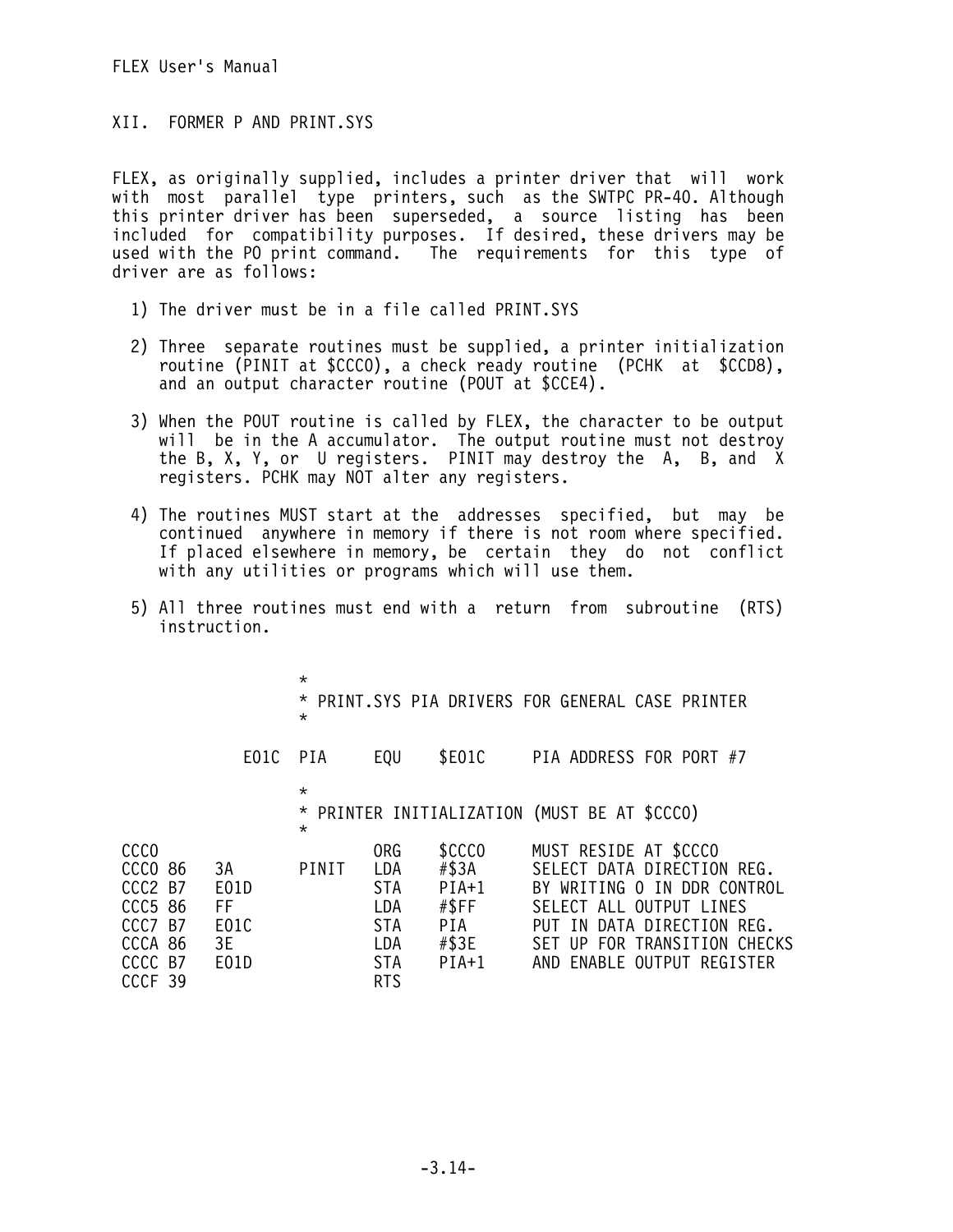## XII. FORMER P AND PRINT.SYS

FLEX, as originally supplied, includes a printer driver that will work with most parallel type printers, such as the SWTPC PR-40. Although this printer driver has been superseded, a source listing has been included for compatibility purposes. If desired, these drivers may be used with the PO print command. The requirements for this type of driver are as follows:

1) The driver must be in a file called PRINT.SYS

2) Three separate routines must be supplied, a printer initialization routine (PINIT at $CCC0), a check ready routine (PCHK at $CCD8), and an output character routine (POUT at $CCE4).

3) When the POUT routine is called by FLEX, the character to be output will be in the A accumulator. The output routine must not destroy the B, X, Y, or U registers. PINIT may destroy the A, B, and X registers. PCHK may NOT alter any registers.

4) The routines MUST start at the addresses specified, but may be continued anywhere in memory if there is not room where specified. If placed elsewhere in memory, be certain they do not conflict with any utilities or programs which will use them.

5) All three routines must end with a return from subroutine (RTS) instruction.

```
                  *
                  * PRINT.SYS PIA DRIVERS FOR GENERAL CASE PRINTER
                  *

             E01C PIA     EQU   $E01C     PIA ADDRESS FOR PORT #7

                  *
                  * PRINTER INITIALIZATION (MUST BE AT $CCC0)
                  *
CCC0                      ORG   $CCC0     MUST RESIDE AT $CCC0
CCC0 86   3A      PINIT   LDA   #$3A      SELECT DATA DIRECTION REG.
CCC2 B7   E01D            STA   PIA+1     BY WRITING 0 IN DDR CONTROL
CCC5 86   FF              LDA   #$FF      SELECT ALL OUTPUT LINES
CCC7 B7   E01C            STA   PIA       PUT IN DATA DIRECTION REG.
CCCA 86   3E              LDA   #$3E      SET UP FOR TRANSITION CHECKS
CCCC B7   E01D            STA   PIA+1     AND ENABLE OUTPUT REGISTER
CCCF 39                   RTS
```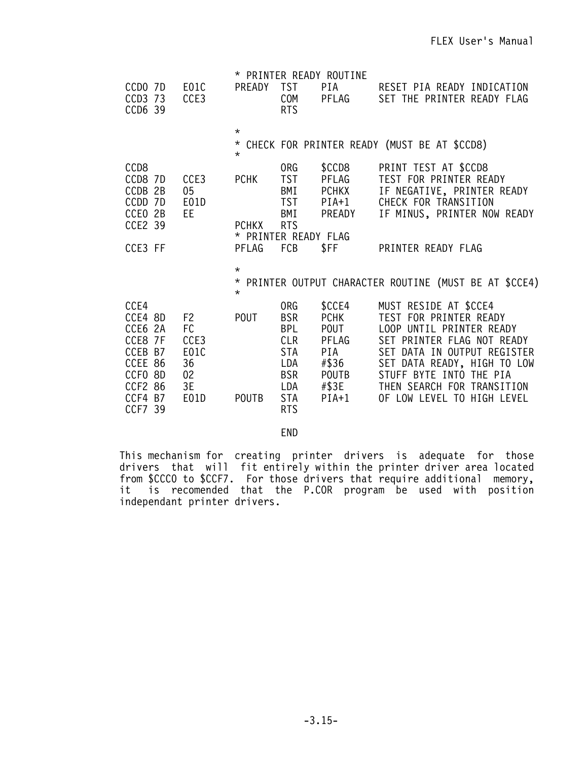```
                        * PRINTER READY ROUTINE
CCD0 7D    E01C       PREADY  TST    PIA        RESET PIA READY INDICATION
CCD3 73    CCE3               COM    PFLAG      SET THE PRINTER READY FLAG
CCD6 39                       RTS

                        *
                        * CHECK FOR PRINTER READY (MUST BE AT $CCD8)
                        *
CCD8                          ORG    $CCD8      PRINT TEST AT $CCD8
CCD8 7D    CCE3       PCHK    TST    PFLAG      TEST FOR PRINTER READY
CCDB 2B    05                 BMI    PCHKX      IF NEGATIVE, PRINTER READY
CCDD 7D    E01D               TST    PIA+1      CHECK FOR TRANSITION
CCE0 2B    EE                 BMI    PREADY     IF MINUS, PRINTER NOW READY
CCE2 39               PCHKX   RTS
                        * PRINTER READY FLAG
CCE3 FF               PFLAG   FCB    $FF        PRINTER READY FLAG

                        *
                        * PRINTER OUTPUT CHARACTER ROUTINE (MUST BE AT $CCE4)
                        *
CCE4                          ORG    $CCE4      MUST RESIDE AT $CCE4
CCE4 8D    F2         POUT    BSR    PCHK       TEST FOR PRINTER READY
CCE6 2A    FC                 BPL    POUT       LOOP UNTIL PRINTER READY
CCE8 7F    CCE3               CLR    PFLAG      SET PRINTER FLAG NOT READY
CCEB B7    E01C               STA    PIA        SET DATA IN OUTPUT REGISTER
CCEE 86    36                 LDA    #$36       SET DATA READY, HIGH TO LOW
CCF0 8D    02                 BSR    POUTB      STUFF BYTE INTO THE PIA
CCF2 86    3E                 LDA    #$3E       THEN SEARCH FOR TRANSITION
CCF4 B7    E01D       POUTB   STA    PIA+1      OF LOW LEVEL TO HIGH LEVEL
CCF7 39                       RTS

                              END
```

This mechanism for creating printer drivers is adequate for those drivers that will fit entirely within the printer driver area located from $CCC0 to $CCF7. For those drivers that require additional memory, it is recomended that the P.COR program be used with position independant printer drivers.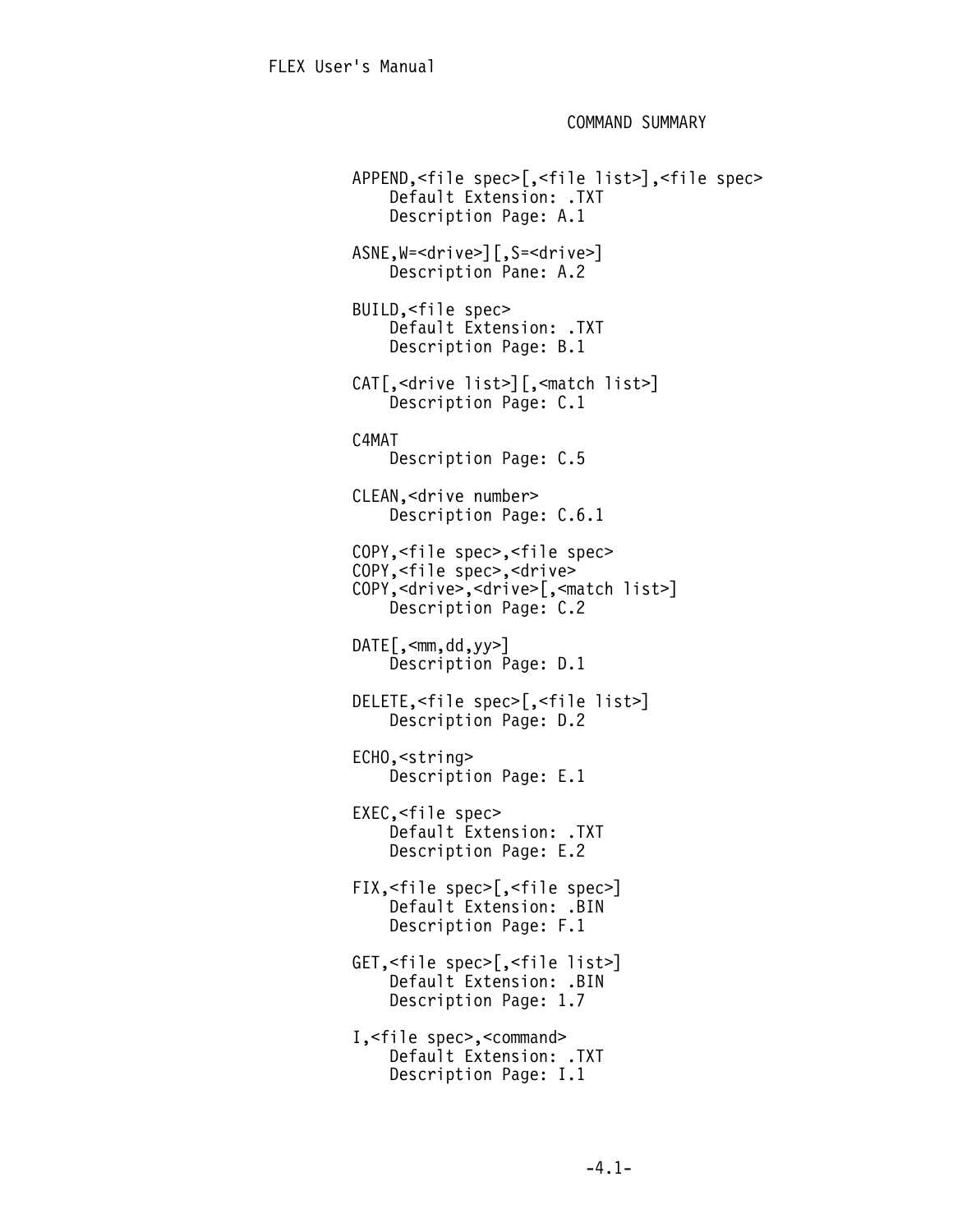## COMMAND SUMMARY

```
APPEND,<file spec>[,<file list>],<file spec>
    Default Extension: .TXT
    Description Page: A.1

ASNE,W=<drive>][,S=<drive>]
    Description Pane: A.2

BUILD,<file spec>
    Default Extension: .TXT
    Description Page: B.1

CAT[,<drive list>][,<match list>]
    Description Page: C.1

C4MAT
    Description Page: C.5

CLEAN,<drive number>
    Description Page: C.6.1

COPY,<file spec>,<file spec>
COPY,<file spec>,<drive>
COPY,<drive>,<drive>[,<match list>]
    Description Page: C.2

DATE[,<mm,dd,yy>]
    Description Page: D.1

DELETE,<file spec>[,<file list>]
    Description Page: D.2

ECHO,<string>
    Description Page: E.1

EXEC,<file spec>
    Default Extension: .TXT
    Description Page: E.2

FIX,<file spec>[,<file spec>]
    Default Extension: .BIN
    Description Page: F.1

GET,<file spec>[,<file list>]
    Default Extension: .BIN
    Description Page: 1.7

I,<file spec>,<command>
    Default Extension: .TXT
    Description Page: I.1
```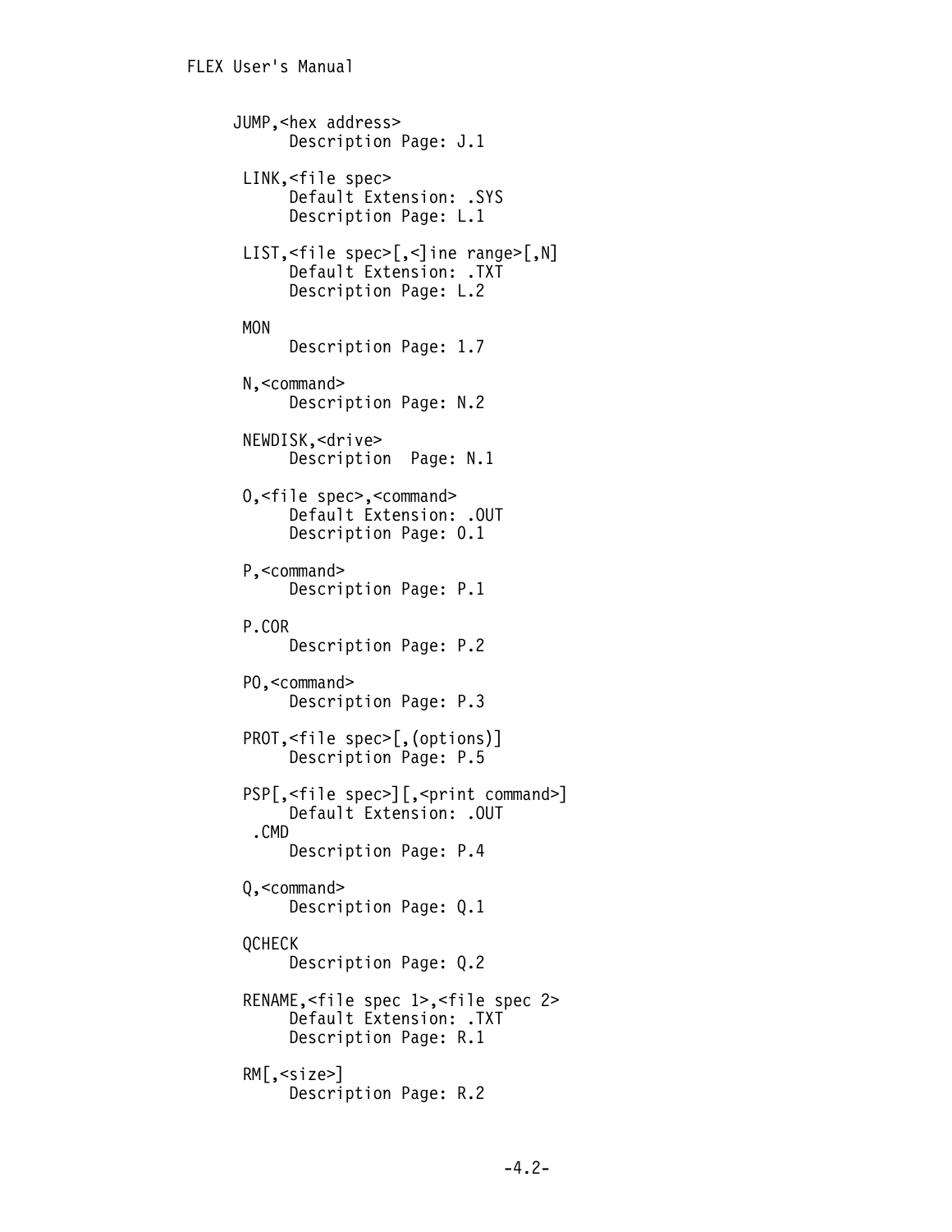JUMP,<hex address>
    Description Page: J.1

LINK,<file spec>
    Default Extension: .SYS
    Description Page: L.1

LIST,<file spec>[,<]ine range>[,N]
    Default Extension: .TXT
    Description Page: L.2

MON
    Description Page: 1.7

N,<command>
    Description Page: N.2

NEWDISK,<drive>
    Description  Page: N.1

O,<file spec>,<command>
    Default Extension: .OUT
    Description Page: O.1

P,<command>
    Description Page: P.1

P.COR
    Description Page: P.2

PO,<command>
    Description Page: P.3

PROT,<file spec>[,(options)]
    Description Page: P.5

PSP[,<file spec>][,<print command>]
    Default Extension: .OUT
  .CMD
    Description Page: P.4

Q,<command>
    Description Page: Q.1

QCHECK
    Description Page: Q.2

RENAME,<file spec 1>,<file spec 2>
    Default Extension: .TXT
    Description Page: R.1

RM[,<size>]
    Description Page: R.2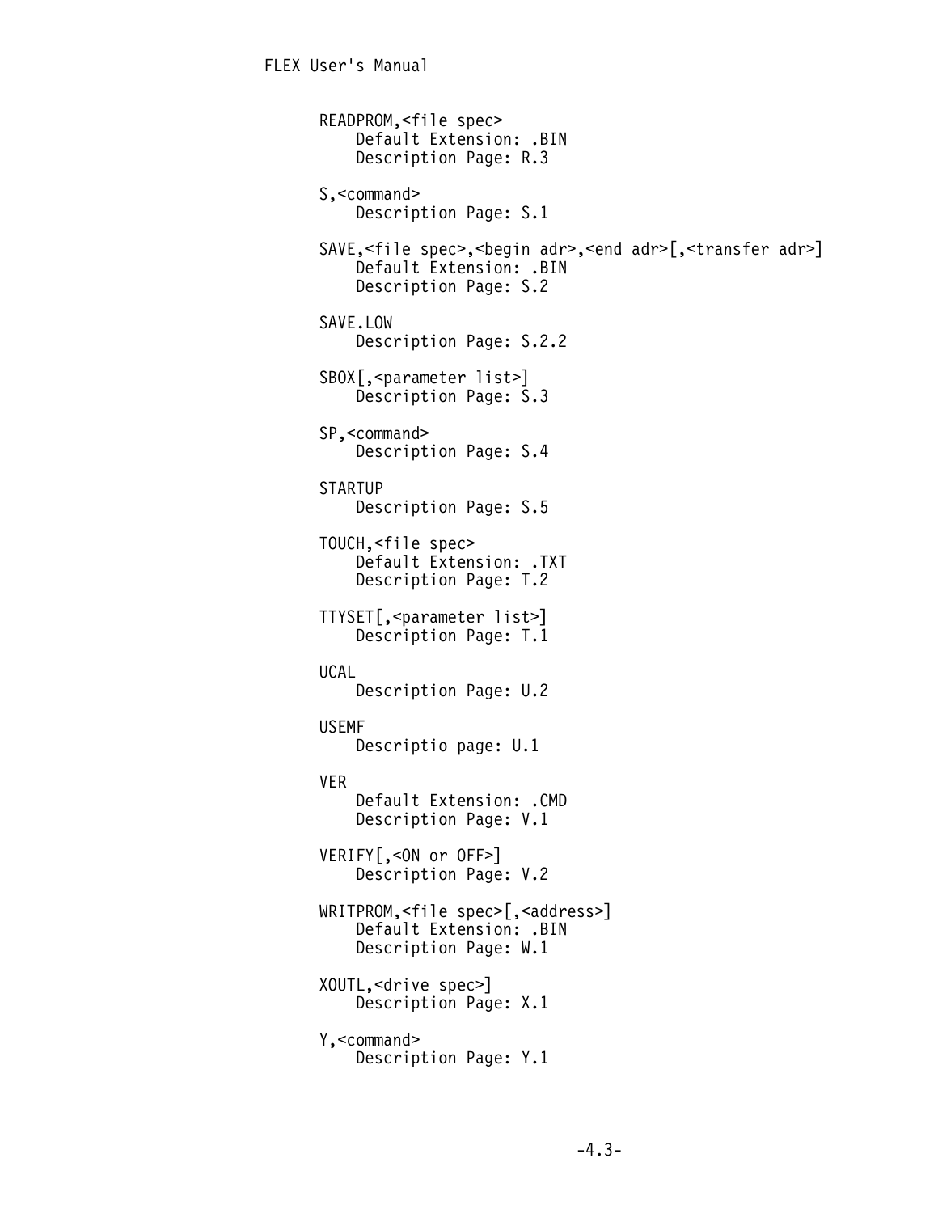READPROM,<file spec>
    Default Extension: .BIN
    Description Page: R.3

S,<command>
    Description Page: S.1

SAVE,<file spec>,<begin adr>,<end adr>[,<transfer adr>]
    Default Extension: .BIN
    Description Page: S.2

SAVE.LOW
    Description Page: S.2.2

SBOX[,<parameter list>]
    Description Page: S.3

SP,<command>
    Description Page: S.4

STARTUP
    Description Page: S.5

TOUCH,<file spec>
    Default Extension: .TXT
    Description Page: T.2

TTYSET[,<parameter list>]
    Description Page: T.1

UCAL
    Description Page: U.2

USEMF
    Descriptio page: U.1

VER
    Default Extension: .CMD
    Description Page: V.1

VERIFY[,<ON or OFF>]
    Description Page: V.2

WRITPROM,<file spec>[,<address>]
    Default Extension: .BIN
    Description Page: W.1

XOUTL,<drive spec>]
    Description Page: X.1

Y,<command>
    Description Page: Y.1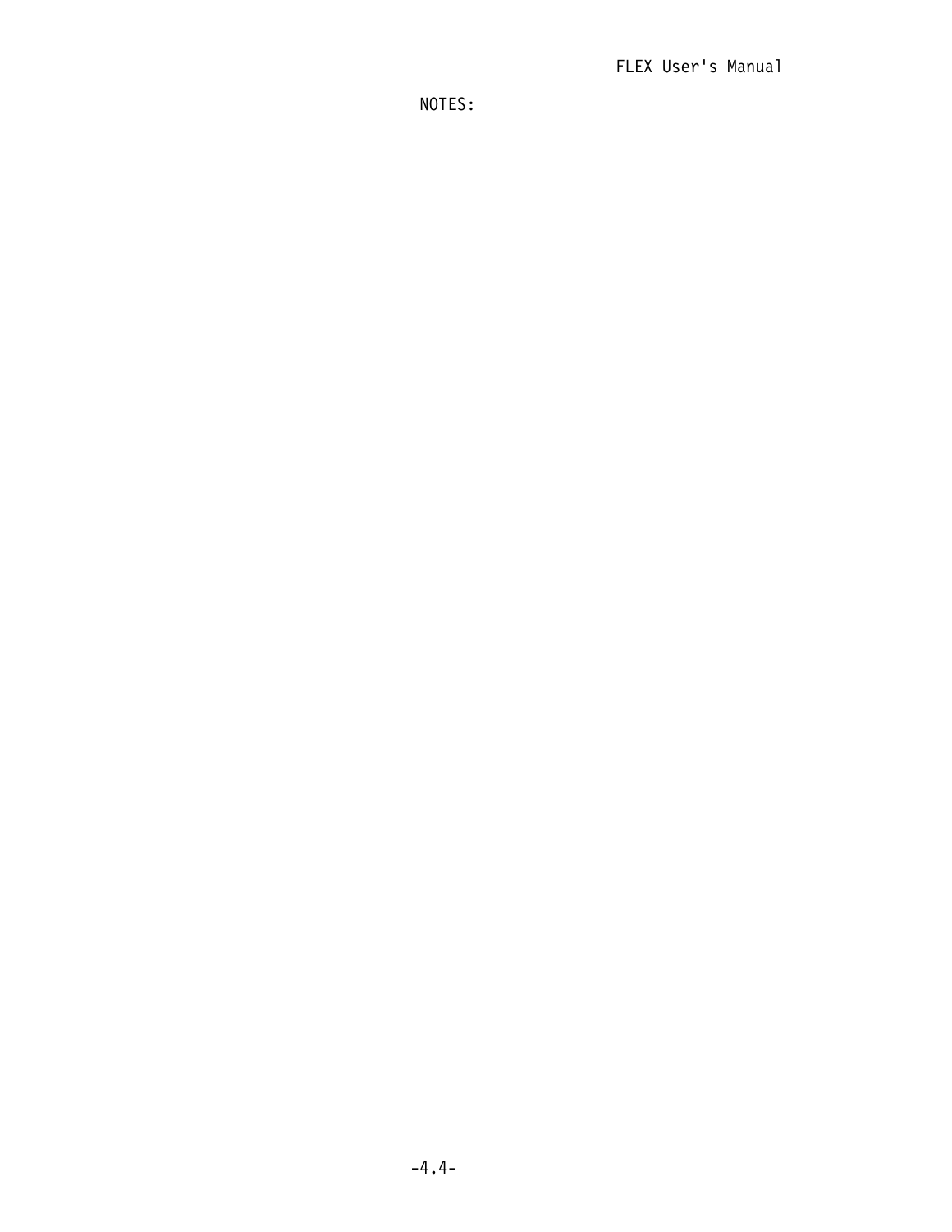NOTES: